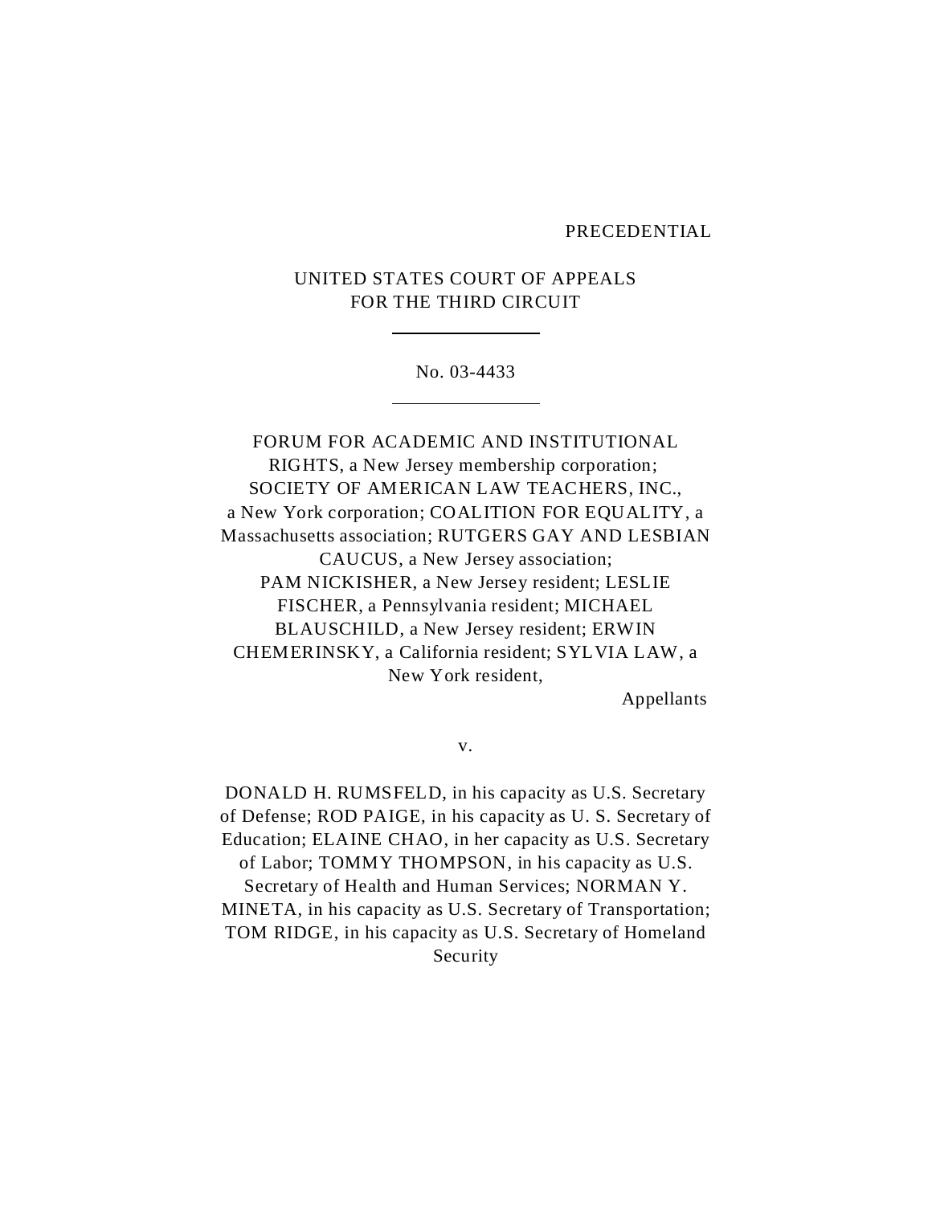PRECEDENTIAL

UNITED STATES COURT OF APPEALS
FOR THE THIRD CIRCUIT

---

No. 03-4433

---

FORUM FOR ACADEMIC AND INSTITUTIONAL RIGHTS, a New Jersey membership corporation; SOCIETY OF AMERICAN LAW TEACHERS, INC., a New York corporation; COALITION FOR EQUALITY, a Massachusetts association; RUTGERS GAY AND LESBIAN CAUCUS, a New Jersey association; PAM NICKISHER, a New Jersey resident; LESLIE FISCHER, a Pennsylvania resident; MICHAEL BLAUSCHILD, a New Jersey resident; ERWIN CHEMERINSKY, a California resident; SYLVIA LAW, a New York resident,

Appellants

v.

DONALD H. RUMSFELD, in his capacity as U.S. Secretary of Defense; ROD PAIGE, in his capacity as U. S. Secretary of Education; ELAINE CHAO, in her capacity as U.S. Secretary of Labor; TOMMY THOMPSON, in his capacity as U.S. Secretary of Health and Human Services; NORMAN Y. MINETA, in his capacity as U.S. Secretary of Transportation; TOM RIDGE, in his capacity as U.S. Secretary of Homeland Security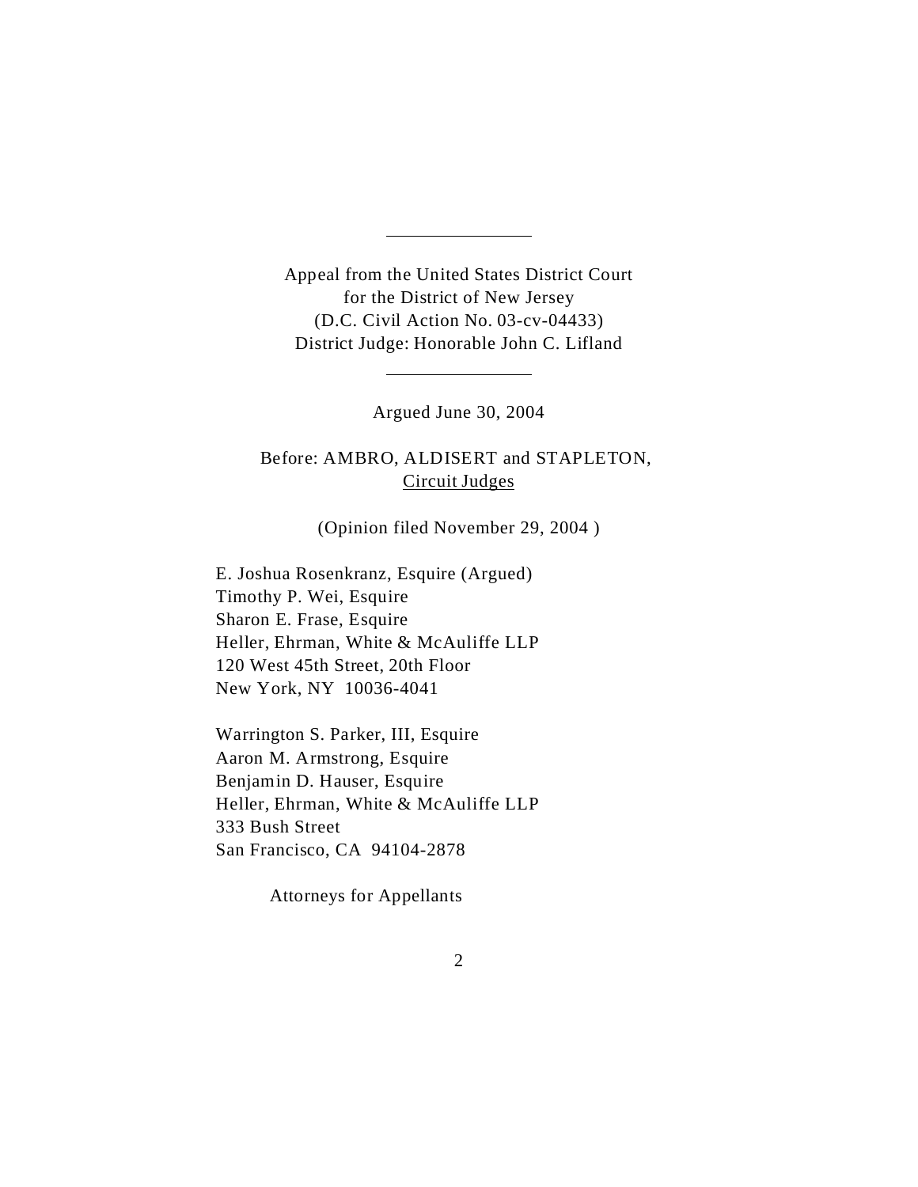---

Appeal from the United States District Court
for the District of New Jersey
(D.C. Civil Action No. 03-cv-04433)
District Judge: Honorable John C. Lifland

---

Argued June 30, 2004

Before: AMBRO, ALDISERT and STAPLETON,
Circuit Judges

(Opinion filed November 29, 2004 )

E. Joshua Rosenkranz, Esquire (Argued)
Timothy P. Wei, Esquire
Sharon E. Frase, Esquire
Heller, Ehrman, White & McAuliffe LLP
120 West 45th Street, 20th Floor
New York, NY 10036-4041

Warrington S. Parker, III, Esquire
Aaron M. Armstrong, Esquire
Benjamin D. Hauser, Esquire
Heller, Ehrman, White & McAuliffe LLP
333 Bush Street
San Francisco, CA 94104-2878

Attorneys for Appellants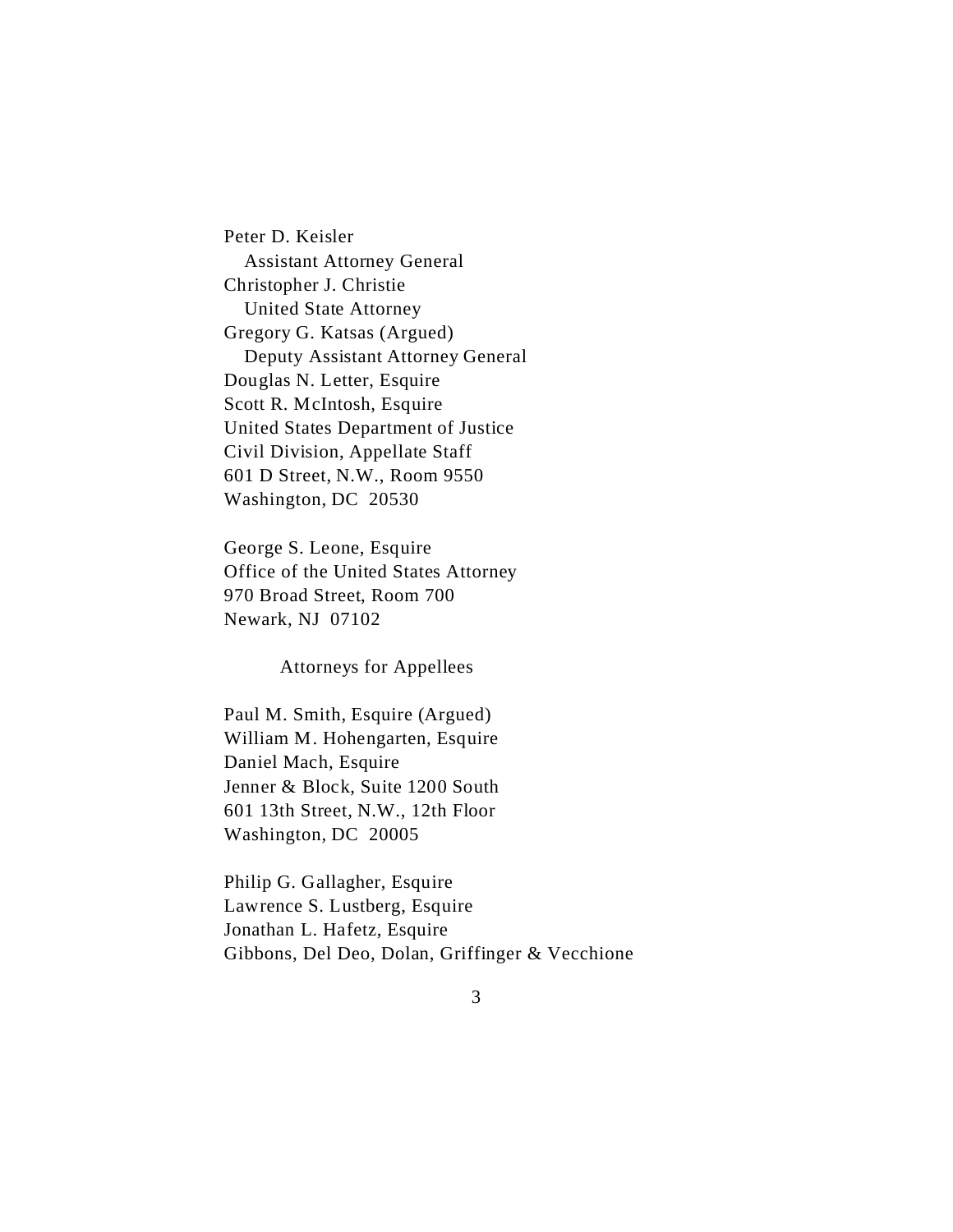Peter D. Keisler
Assistant Attorney General
Christopher J. Christie
United State Attorney
Gregory G. Katsas (Argued)
Deputy Assistant Attorney General
Douglas N. Letter, Esquire
Scott R. McIntosh, Esquire
United States Department of Justice
Civil Division, Appellate Staff
601 D Street, N.W., Room 9550
Washington, DC 20530

George S. Leone, Esquire
Office of the United States Attorney
970 Broad Street, Room 700
Newark, NJ 07102

Attorneys for Appellees

Paul M. Smith, Esquire (Argued)
William M. Hohengarten, Esquire
Daniel Mach, Esquire
Jenner & Block, Suite 1200 South
601 13th Street, N.W., 12th Floor
Washington, DC 20005

Philip G. Gallagher, Esquire
Lawrence S. Lustberg, Esquire
Jonathan L. Hafetz, Esquire
Gibbons, Del Deo, Dolan, Griffinger & Vecchione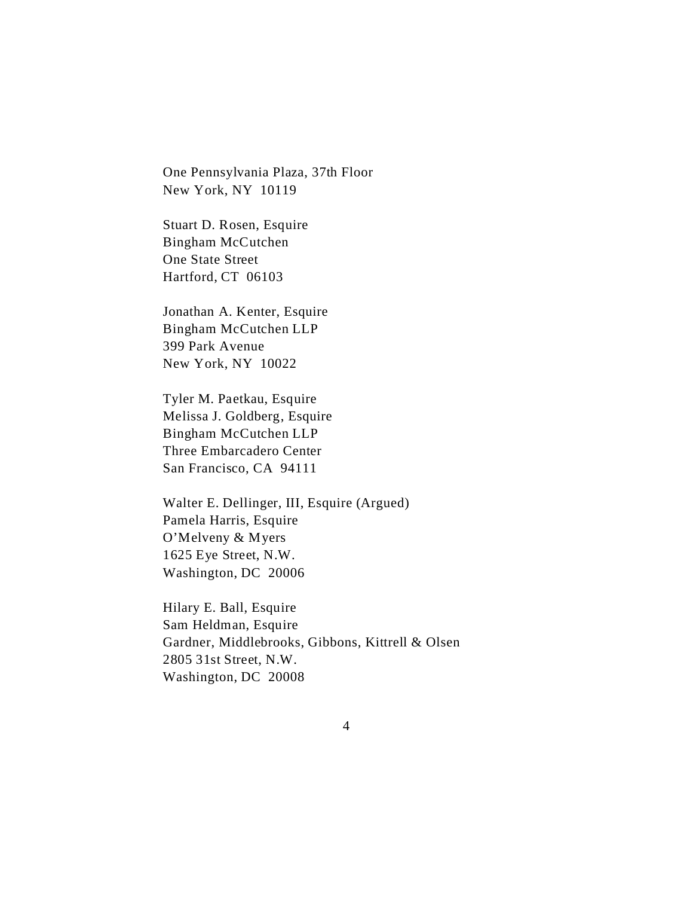One Pennsylvania Plaza, 37th Floor
New York, NY 10119

Stuart D. Rosen, Esquire
Bingham McCutchen
One State Street
Hartford, CT 06103

Jonathan A. Kenter, Esquire
Bingham McCutchen LLP
399 Park Avenue
New York, NY 10022

Tyler M. Paetkau, Esquire
Melissa J. Goldberg, Esquire
Bingham McCutchen LLP
Three Embarcadero Center
San Francisco, CA 94111

Walter E. Dellinger, III, Esquire (Argued)
Pamela Harris, Esquire
O'Melveny & Myers
1625 Eye Street, N.W.
Washington, DC 20006

Hilary E. Ball, Esquire
Sam Heldman, Esquire
Gardner, Middlebrooks, Gibbons, Kittrell & Olsen
2805 31st Street, N.W.
Washington, DC 20008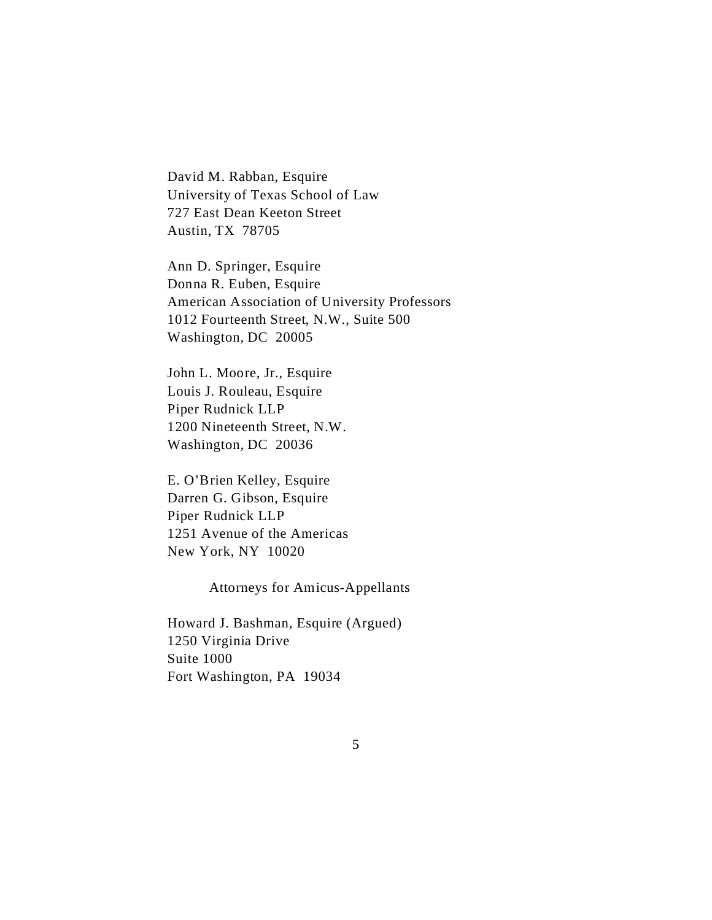David M. Rabban, Esquire
University of Texas School of Law
727 East Dean Keeton Street
Austin, TX  78705

Ann D. Springer, Esquire
Donna R. Euben, Esquire
American Association of University Professors
1012 Fourteenth Street, N.W., Suite 500
Washington, DC  20005

John L. Moore, Jr., Esquire
Louis J. Rouleau, Esquire
Piper Rudnick LLP
1200 Nineteenth Street, N.W.
Washington, DC  20036

E. O'Brien Kelley, Esquire
Darren G. Gibson, Esquire
Piper Rudnick LLP
1251 Avenue of the Americas
New York, NY  10020

Attorneys for Amicus-Appellants

Howard J. Bashman, Esquire (Argued)
1250 Virginia Drive
Suite 1000
Fort Washington, PA  19034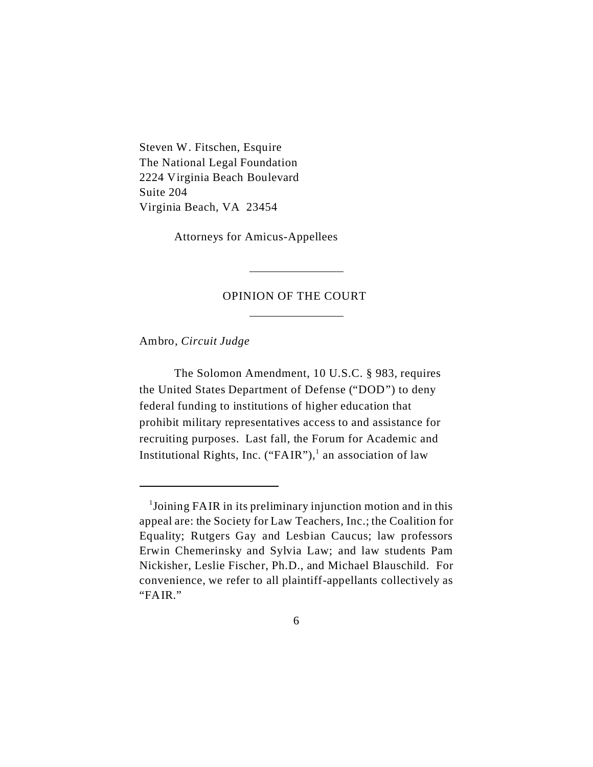Steven W. Fitschen, Esquire
The National Legal Foundation
2224 Virginia Beach Boulevard
Suite 204
Virginia Beach, VA 23454

Attorneys for Amicus-Appellees

---

OPINION OF THE COURT

---

Ambro, *Circuit Judge*

The Solomon Amendment, 10 U.S.C. § 983, requires the United States Department of Defense ("DOD") to deny federal funding to institutions of higher education that prohibit military representatives access to and assistance for recruiting purposes. Last fall, the Forum for Academic and Institutional Rights, Inc. ("FAIR"),[1] an association of law

---

[1]Joining FAIR in its preliminary injunction motion and in this appeal are: the Society for Law Teachers, Inc.; the Coalition for Equality; Rutgers Gay and Lesbian Caucus; law professors Erwin Chemerinsky and Sylvia Law; and law students Pam Nickisher, Leslie Fischer, Ph.D., and Michael Blauschild. For convenience, we refer to all plaintiff-appellants collectively as "FAIR."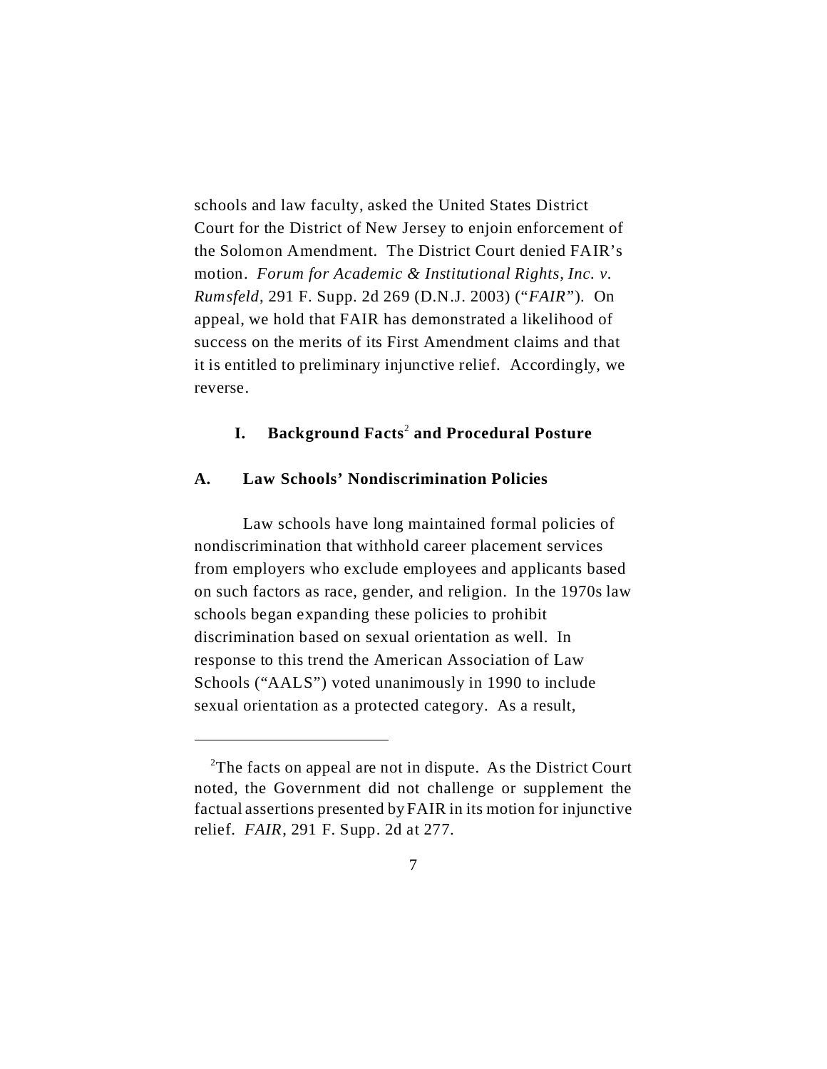schools and law faculty, asked the United States District Court for the District of New Jersey to enjoin enforcement of the Solomon Amendment. The District Court denied FAIR's motion. *Forum for Academic & Institutional Rights, Inc. v. Rumsfeld*, 291 F. Supp. 2d 269 (D.N.J. 2003) ("*FAIR*"). On appeal, we hold that FAIR has demonstrated a likelihood of success on the merits of its First Amendment claims and that it is entitled to preliminary injunctive relief. Accordingly, we reverse.

## I. Background Facts[2] and Procedural Posture

### A. Law Schools' Nondiscrimination Policies

Law schools have long maintained formal policies of nondiscrimination that withhold career placement services from employers who exclude employees and applicants based on such factors as race, gender, and religion. In the 1970s law schools began expanding these policies to prohibit discrimination based on sexual orientation as well. In response to this trend the American Association of Law Schools ("AALS") voted unanimously in 1990 to include sexual orientation as a protected category. As a result,

---

[2]The facts on appeal are not in dispute. As the District Court noted, the Government did not challenge or supplement the factual assertions presented by FAIR in its motion for injunctive relief. *FAIR*, 291 F. Supp. 2d at 277.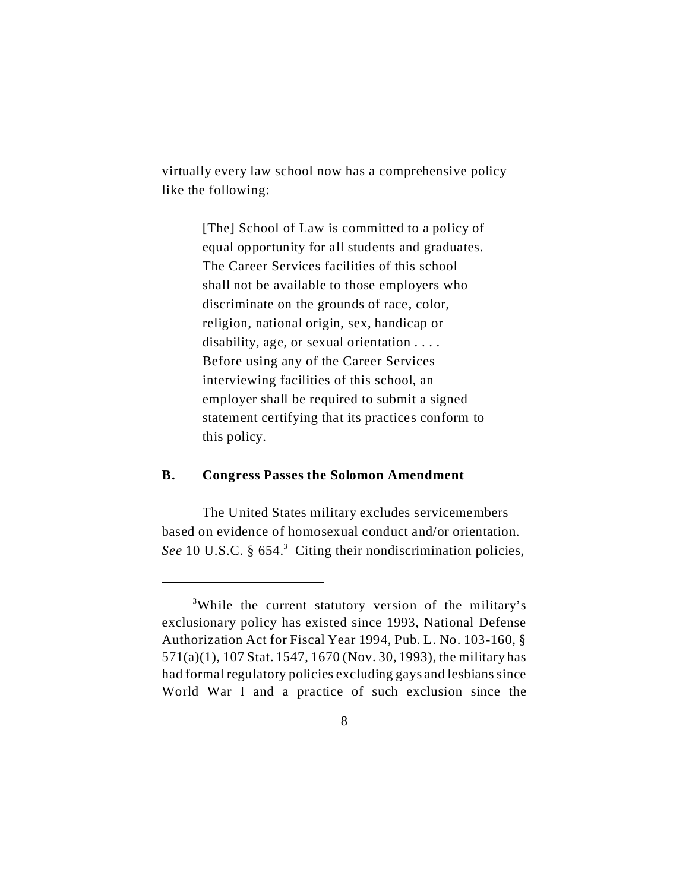virtually every law school now has a comprehensive policy like the following:

> [The] School of Law is committed to a policy of equal opportunity for all students and graduates. The Career Services facilities of this school shall not be available to those employers who discriminate on the grounds of race, color, religion, national origin, sex, handicap or disability, age, or sexual orientation . . . . Before using any of the Career Services interviewing facilities of this school, an employer shall be required to submit a signed statement certifying that its practices conform to this policy.

### B. Congress Passes the Solomon Amendment

The United States military excludes servicemembers based on evidence of homosexual conduct and/or orientation. *See* 10 U.S.C. § 654.[3] Citing their nondiscrimination policies,

---

[3]While the current statutory version of the military's exclusionary policy has existed since 1993, National Defense Authorization Act for Fiscal Year 1994, Pub. L. No. 103-160, § 571(a)(1), 107 Stat. 1547, 1670 (Nov. 30, 1993), the military has had formal regulatory policies excluding gays and lesbians since World War I and a practice of such exclusion since the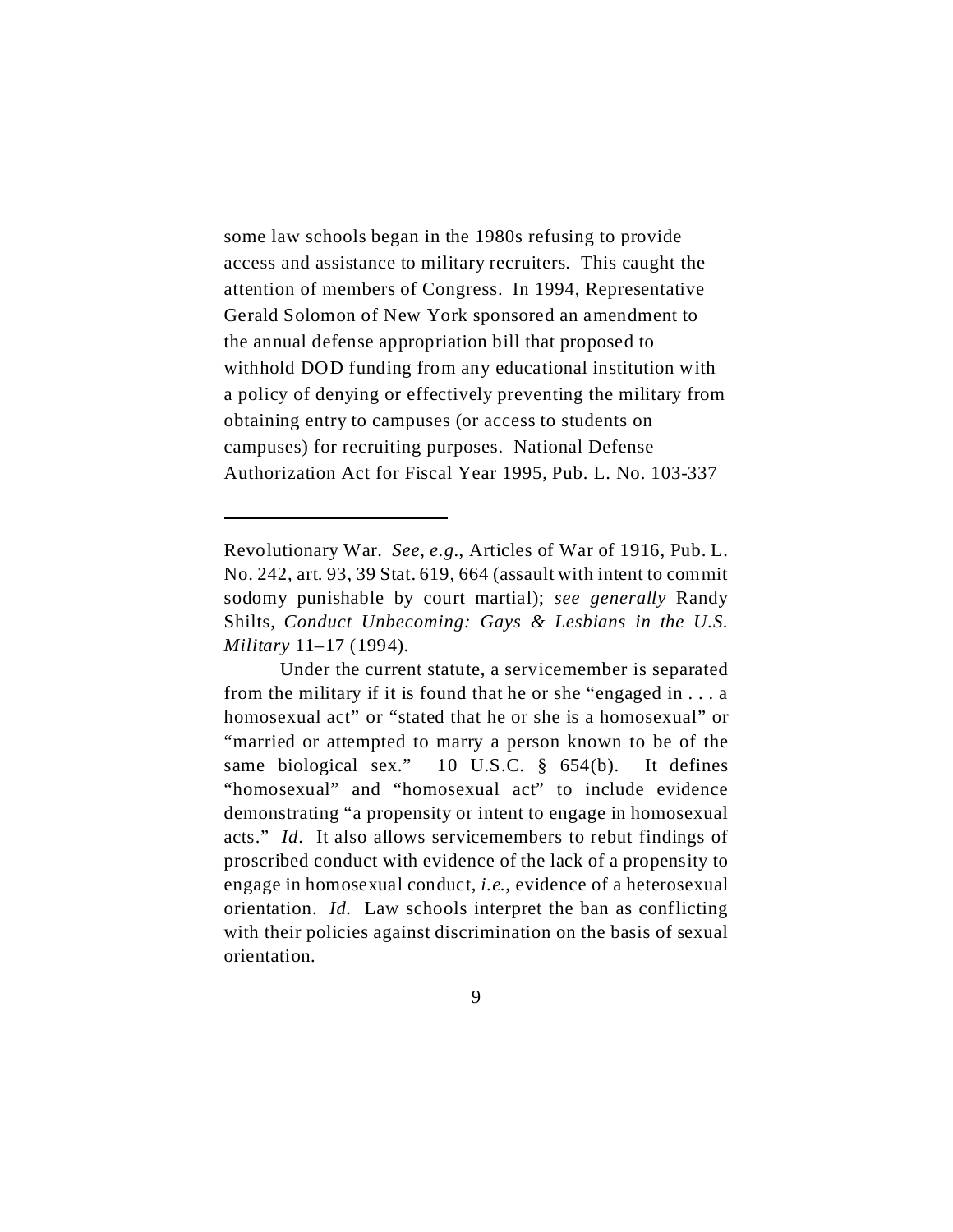some law schools began in the 1980s refusing to provide access and assistance to military recruiters. This caught the attention of members of Congress. In 1994, Representative Gerald Solomon of New York sponsored an amendment to the annual defense appropriation bill that proposed to withhold DOD funding from any educational institution with a policy of denying or effectively preventing the military from obtaining entry to campuses (or access to students on campuses) for recruiting purposes. National Defense Authorization Act for Fiscal Year 1995, Pub. L. No. 103-337

---

Revolutionary War. *See, e.g.*, Articles of War of 1916, Pub. L. No. 242, art. 93, 39 Stat. 619, 664 (assault with intent to commit sodomy punishable by court martial); *see generally* Randy Shilts, *Conduct Unbecoming: Gays & Lesbians in the U.S. Military* 11–17 (1994).

Under the current statute, a servicemember is separated from the military if it is found that he or she "engaged in . . . a homosexual act" or "stated that he or she is a homosexual" or "married or attempted to marry a person known to be of the same biological sex." 10 U.S.C. § 654(b). It defines "homosexual" and "homosexual act" to include evidence demonstrating "a propensity or intent to engage in homosexual acts." *Id*. It also allows servicemembers to rebut findings of proscribed conduct with evidence of the lack of a propensity to engage in homosexual conduct, *i.e.*, evidence of a heterosexual orientation. *Id.* Law schools interpret the ban as conflicting with their policies against discrimination on the basis of sexual orientation.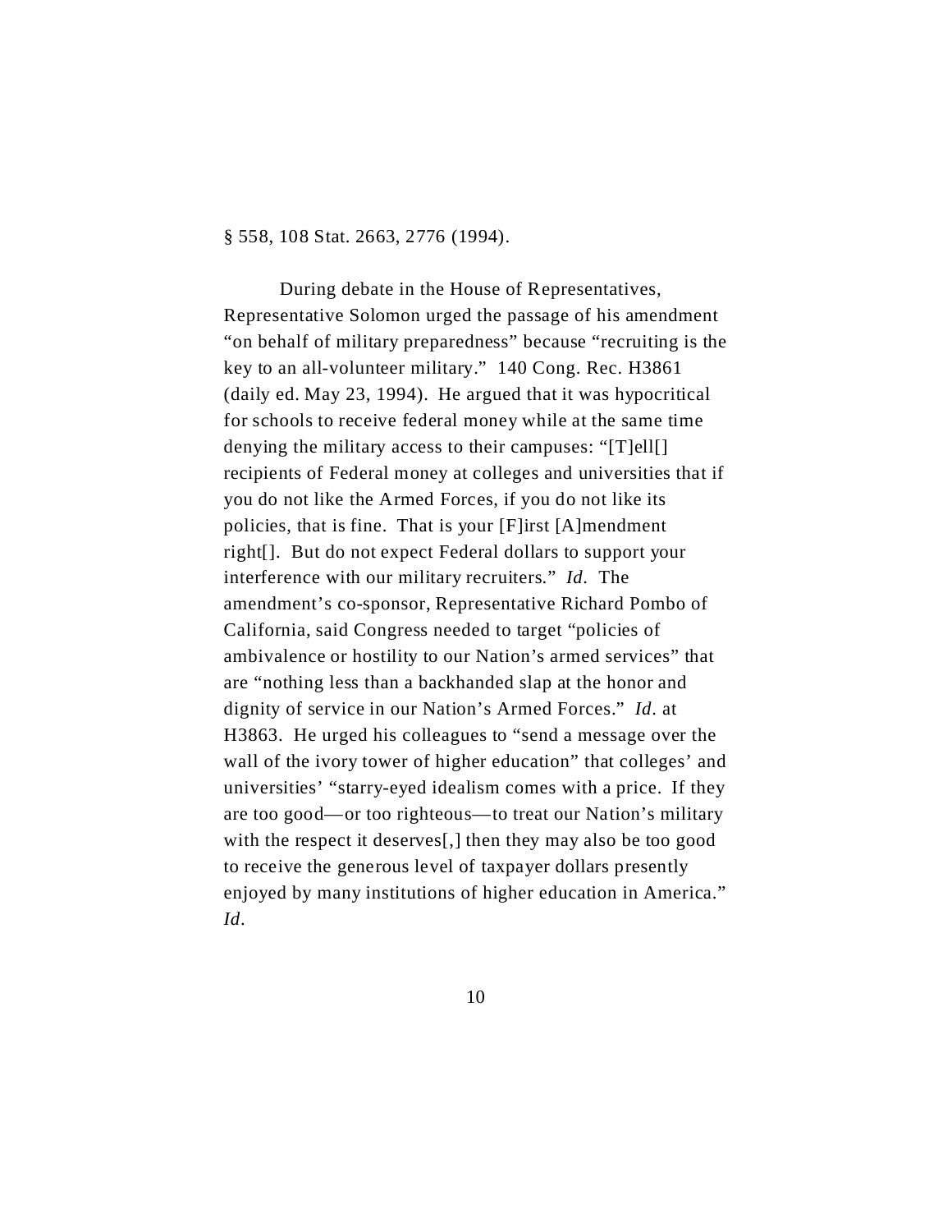§ 558, 108 Stat. 2663, 2776 (1994).

During debate in the House of Representatives, Representative Solomon urged the passage of his amendment "on behalf of military preparedness" because "recruiting is the key to an all-volunteer military." 140 Cong. Rec. H3861 (daily ed. May 23, 1994). He argued that it was hypocritical for schools to receive federal money while at the same time denying the military access to their campuses: "[T]ell[] recipients of Federal money at colleges and universities that if you do not like the Armed Forces, if you do not like its policies, that is fine. That is your [F]irst [A]mendment right[]. But do not expect Federal dollars to support your interference with our military recruiters." *Id.* The amendment's co-sponsor, Representative Richard Pombo of California, said Congress needed to target "policies of ambivalence or hostility to our Nation's armed services" that are "nothing less than a backhanded slap at the honor and dignity of service in our Nation's Armed Forces." *Id.* at H3863. He urged his colleagues to "send a message over the wall of the ivory tower of higher education" that colleges' and universities' "starry-eyed idealism comes with a price. If they are too good—or too righteous—to treat our Nation's military with the respect it deserves[,] then they may also be too good to receive the generous level of taxpayer dollars presently enjoyed by many institutions of higher education in America." *Id.*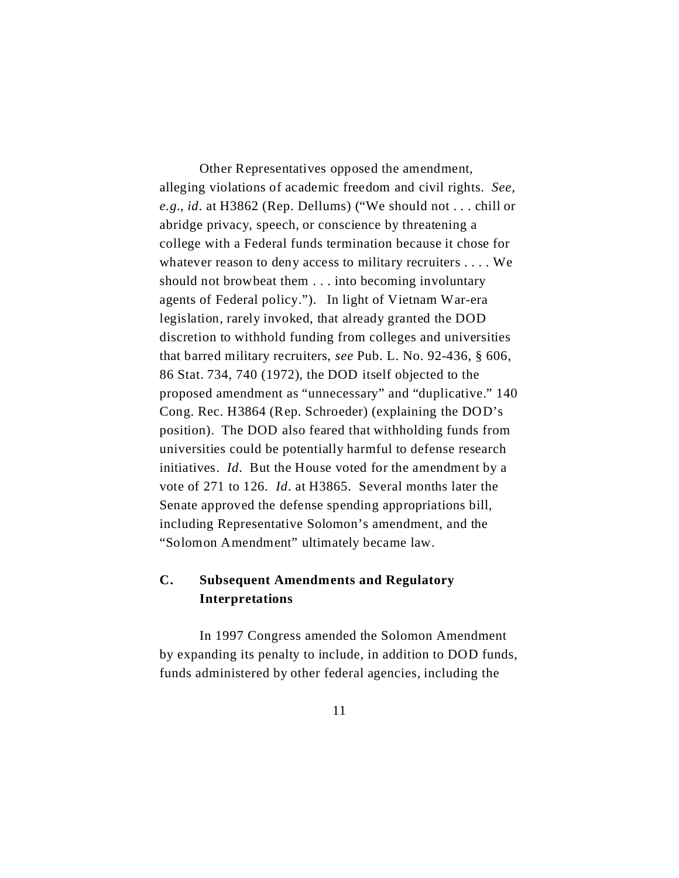Other Representatives opposed the amendment, alleging violations of academic freedom and civil rights. *See, e.g.*, *id.* at H3862 (Rep. Dellums) ("We should not . . . chill or abridge privacy, speech, or conscience by threatening a college with a Federal funds termination because it chose for whatever reason to deny access to military recruiters . . . . We should not browbeat them . . . into becoming involuntary agents of Federal policy."). In light of Vietnam War-era legislation, rarely invoked, that already granted the DOD discretion to withhold funding from colleges and universities that barred military recruiters, *see* Pub. L. No. 92-436, § 606, 86 Stat. 734, 740 (1972), the DOD itself objected to the proposed amendment as "unnecessary" and "duplicative." 140 Cong. Rec. H3864 (Rep. Schroeder) (explaining the DOD's position). The DOD also feared that withholding funds from universities could be potentially harmful to defense research initiatives. *Id.* But the House voted for the amendment by a vote of 271 to 126. *Id.* at H3865. Several months later the Senate approved the defense spending appropriations bill, including Representative Solomon's amendment, and the "Solomon Amendment" ultimately became law.

### C. Subsequent Amendments and Regulatory Interpretations

In 1997 Congress amended the Solomon Amendment by expanding its penalty to include, in addition to DOD funds, funds administered by other federal agencies, including the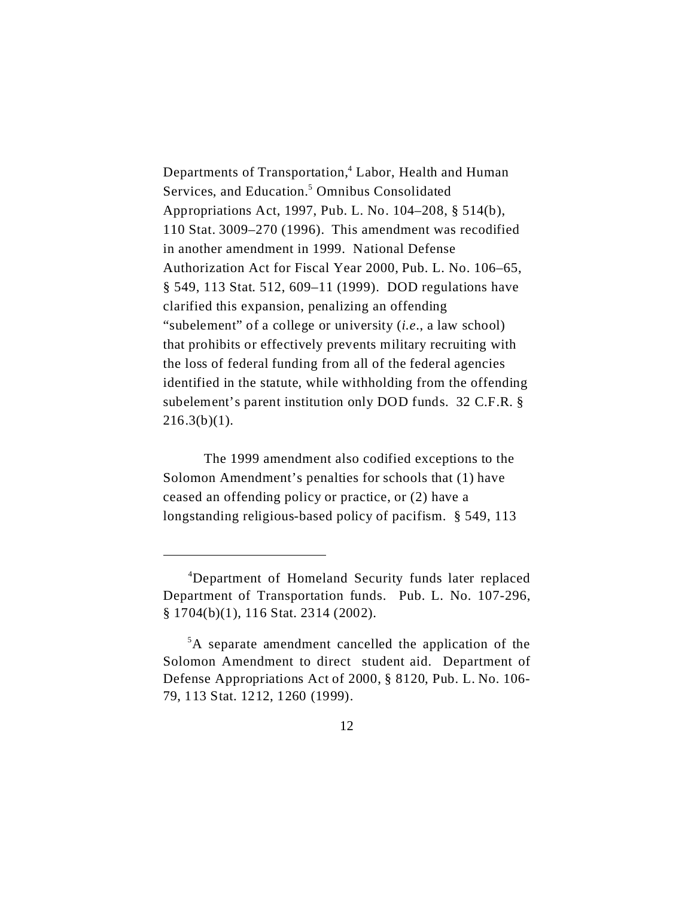Departments of Transportation,[4] Labor, Health and Human Services, and Education.[5] Omnibus Consolidated Appropriations Act, 1997, Pub. L. No. 104–208, § 514(b), 110 Stat. 3009–270 (1996). This amendment was recodified in another amendment in 1999. National Defense Authorization Act for Fiscal Year 2000, Pub. L. No. 106–65, § 549, 113 Stat. 512, 609–11 (1999). DOD regulations have clarified this expansion, penalizing an offending "subelement" of a college or university (*i.e.*, a law school) that prohibits or effectively prevents military recruiting with the loss of federal funding from all of the federal agencies identified in the statute, while withholding from the offending subelement's parent institution only DOD funds. 32 C.F.R. § 216.3(b)(1).

The 1999 amendment also codified exceptions to the Solomon Amendment's penalties for schools that (1) have ceased an offending policy or practice, or (2) have a longstanding religious-based policy of pacifism. § 549, 113

---

[4]Department of Homeland Security funds later replaced Department of Transportation funds. Pub. L. No. 107-296, § 1704(b)(1), 116 Stat. 2314 (2002).

[5]A separate amendment cancelled the application of the Solomon Amendment to direct student aid. Department of Defense Appropriations Act of 2000, § 8120, Pub. L. No. 106-79, 113 Stat. 1212, 1260 (1999).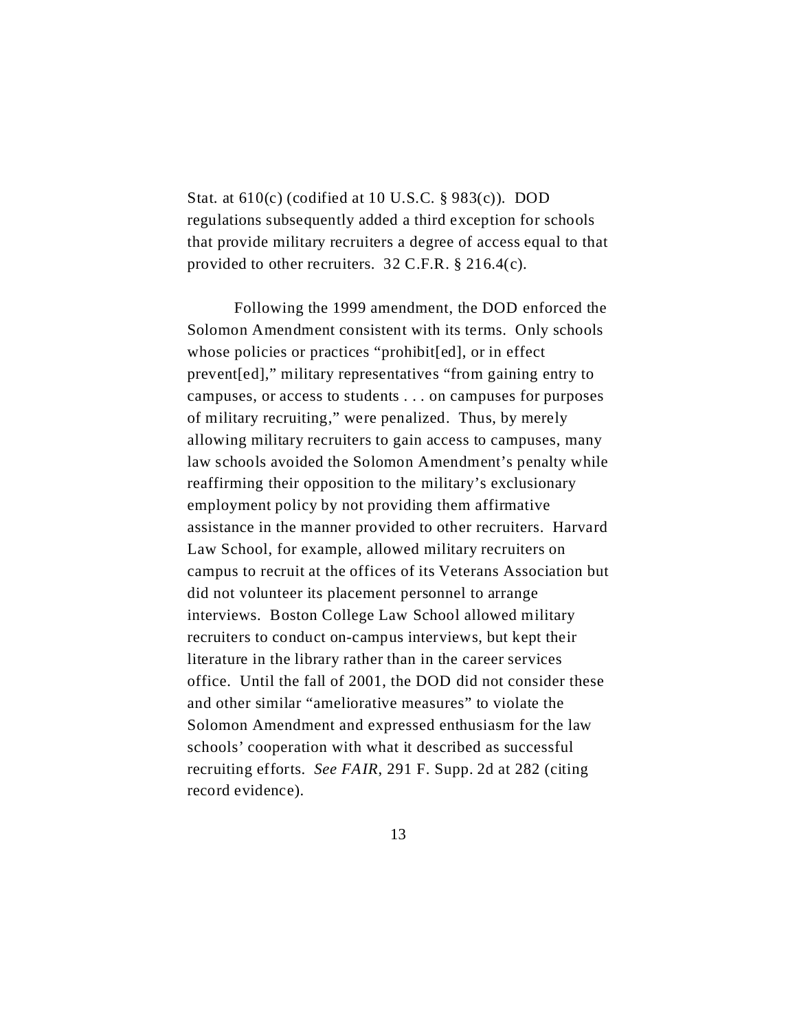Stat. at 610(c) (codified at 10 U.S.C. § 983(c)). DOD regulations subsequently added a third exception for schools that provide military recruiters a degree of access equal to that provided to other recruiters. 32 C.F.R. § 216.4(c).

Following the 1999 amendment, the DOD enforced the Solomon Amendment consistent with its terms. Only schools whose policies or practices "prohibit[ed], or in effect prevent[ed]," military representatives "from gaining entry to campuses, or access to students . . . on campuses for purposes of military recruiting," were penalized. Thus, by merely allowing military recruiters to gain access to campuses, many law schools avoided the Solomon Amendment's penalty while reaffirming their opposition to the military's exclusionary employment policy by not providing them affirmative assistance in the manner provided to other recruiters. Harvard Law School, for example, allowed military recruiters on campus to recruit at the offices of its Veterans Association but did not volunteer its placement personnel to arrange interviews. Boston College Law School allowed military recruiters to conduct on-campus interviews, but kept their literature in the library rather than in the career services office. Until the fall of 2001, the DOD did not consider these and other similar "ameliorative measures" to violate the Solomon Amendment and expressed enthusiasm for the law schools' cooperation with what it described as successful recruiting efforts. *See FAIR*, 291 F. Supp. 2d at 282 (citing record evidence).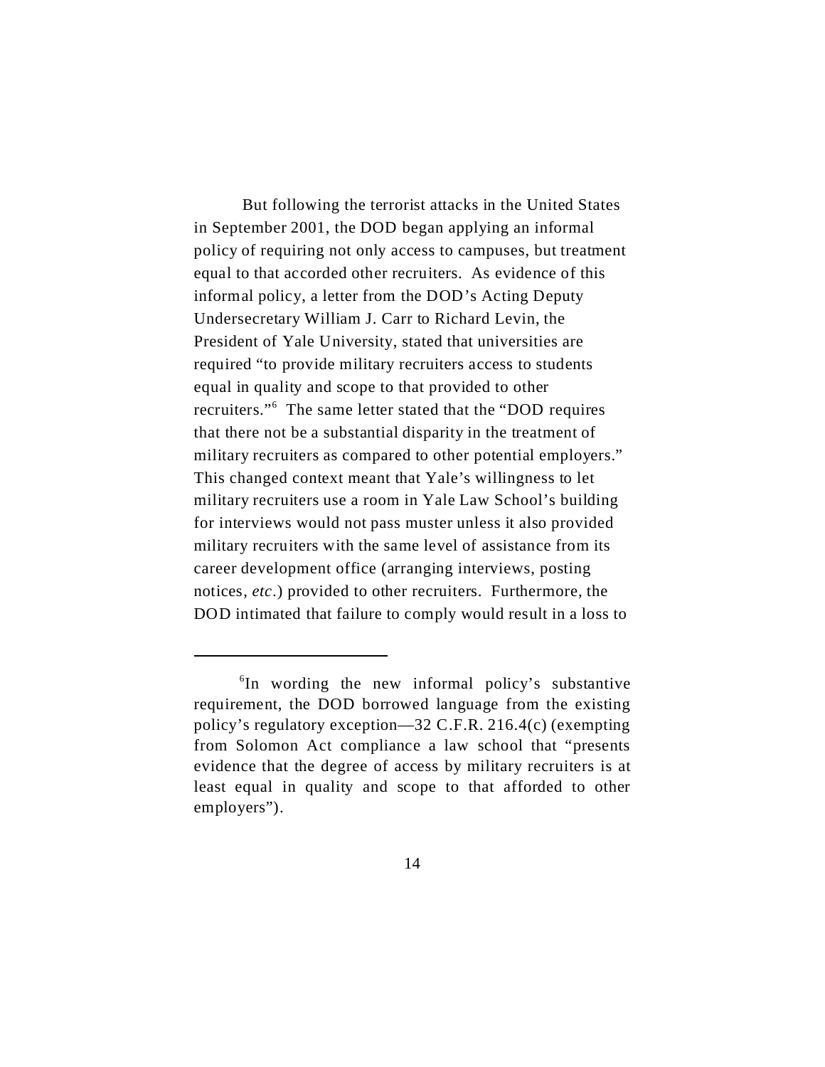But following the terrorist attacks in the United States in September 2001, the DOD began applying an informal policy of requiring not only access to campuses, but treatment equal to that accorded other recruiters. As evidence of this informal policy, a letter from the DOD's Acting Deputy Undersecretary William J. Carr to Richard Levin, the President of Yale University, stated that universities are required "to provide military recruiters access to students equal in quality and scope to that provided to other recruiters."[6] The same letter stated that the "DOD requires that there not be a substantial disparity in the treatment of military recruiters as compared to other potential employers." This changed context meant that Yale's willingness to let military recruiters use a room in Yale Law School's building for interviews would not pass muster unless it also provided military recruiters with the same level of assistance from its career development office (arranging interviews, posting notices, *etc*.) provided to other recruiters. Furthermore, the DOD intimated that failure to comply would result in a loss to

---

[6]In wording the new informal policy's substantive requirement, the DOD borrowed language from the existing policy's regulatory exception—32 C.F.R. 216.4(c) (exempting from Solomon Act compliance a law school that "presents evidence that the degree of access by military recruiters is at least equal in quality and scope to that afforded to other employers").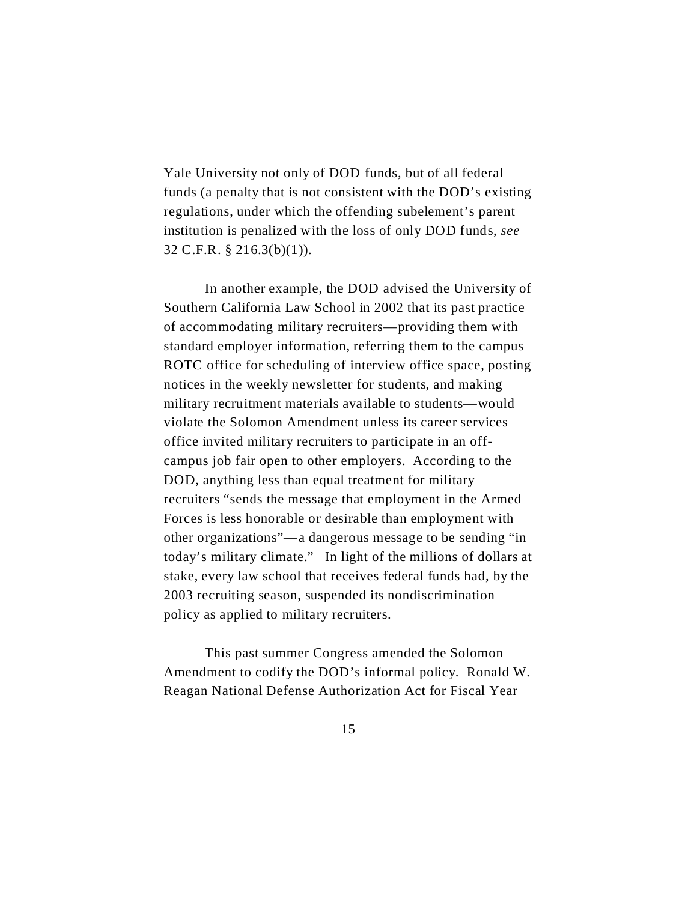Yale University not only of DOD funds, but of all federal funds (a penalty that is not consistent with the DOD's existing regulations, under which the offending subelement's parent institution is penalized with the loss of only DOD funds, *see* 32 C.F.R. § 216.3(b)(1)).

In another example, the DOD advised the University of Southern California Law School in 2002 that its past practice of accommodating military recruiters—providing them with standard employer information, referring them to the campus ROTC office for scheduling of interview office space, posting notices in the weekly newsletter for students, and making military recruitment materials available to students—would violate the Solomon Amendment unless its career services office invited military recruiters to participate in an off-campus job fair open to other employers. According to the DOD, anything less than equal treatment for military recruiters "sends the message that employment in the Armed Forces is less honorable or desirable than employment with other organizations"—a dangerous message to be sending "in today's military climate." In light of the millions of dollars at stake, every law school that receives federal funds had, by the 2003 recruiting season, suspended its nondiscrimination policy as applied to military recruiters.

This past summer Congress amended the Solomon Amendment to codify the DOD's informal policy. Ronald W. Reagan National Defense Authorization Act for Fiscal Year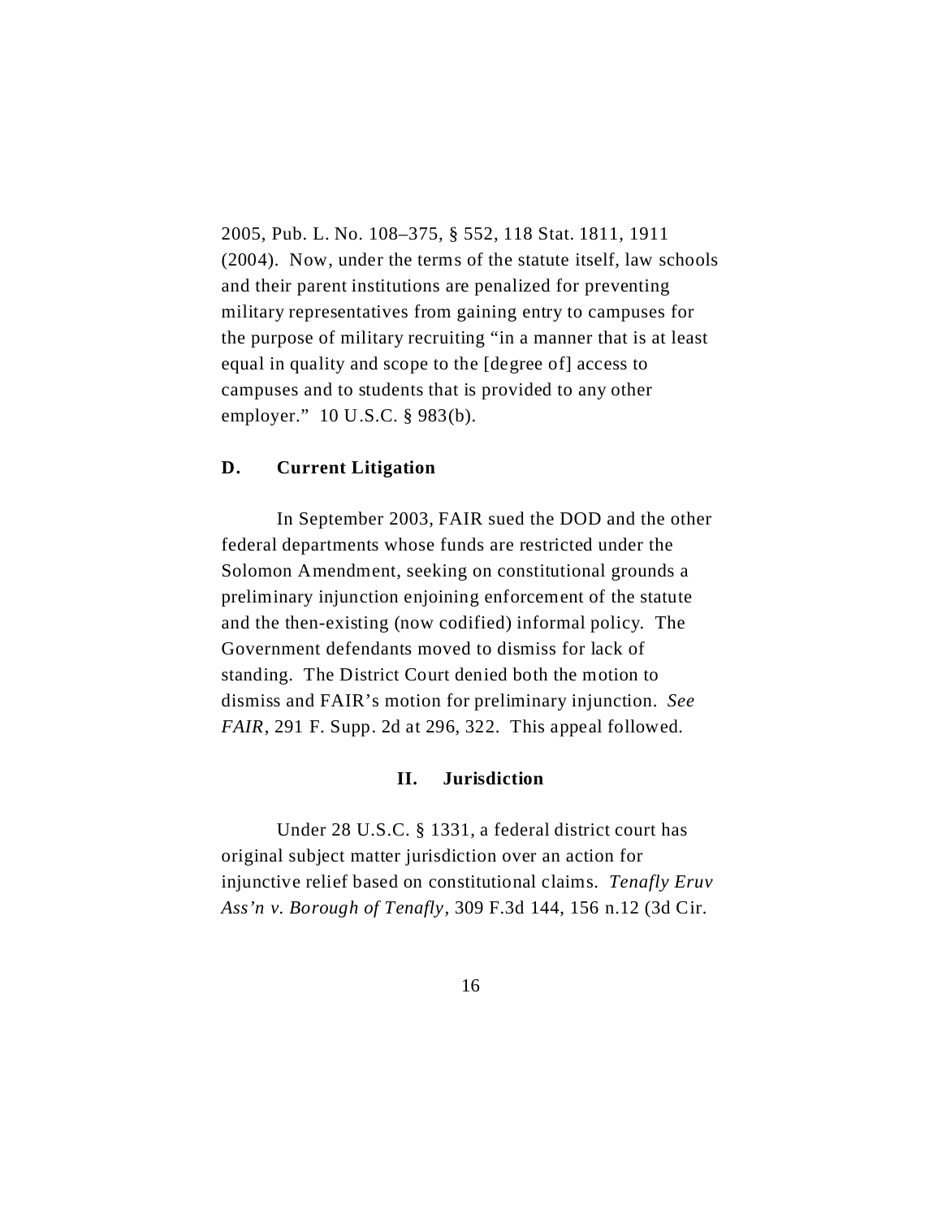2005, Pub. L. No. 108–375, § 552, 118 Stat. 1811, 1911 (2004). Now, under the terms of the statute itself, law schools and their parent institutions are penalized for preventing military representatives from gaining entry to campuses for the purpose of military recruiting "in a manner that is at least equal in quality and scope to the [degree of] access to campuses and to students that is provided to any other employer." 10 U.S.C. § 983(b).

### D. Current Litigation

In September 2003, FAIR sued the DOD and the other federal departments whose funds are restricted under the Solomon Amendment, seeking on constitutional grounds a preliminary injunction enjoining enforcement of the statute and the then-existing (now codified) informal policy. The Government defendants moved to dismiss for lack of standing. The District Court denied both the motion to dismiss and FAIR's motion for preliminary injunction. *See FAIR*, 291 F. Supp. 2d at 296, 322. This appeal followed.

## II. Jurisdiction

Under 28 U.S.C. § 1331, a federal district court has original subject matter jurisdiction over an action for injunctive relief based on constitutional claims. *Tenafly Eruv Ass'n v. Borough of Tenafly*, 309 F.3d 144, 156 n.12 (3d Cir.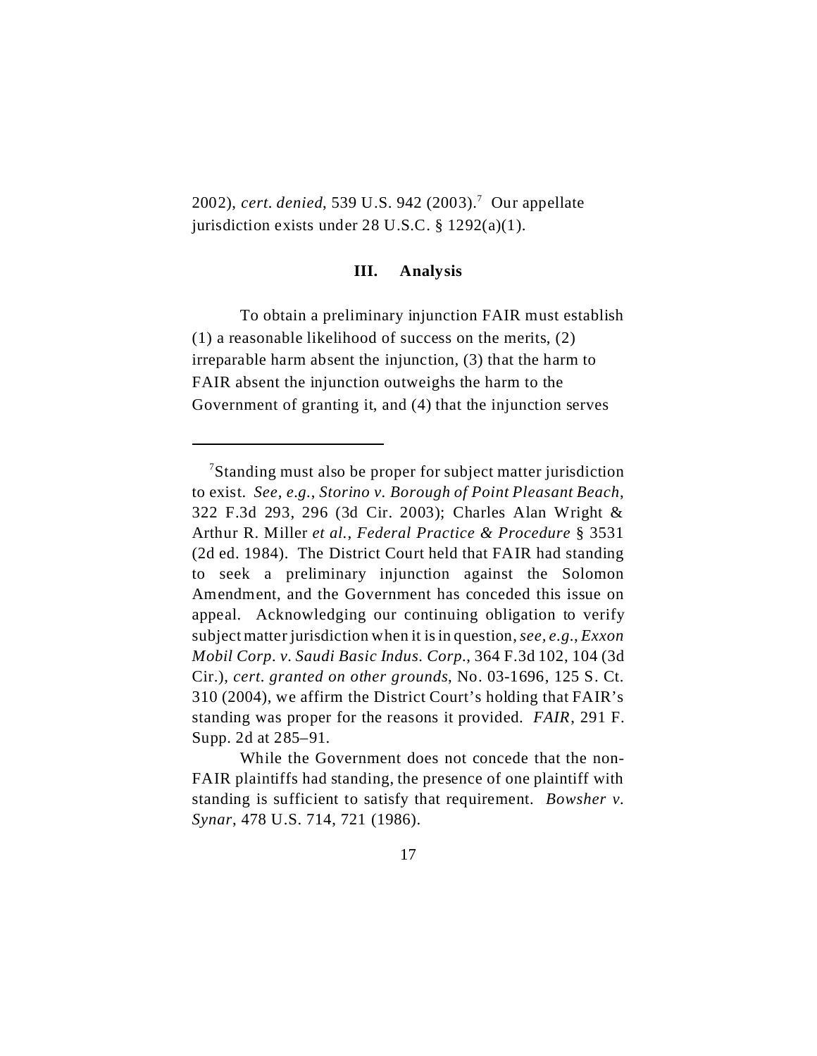2002), *cert. denied*, 539 U.S. 942 (2003).[7] Our appellate jurisdiction exists under 28 U.S.C. § 1292(a)(1).

### III. Analysis

To obtain a preliminary injunction FAIR must establish (1) a reasonable likelihood of success on the merits, (2) irreparable harm absent the injunction, (3) that the harm to FAIR absent the injunction outweighs the harm to the Government of granting it, and (4) that the injunction serves

---

[7]Standing must also be proper for subject matter jurisdiction to exist. *See, e.g.*, *Storino v. Borough of Point Pleasant Beach*, 322 F.3d 293, 296 (3d Cir. 2003); Charles Alan Wright & Arthur R. Miller *et al.*, *Federal Practice & Procedure* § 3531 (2d ed. 1984). The District Court held that FAIR had standing to seek a preliminary injunction against the Solomon Amendment, and the Government has conceded this issue on appeal. Acknowledging our continuing obligation to verify subject matter jurisdiction when it is in question, *see, e.g.*, *Exxon Mobil Corp. v. Saudi Basic Indus. Corp.*, 364 F.3d 102, 104 (3d Cir.), *cert. granted on other grounds*, No. 03-1696, 125 S. Ct. 310 (2004), we affirm the District Court's holding that FAIR's standing was proper for the reasons it provided. *FAIR*, 291 F. Supp. 2d at 285–91.

While the Government does not concede that the non-FAIR plaintiffs had standing, the presence of one plaintiff with standing is sufficient to satisfy that requirement. *Bowsher v. Synar*, 478 U.S. 714, 721 (1986).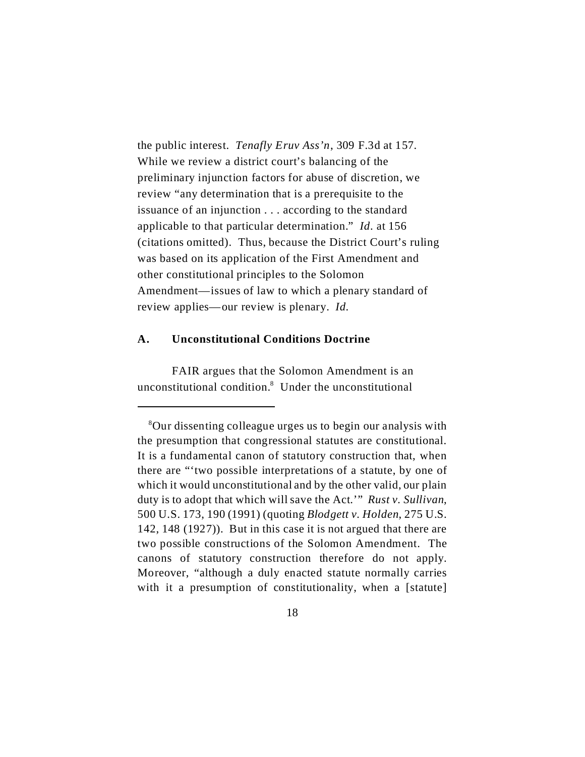the public interest. *Tenafly Eruv Ass'n*, 309 F.3d at 157. While we review a district court's balancing of the preliminary injunction factors for abuse of discretion, we review "any determination that is a prerequisite to the issuance of an injunction . . . according to the standard applicable to that particular determination." *Id.* at 156 (citations omitted). Thus, because the District Court's ruling was based on its application of the First Amendment and other constitutional principles to the Solomon Amendment—issues of law to which a plenary standard of review applies—our review is plenary. *Id.*

### A. Unconstitutional Conditions Doctrine

FAIR argues that the Solomon Amendment is an unconstitutional condition.[8] Under the unconstitutional

---

[8]Our dissenting colleague urges us to begin our analysis with the presumption that congressional statutes are constitutional. It is a fundamental canon of statutory construction that, when there are "'two possible interpretations of a statute, by one of which it would unconstitutional and by the other valid, our plain duty is to adopt that which will save the Act.'" *Rust v. Sullivan*, 500 U.S. 173, 190 (1991) (quoting *Blodgett v. Holden*, 275 U.S. 142, 148 (1927)). But in this case it is not argued that there are two possible constructions of the Solomon Amendment. The canons of statutory construction therefore do not apply. Moreover, "although a duly enacted statute normally carries with it a presumption of constitutionality, when a [statute]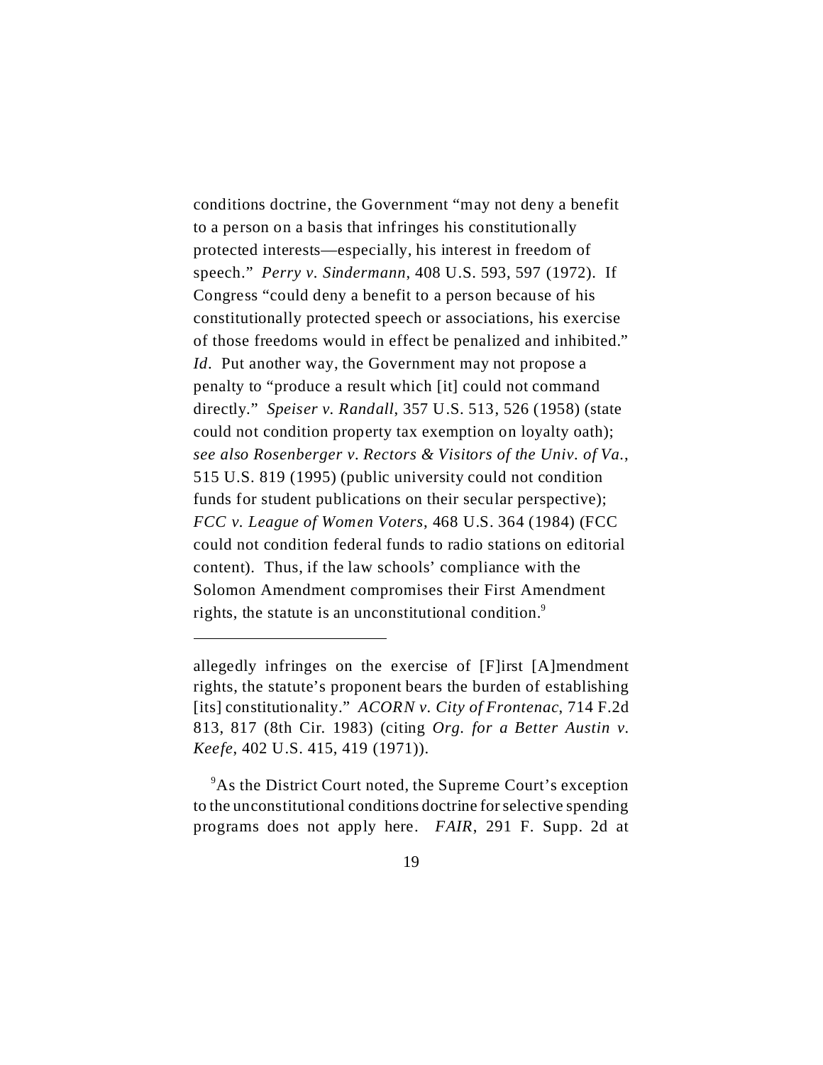conditions doctrine, the Government "may not deny a benefit to a person on a basis that infringes his constitutionally protected interests—especially, his interest in freedom of speech." *Perry v. Sindermann*, 408 U.S. 593, 597 (1972). If Congress "could deny a benefit to a person because of his constitutionally protected speech or associations, his exercise of those freedoms would in effect be penalized and inhibited." *Id.* Put another way, the Government may not propose a penalty to "produce a result which [it] could not command directly." *Speiser v. Randall*, 357 U.S. 513, 526 (1958) (state could not condition property tax exemption on loyalty oath); *see also Rosenberger v. Rectors & Visitors of the Univ. of Va.*, 515 U.S. 819 (1995) (public university could not condition funds for student publications on their secular perspective); *FCC v. League of Women Voters*, 468 U.S. 364 (1984) (FCC could not condition federal funds to radio stations on editorial content). Thus, if the law schools' compliance with the Solomon Amendment compromises their First Amendment rights, the statute is an unconstitutional condition.[9]

---

allegedly infringes on the exercise of [F]irst [A]mendment rights, the statute's proponent bears the burden of establishing [its] constitutionality." *ACORN v. City of Frontenac*, 714 F.2d 813, 817 (8th Cir. 1983) (citing *Org. for a Better Austin v. Keefe*, 402 U.S. 415, 419 (1971)).

[9] As the District Court noted, the Supreme Court's exception to the unconstitutional conditions doctrine for selective spending programs does not apply here. *FAIR*, 291 F. Supp. 2d at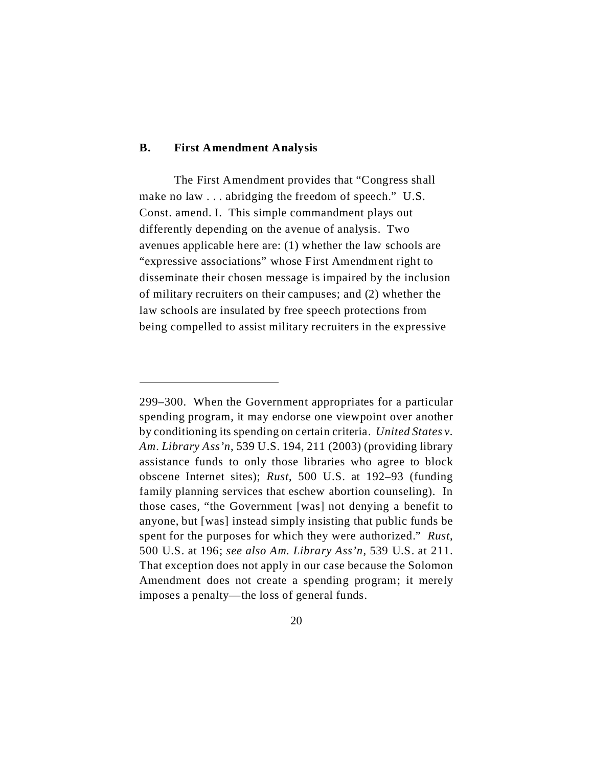### B. First Amendment Analysis

The First Amendment provides that "Congress shall make no law . . . abridging the freedom of speech." U.S. Const. amend. I. This simple commandment plays out differently depending on the avenue of analysis. Two avenues applicable here are: (1) whether the law schools are "expressive associations" whose First Amendment right to disseminate their chosen message is impaired by the inclusion of military recruiters on their campuses; and (2) whether the law schools are insulated by free speech protections from being compelled to assist military recruiters in the expressive

---

299–300. When the Government appropriates for a particular spending program, it may endorse one viewpoint over another by conditioning its spending on certain criteria. *United States v. Am. Library Ass'n*, 539 U.S. 194, 211 (2003) (providing library assistance funds to only those libraries who agree to block obscene Internet sites); *Rust*, 500 U.S. at 192–93 (funding family planning services that eschew abortion counseling). In those cases, "the Government [was] not denying a benefit to anyone, but [was] instead simply insisting that public funds be spent for the purposes for which they were authorized." *Rust*, 500 U.S. at 196; *see also Am. Library Ass'n*, 539 U.S. at 211. That exception does not apply in our case because the Solomon Amendment does not create a spending program; it merely imposes a penalty—the loss of general funds.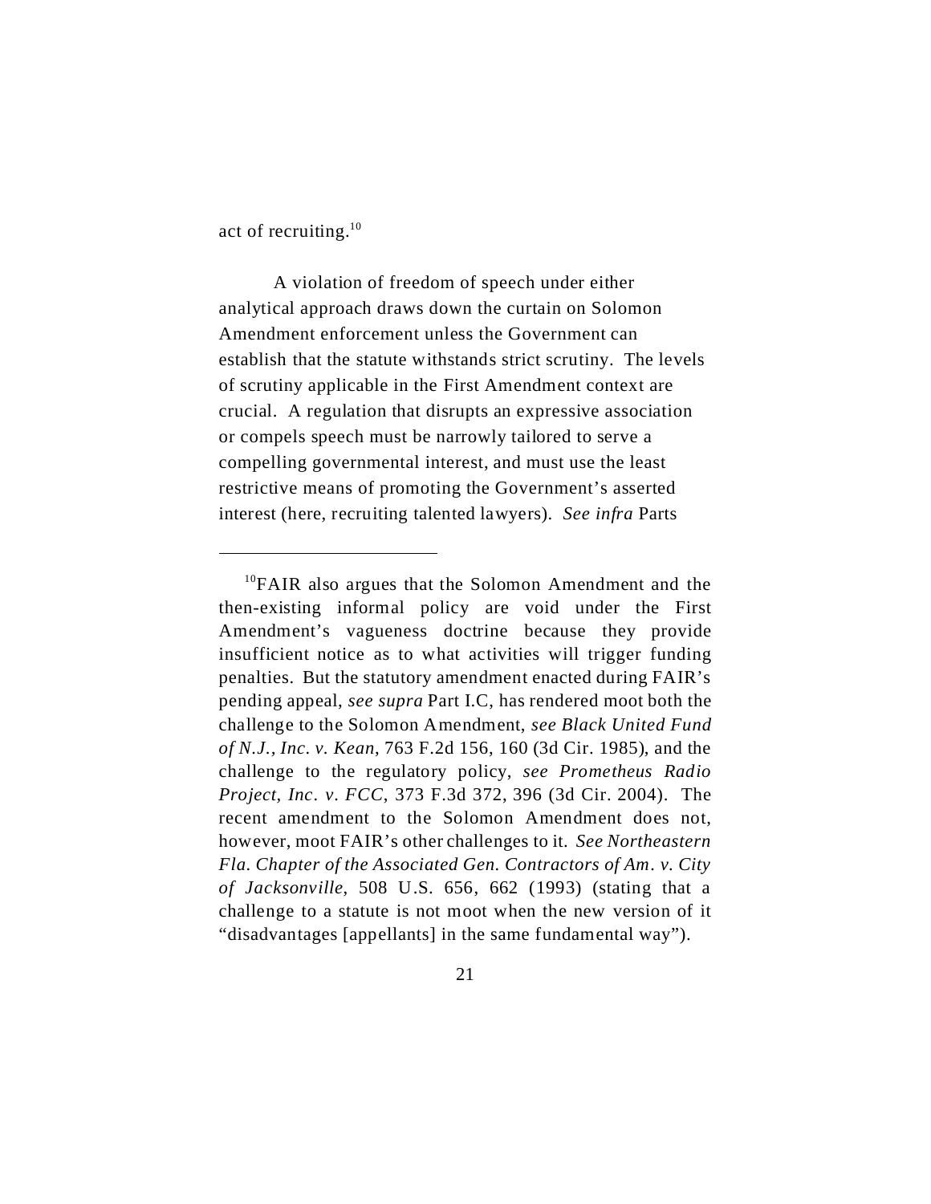act of recruiting.[10]

A violation of freedom of speech under either analytical approach draws down the curtain on Solomon Amendment enforcement unless the Government can establish that the statute withstands strict scrutiny. The levels of scrutiny applicable in the First Amendment context are crucial. A regulation that disrupts an expressive association or compels speech must be narrowly tailored to serve a compelling governmental interest, and must use the least restrictive means of promoting the Government's asserted interest (here, recruiting talented lawyers). *See infra* Parts

---

[10]FAIR also argues that the Solomon Amendment and the then-existing informal policy are void under the First Amendment's vagueness doctrine because they provide insufficient notice as to what activities will trigger funding penalties. But the statutory amendment enacted during FAIR's pending appeal, *see supra* Part I.C, has rendered moot both the challenge to the Solomon Amendment, *see Black United Fund of N.J., Inc. v. Kean*, 763 F.2d 156, 160 (3d Cir. 1985), and the challenge to the regulatory policy, *see Prometheus Radio Project, Inc. v. FCC*, 373 F.3d 372, 396 (3d Cir. 2004). The recent amendment to the Solomon Amendment does not, however, moot FAIR's other challenges to it. *See Northeastern Fla. Chapter of the Associated Gen. Contractors of Am. v. City of Jacksonville*, 508 U.S. 656, 662 (1993) (stating that a challenge to a statute is not moot when the new version of it "disadvantages [appellants] in the same fundamental way").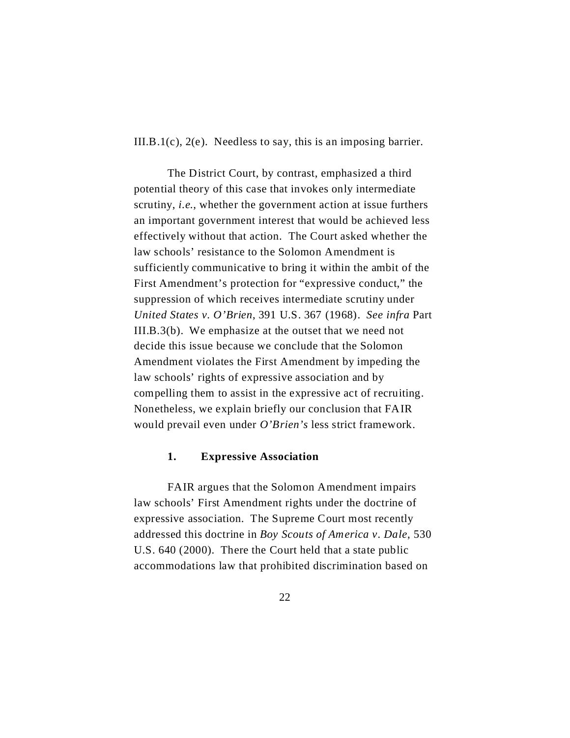III.B.1(c), 2(e). Needless to say, this is an imposing barrier.

The District Court, by contrast, emphasized a third potential theory of this case that invokes only intermediate scrutiny, *i.e.*, whether the government action at issue furthers an important government interest that would be achieved less effectively without that action. The Court asked whether the law schools' resistance to the Solomon Amendment is sufficiently communicative to bring it within the ambit of the First Amendment's protection for "expressive conduct," the suppression of which receives intermediate scrutiny under *United States v. O'Brien*, 391 U.S. 367 (1968). *See infra* Part III.B.3(b). We emphasize at the outset that we need not decide this issue because we conclude that the Solomon Amendment violates the First Amendment by impeding the law schools' rights of expressive association and by compelling them to assist in the expressive act of recruiting. Nonetheless, we explain briefly our conclusion that FAIR would prevail even under *O'Brien's* less strict framework.

### 1. Expressive Association

FAIR argues that the Solomon Amendment impairs law schools' First Amendment rights under the doctrine of expressive association. The Supreme Court most recently addressed this doctrine in *Boy Scouts of America v. Dale*, 530 U.S. 640 (2000). There the Court held that a state public accommodations law that prohibited discrimination based on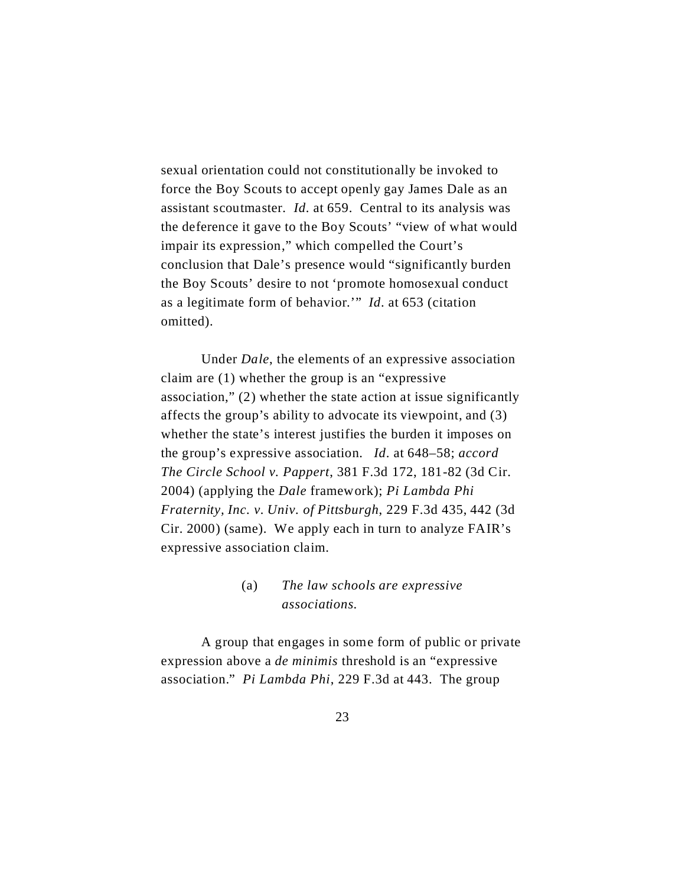sexual orientation could not constitutionally be invoked to force the Boy Scouts to accept openly gay James Dale as an assistant scoutmaster. *Id.* at 659. Central to its analysis was the deference it gave to the Boy Scouts' "view of what would impair its expression," which compelled the Court's conclusion that Dale's presence would "significantly burden the Boy Scouts' desire to not 'promote homosexual conduct as a legitimate form of behavior.'" *Id.* at 653 (citation omitted).

Under *Dale*, the elements of an expressive association claim are (1) whether the group is an "expressive association," (2) whether the state action at issue significantly affects the group's ability to advocate its viewpoint, and (3) whether the state's interest justifies the burden it imposes on the group's expressive association. *Id.* at 648–58; *accord The Circle School v. Pappert*, 381 F.3d 172, 181-82 (3d Cir. 2004) (applying the *Dale* framework); *Pi Lambda Phi Fraternity, Inc. v. Univ. of Pittsburgh*, 229 F.3d 435, 442 (3d Cir. 2000) (same). We apply each in turn to analyze FAIR's expressive association claim.

(a) *The law schools are expressive associations.*

A group that engages in some form of public or private expression above a *de minimis* threshold is an "expressive association." *Pi Lambda Phi*, 229 F.3d at 443. The group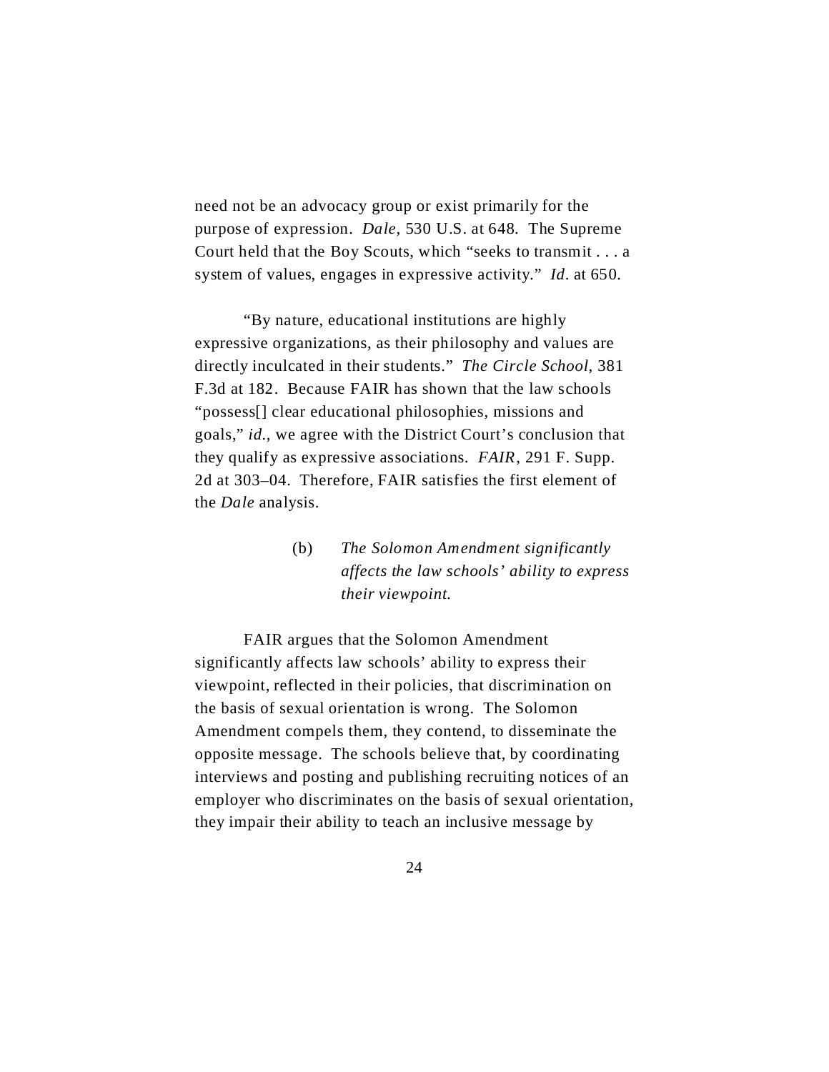need not be an advocacy group or exist primarily for the purpose of expression. *Dale*, 530 U.S. at 648. The Supreme Court held that the Boy Scouts, which "seeks to transmit . . . a system of values, engages in expressive activity." *Id*. at 650.

"By nature, educational institutions are highly expressive organizations, as their philosophy and values are directly inculcated in their students." *The Circle School*, 381 F.3d at 182. Because FAIR has shown that the law schools "possess[] clear educational philosophies, missions and goals," *id.*, we agree with the District Court's conclusion that they qualify as expressive associations. *FAIR*, 291 F. Supp. 2d at 303–04. Therefore, FAIR satisfies the first element of the *Dale* analysis.

(b) *The Solomon Amendment significantly affects the law schools' ability to express their viewpoint.*

FAIR argues that the Solomon Amendment significantly affects law schools' ability to express their viewpoint, reflected in their policies, that discrimination on the basis of sexual orientation is wrong. The Solomon Amendment compels them, they contend, to disseminate the opposite message. The schools believe that, by coordinating interviews and posting and publishing recruiting notices of an employer who discriminates on the basis of sexual orientation, they impair their ability to teach an inclusive message by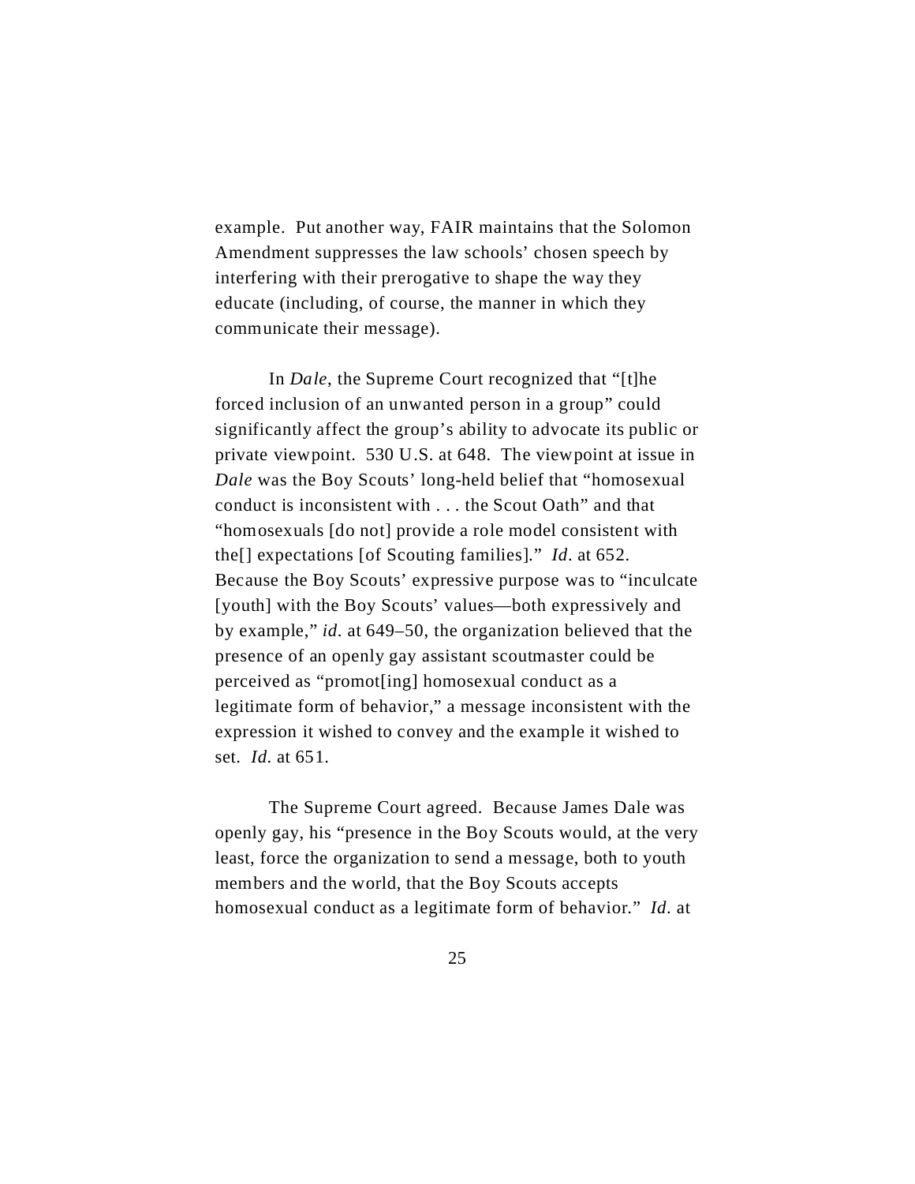example. Put another way, FAIR maintains that the Solomon Amendment suppresses the law schools' chosen speech by interfering with their prerogative to shape the way they educate (including, of course, the manner in which they communicate their message).

In *Dale*, the Supreme Court recognized that "[t]he forced inclusion of an unwanted person in a group" could significantly affect the group's ability to advocate its public or private viewpoint. 530 U.S. at 648. The viewpoint at issue in *Dale* was the Boy Scouts' long-held belief that "homosexual conduct is inconsistent with . . . the Scout Oath" and that "homosexuals [do not] provide a role model consistent with the[] expectations [of Scouting families]." *Id.* at 652. Because the Boy Scouts' expressive purpose was to "inculcate [youth] with the Boy Scouts' values—both expressively and by example," *id.* at 649–50, the organization believed that the presence of an openly gay assistant scoutmaster could be perceived as "promot[ing] homosexual conduct as a legitimate form of behavior," a message inconsistent with the expression it wished to convey and the example it wished to set. *Id.* at 651.

The Supreme Court agreed. Because James Dale was openly gay, his "presence in the Boy Scouts would, at the very least, force the organization to send a message, both to youth members and the world, that the Boy Scouts accepts homosexual conduct as a legitimate form of behavior." *Id.* at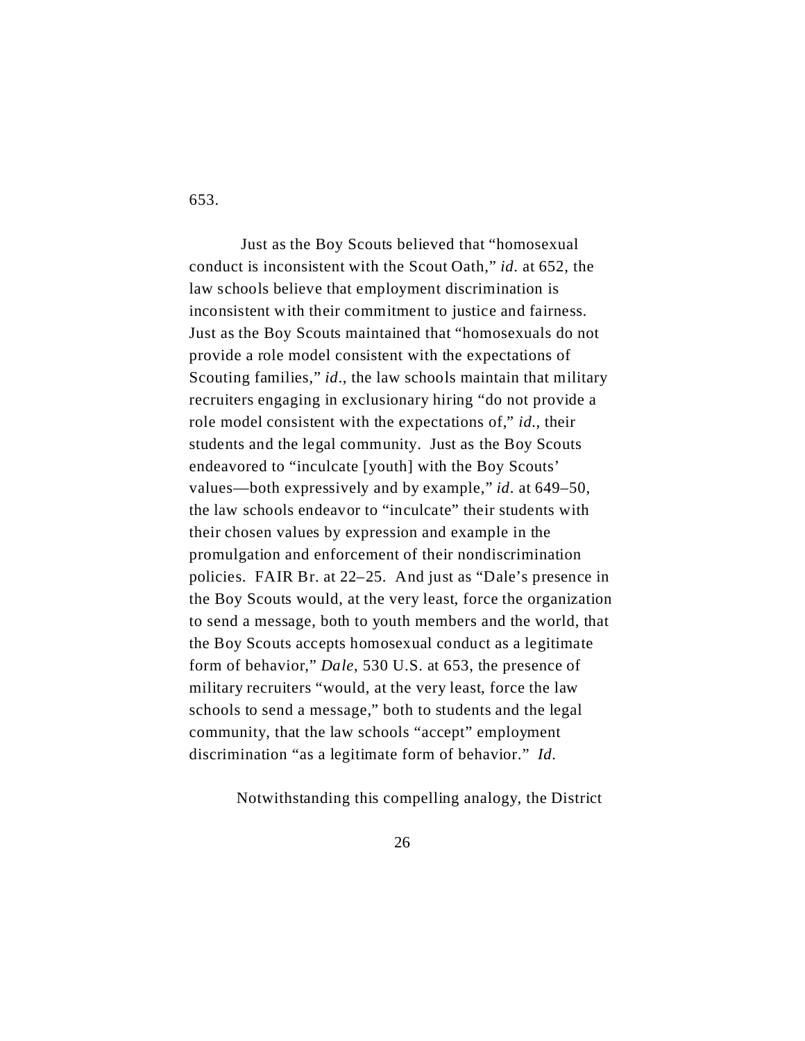653.

Just as the Boy Scouts believed that "homosexual conduct is inconsistent with the Scout Oath," *id.* at 652, the law schools believe that employment discrimination is inconsistent with their commitment to justice and fairness. Just as the Boy Scouts maintained that "homosexuals do not provide a role model consistent with the expectations of Scouting families," *id.*, the law schools maintain that military recruiters engaging in exclusionary hiring "do not provide a role model consistent with the expectations of," *id.*, their students and the legal community. Just as the Boy Scouts endeavored to "inculcate [youth] with the Boy Scouts' values—both expressively and by example," *id.* at 649–50, the law schools endeavor to "inculcate" their students with their chosen values by expression and example in the promulgation and enforcement of their nondiscrimination policies. FAIR Br. at 22–25. And just as "Dale's presence in the Boy Scouts would, at the very least, force the organization to send a message, both to youth members and the world, that the Boy Scouts accepts homosexual conduct as a legitimate form of behavior," *Dale*, 530 U.S. at 653, the presence of military recruiters "would, at the very least, force the law schools to send a message," both to students and the legal community, that the law schools "accept" employment discrimination "as a legitimate form of behavior." *Id.*

Notwithstanding this compelling analogy, the District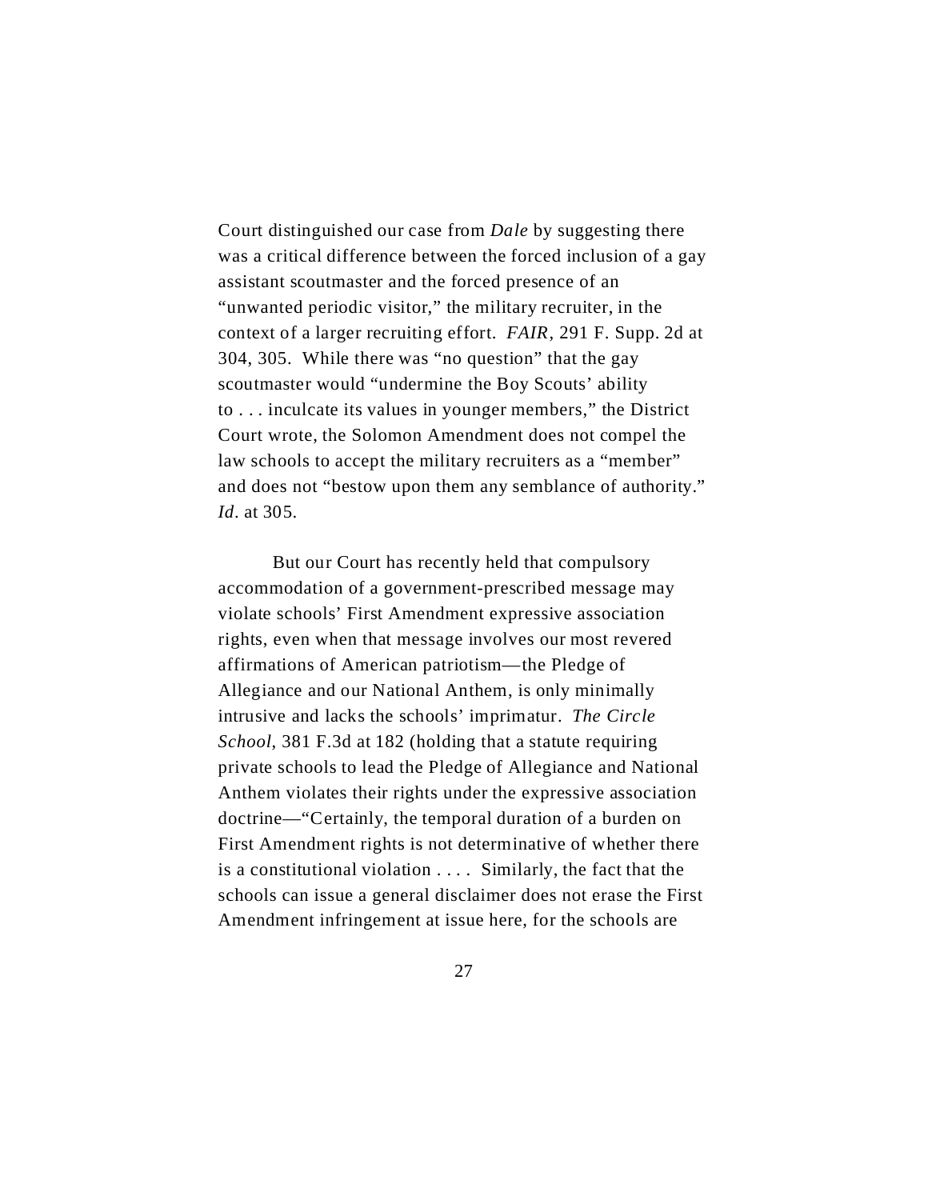Court distinguished our case from *Dale* by suggesting there was a critical difference between the forced inclusion of a gay assistant scoutmaster and the forced presence of an "unwanted periodic visitor," the military recruiter, in the context of a larger recruiting effort. *FAIR*, 291 F. Supp. 2d at 304, 305. While there was "no question" that the gay scoutmaster would "undermine the Boy Scouts' ability to . . . inculcate its values in younger members," the District Court wrote, the Solomon Amendment does not compel the law schools to accept the military recruiters as a "member" and does not "bestow upon them any semblance of authority." *Id*. at 305.

But our Court has recently held that compulsory accommodation of a government-prescribed message may violate schools' First Amendment expressive association rights, even when that message involves our most revered affirmations of American patriotism—the Pledge of Allegiance and our National Anthem, is only minimally intrusive and lacks the schools' imprimatur. *The Circle School*, 381 F.3d at 182 (holding that a statute requiring private schools to lead the Pledge of Allegiance and National Anthem violates their rights under the expressive association doctrine—"Certainly, the temporal duration of a burden on First Amendment rights is not determinative of whether there is a constitutional violation . . . . Similarly, the fact that the schools can issue a general disclaimer does not erase the First Amendment infringement at issue here, for the schools are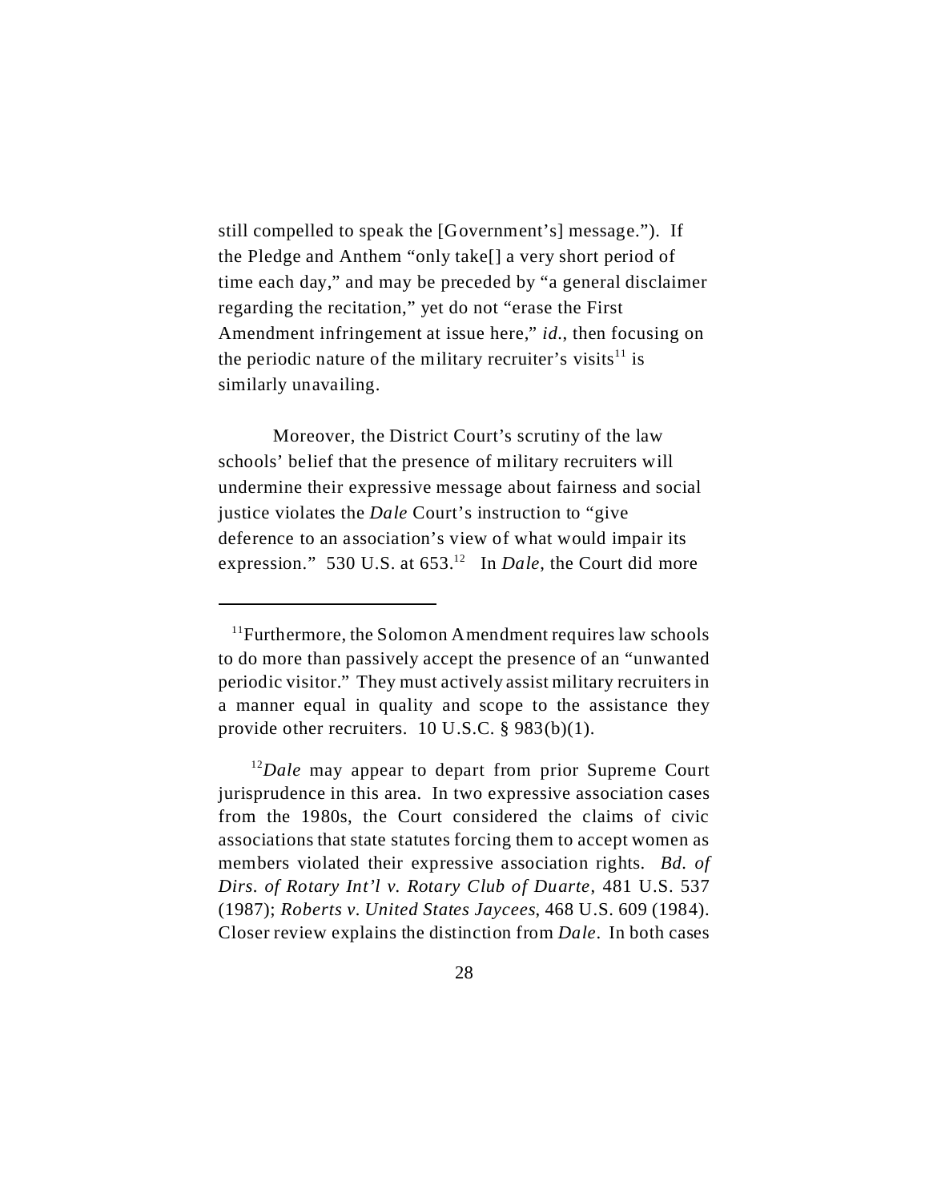still compelled to speak the [Government's] message."). If the Pledge and Anthem "only take[] a very short period of time each day," and may be preceded by "a general disclaimer regarding the recitation," yet do not "erase the First Amendment infringement at issue here," *id.*, then focusing on the periodic nature of the military recruiter's visits[11] is similarly unavailing.

Moreover, the District Court's scrutiny of the law schools' belief that the presence of military recruiters will undermine their expressive message about fairness and social justice violates the *Dale* Court's instruction to "give deference to an association's view of what would impair its expression." 530 U.S. at 653.[12] In *Dale*, the Court did more

---

[11]Furthermore, the Solomon Amendment requires law schools to do more than passively accept the presence of an "unwanted periodic visitor." They must actively assist military recruiters in a manner equal in quality and scope to the assistance they provide other recruiters. 10 U.S.C. § 983(b)(1).

[12]*Dale* may appear to depart from prior Supreme Court jurisprudence in this area. In two expressive association cases from the 1980s, the Court considered the claims of civic associations that state statutes forcing them to accept women as members violated their expressive association rights. *Bd. of Dirs. of Rotary Int'l v. Rotary Club of Duarte*, 481 U.S. 537 (1987); *Roberts v. United States Jaycees*, 468 U.S. 609 (1984). Closer review explains the distinction from *Dale*. In both cases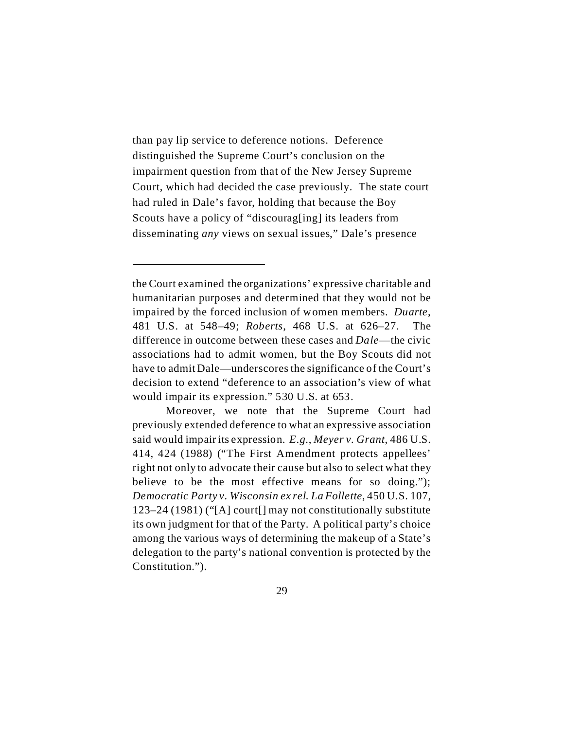than pay lip service to deference notions. Deference distinguished the Supreme Court's conclusion on the impairment question from that of the New Jersey Supreme Court, which had decided the case previously. The state court had ruled in Dale's favor, holding that because the Boy Scouts have a policy of "discourag[ing] its leaders from disseminating *any* views on sexual issues," Dale's presence

---

the Court examined the organizations' expressive charitable and humanitarian purposes and determined that they would not be impaired by the forced inclusion of women members. *Duarte*, 481 U.S. at 548–49; *Roberts*, 468 U.S. at 626–27. The difference in outcome between these cases and *Dale*—the civic associations had to admit women, but the Boy Scouts did not have to admit Dale—underscores the significance of the Court's decision to extend "deference to an association's view of what would impair its expression." 530 U.S. at 653.

Moreover, we note that the Supreme Court had previously extended deference to what an expressive association said would impair its expression. *E.g.*, *Meyer v. Grant*, 486 U.S. 414, 424 (1988) ("The First Amendment protects appellees' right not only to advocate their cause but also to select what they believe to be the most effective means for so doing."); *Democratic Party v. Wisconsin ex rel. La Follette*, 450 U.S. 107, 123–24 (1981) ("[A] court[] may not constitutionally substitute its own judgment for that of the Party. A political party's choice among the various ways of determining the makeup of a State's delegation to the party's national convention is protected by the Constitution.").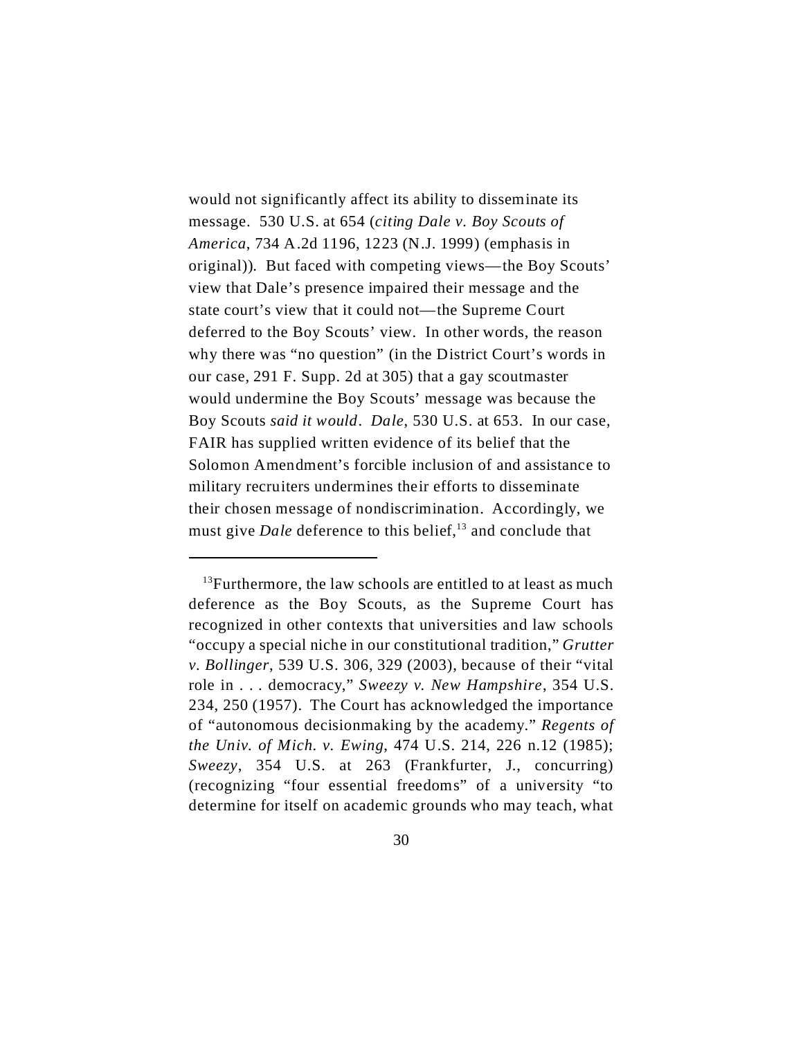would not significantly affect its ability to disseminate its message. 530 U.S. at 654 (*citing Dale v. Boy Scouts of America*, 734 A.2d 1196, 1223 (N.J. 1999) (emphasis in original)). But faced with competing views—the Boy Scouts' view that Dale's presence impaired their message and the state court's view that it could not—the Supreme Court deferred to the Boy Scouts' view. In other words, the reason why there was "no question" (in the District Court's words in our case, 291 F. Supp. 2d at 305) that a gay scoutmaster would undermine the Boy Scouts' message was because the Boy Scouts *said it would*. *Dale*, 530 U.S. at 653. In our case, FAIR has supplied written evidence of its belief that the Solomon Amendment's forcible inclusion of and assistance to military recruiters undermines their efforts to disseminate their chosen message of nondiscrimination. Accordingly, we must give *Dale* deference to this belief,[13] and conclude that

---

[13]Furthermore, the law schools are entitled to at least as much deference as the Boy Scouts, as the Supreme Court has recognized in other contexts that universities and law schools "occupy a special niche in our constitutional tradition," *Grutter v. Bollinger*, 539 U.S. 306, 329 (2003), because of their "vital role in . . . democracy," *Sweezy v. New Hampshire*, 354 U.S. 234, 250 (1957). The Court has acknowledged the importance of "autonomous decisionmaking by the academy." *Regents of the Univ. of Mich. v. Ewing*, 474 U.S. 214, 226 n.12 (1985); *Sweezy*, 354 U.S. at 263 (Frankfurter, J., concurring) (recognizing "four essential freedoms" of a university "to determine for itself on academic grounds who may teach, what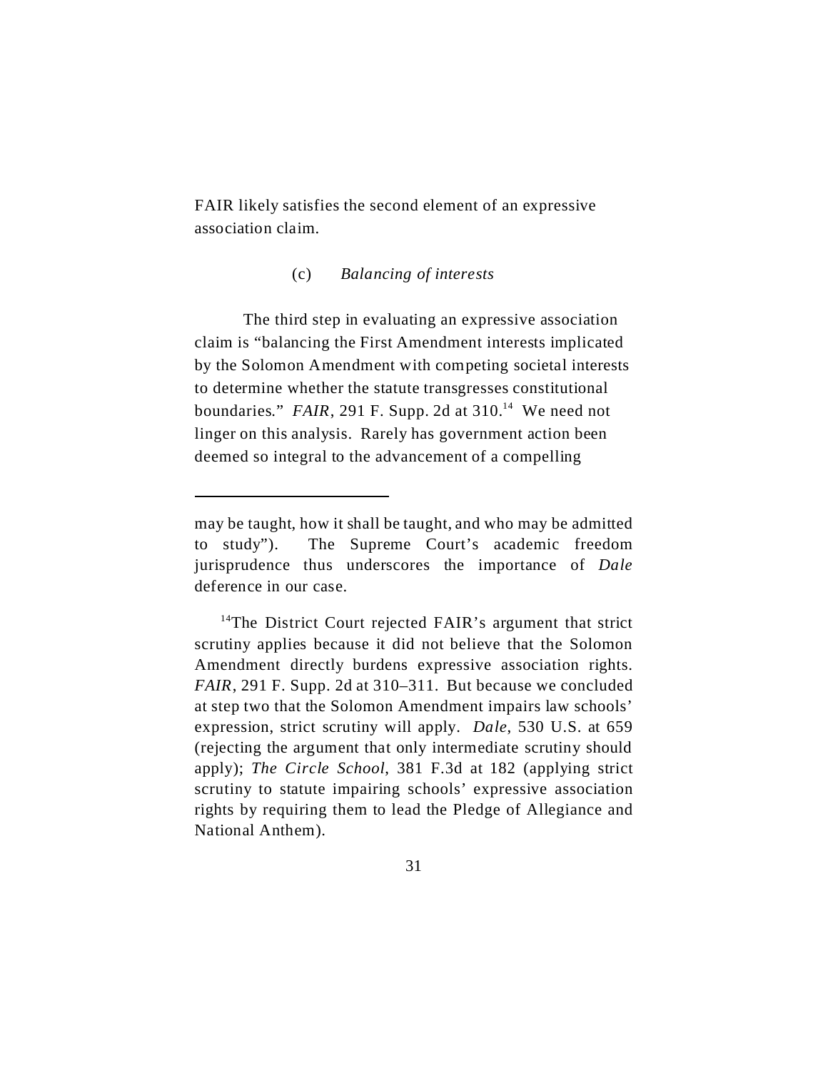FAIR likely satisfies the second element of an expressive association claim.

(c) *Balancing of interests*

The third step in evaluating an expressive association claim is "balancing the First Amendment interests implicated by the Solomon Amendment with competing societal interests to determine whether the statute transgresses constitutional boundaries." *FAIR*, 291 F. Supp. 2d at 310.[14] We need not linger on this analysis. Rarely has government action been deemed so integral to the advancement of a compelling

---

may be taught, how it shall be taught, and who may be admitted to study"). The Supreme Court's academic freedom jurisprudence thus underscores the importance of *Dale* deference in our case.

[14]The District Court rejected FAIR's argument that strict scrutiny applies because it did not believe that the Solomon Amendment directly burdens expressive association rights. *FAIR*, 291 F. Supp. 2d at 310–311. But because we concluded at step two that the Solomon Amendment impairs law schools' expression, strict scrutiny will apply. *Dale*, 530 U.S. at 659 (rejecting the argument that only intermediate scrutiny should apply); *The Circle School*, 381 F.3d at 182 (applying strict scrutiny to statute impairing schools' expressive association rights by requiring them to lead the Pledge of Allegiance and National Anthem).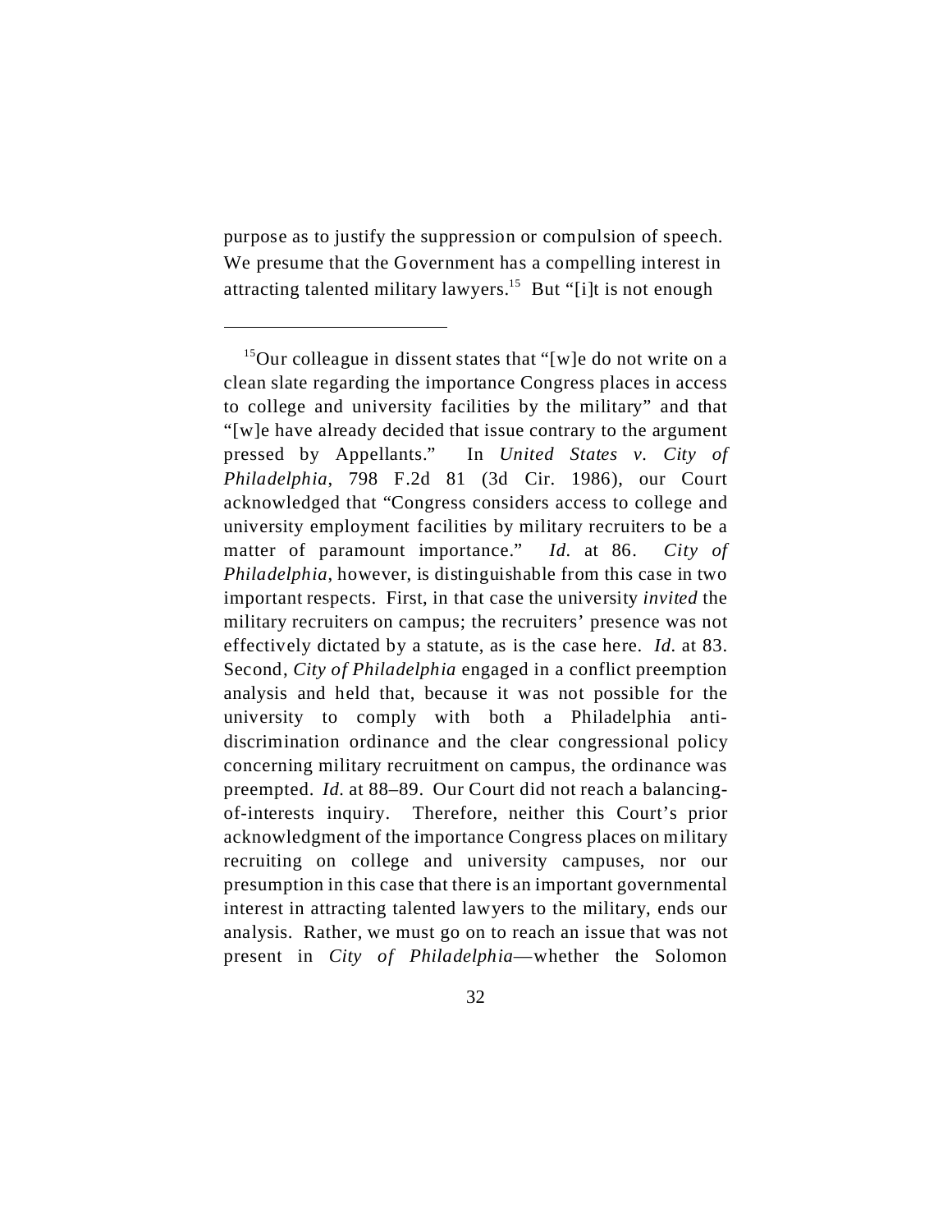purpose as to justify the suppression or compulsion of speech. We presume that the Government has a compelling interest in attracting talented military lawyers.[15] But "[i]t is not enough

---

[15]Our colleague in dissent states that "[w]e do not write on a clean slate regarding the importance Congress places in access to college and university facilities by the military" and that "[w]e have already decided that issue contrary to the argument pressed by Appellants." In *United States v. City of Philadelphia*, 798 F.2d 81 (3d Cir. 1986), our Court acknowledged that "Congress considers access to college and university employment facilities by military recruiters to be a matter of paramount importance." *Id.* at 86. *City of Philadelphia*, however, is distinguishable from this case in two important respects. First, in that case the university *invited* the military recruiters on campus; the recruiters' presence was not effectively dictated by a statute, as is the case here. *Id.* at 83. Second, *City of Philadelphia* engaged in a conflict preemption analysis and held that, because it was not possible for the university to comply with both a Philadelphia anti-discrimination ordinance and the clear congressional policy concerning military recruitment on campus, the ordinance was preempted. *Id.* at 88–89. Our Court did not reach a balancing-of-interests inquiry. Therefore, neither this Court's prior acknowledgment of the importance Congress places on military recruiting on college and university campuses, nor our presumption in this case that there is an important governmental interest in attracting talented lawyers to the military, ends our analysis. Rather, we must go on to reach an issue that was not present in *City of Philadelphia*—whether the Solomon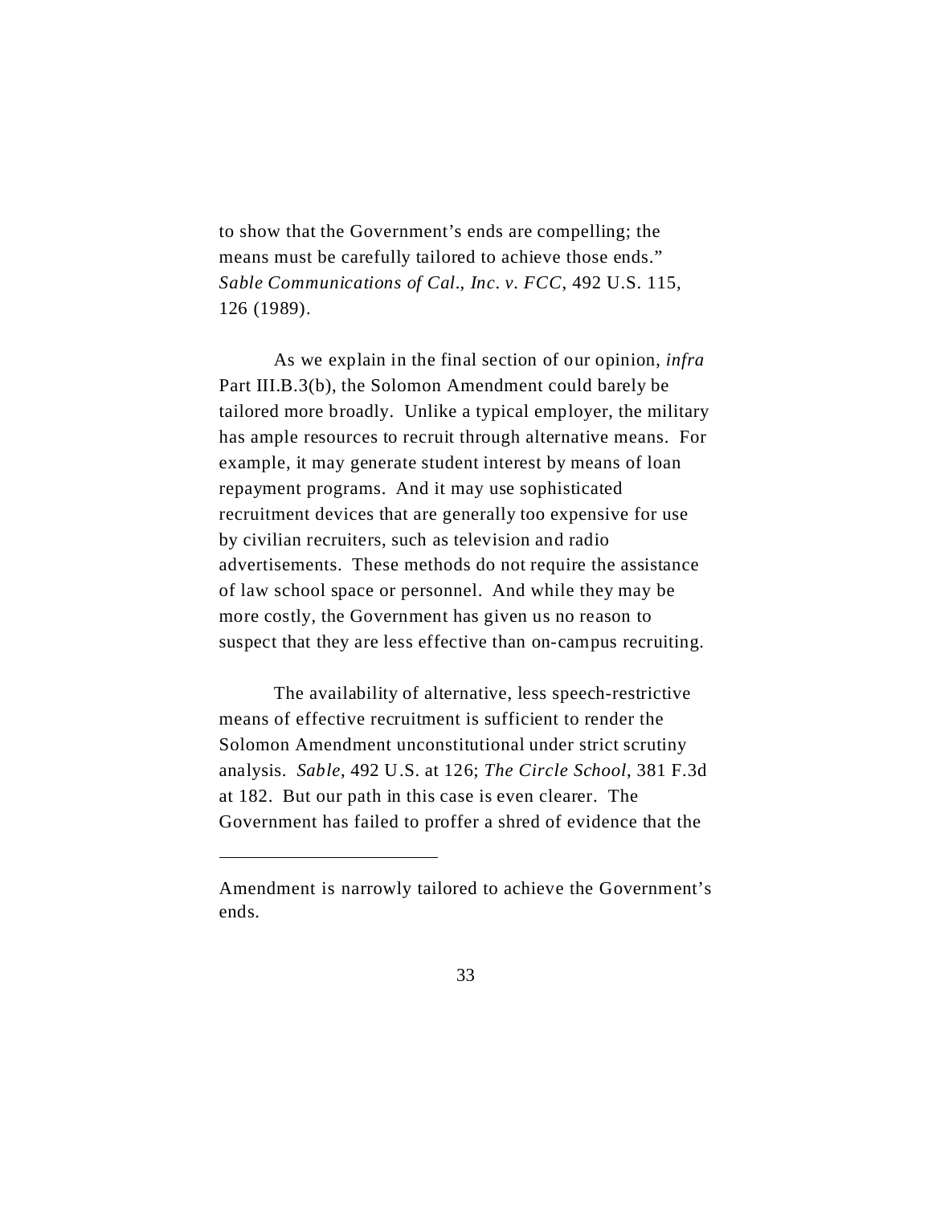to show that the Government's ends are compelling; the means must be carefully tailored to achieve those ends." *Sable Communications of Cal., Inc. v. FCC*, 492 U.S. 115, 126 (1989).

As we explain in the final section of our opinion, *infra* Part III.B.3(b), the Solomon Amendment could barely be tailored more broadly. Unlike a typical employer, the military has ample resources to recruit through alternative means. For example, it may generate student interest by means of loan repayment programs. And it may use sophisticated recruitment devices that are generally too expensive for use by civilian recruiters, such as television and radio advertisements. These methods do not require the assistance of law school space or personnel. And while they may be more costly, the Government has given us no reason to suspect that they are less effective than on-campus recruiting.

The availability of alternative, less speech-restrictive means of effective recruitment is sufficient to render the Solomon Amendment unconstitutional under strict scrutiny analysis. *Sable*, 492 U.S. at 126; *The Circle School*, 381 F.3d at 182. But our path in this case is even clearer. The Government has failed to proffer a shred of evidence that the

---

Amendment is narrowly tailored to achieve the Government's ends.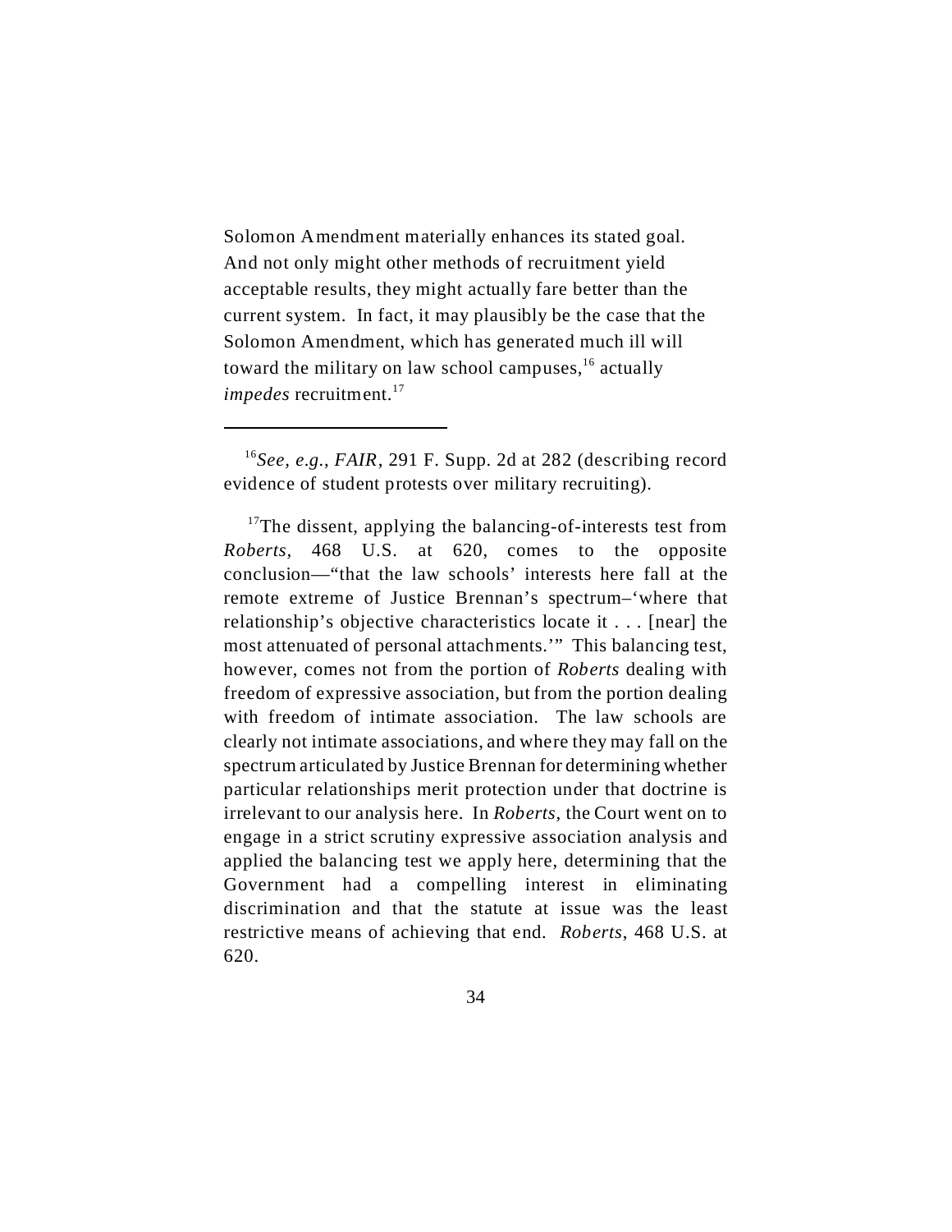Solomon Amendment materially enhances its stated goal. And not only might other methods of recruitment yield acceptable results, they might actually fare better than the current system. In fact, it may plausibly be the case that the Solomon Amendment, which has generated much ill will toward the military on law school campuses,[16] actually *impedes* recruitment.[17]

---

[16]*See, e.g.*, *FAIR*, 291 F. Supp. 2d at 282 (describing record evidence of student protests over military recruiting).

[17]The dissent, applying the balancing-of-interests test from *Roberts*, 468 U.S. at 620, comes to the opposite conclusion—"that the law schools' interests here fall at the remote extreme of Justice Brennan's spectrum–'where that relationship's objective characteristics locate it . . . [near] the most attenuated of personal attachments.'" This balancing test, however, comes not from the portion of *Roberts* dealing with freedom of expressive association, but from the portion dealing with freedom of intimate association. The law schools are clearly not intimate associations, and where they may fall on the spectrum articulated by Justice Brennan for determining whether particular relationships merit protection under that doctrine is irrelevant to our analysis here. In *Roberts*, the Court went on to engage in a strict scrutiny expressive association analysis and applied the balancing test we apply here, determining that the Government had a compelling interest in eliminating discrimination and that the statute at issue was the least restrictive means of achieving that end. *Roberts*, 468 U.S. at 620.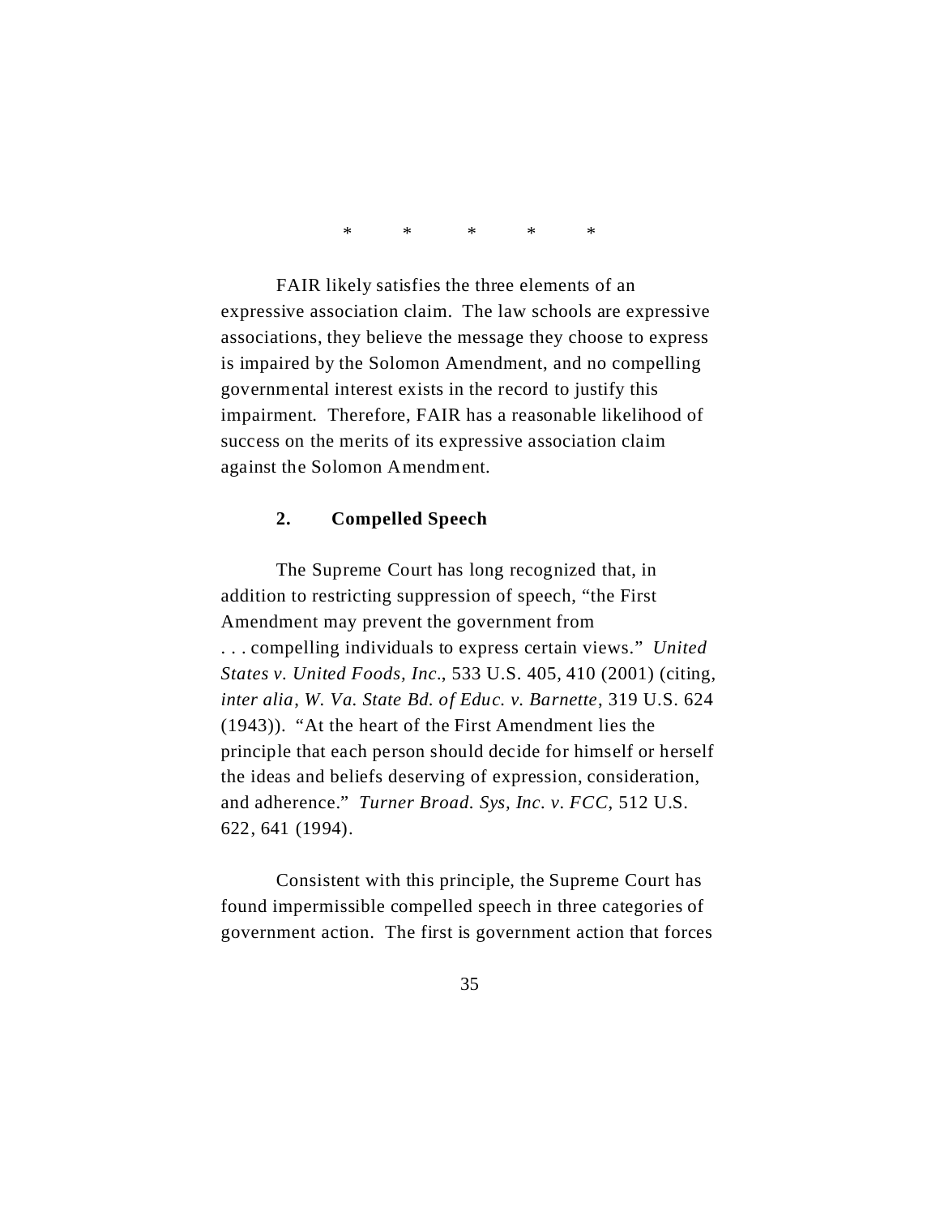\*     \*     \*     \*     \*

FAIR likely satisfies the three elements of an expressive association claim. The law schools are expressive associations, they believe the message they choose to express is impaired by the Solomon Amendment, and no compelling governmental interest exists in the record to justify this impairment. Therefore, FAIR has a reasonable likelihood of success on the merits of its expressive association claim against the Solomon Amendment.

### 2. Compelled Speech

The Supreme Court has long recognized that, in addition to restricting suppression of speech, "the First Amendment may prevent the government from . . . compelling individuals to express certain views." *United States v. United Foods, Inc.*, 533 U.S. 405, 410 (2001) (citing, *inter alia*, *W. Va. State Bd. of Educ. v. Barnette*, 319 U.S. 624 (1943)). "At the heart of the First Amendment lies the principle that each person should decide for himself or herself the ideas and beliefs deserving of expression, consideration, and adherence." *Turner Broad. Sys, Inc. v. FCC*, 512 U.S. 622, 641 (1994).

Consistent with this principle, the Supreme Court has found impermissible compelled speech in three categories of government action. The first is government action that forces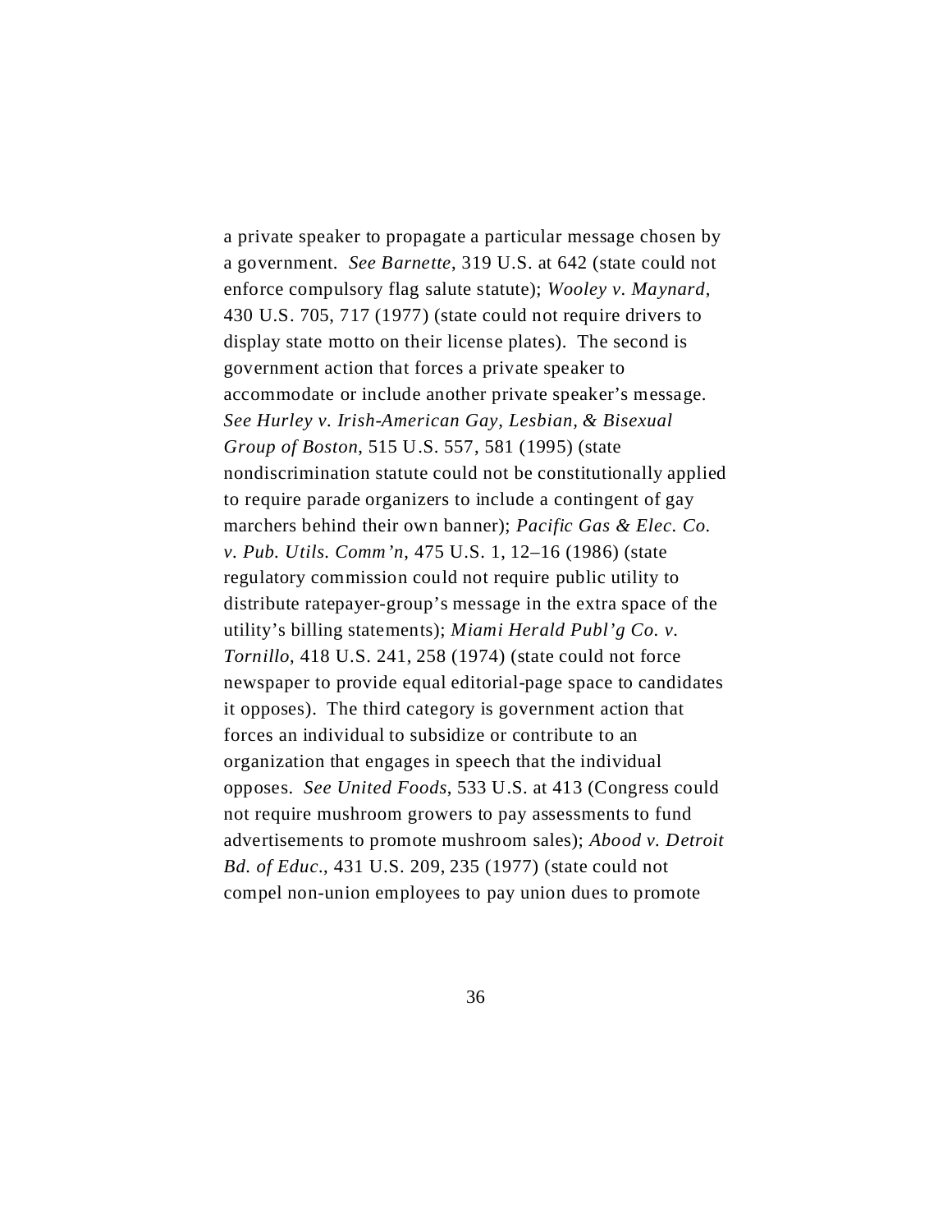a private speaker to propagate a particular message chosen by a government. *See Barnette*, 319 U.S. at 642 (state could not enforce compulsory flag salute statute); *Wooley v. Maynard*, 430 U.S. 705, 717 (1977) (state could not require drivers to display state motto on their license plates). The second is government action that forces a private speaker to accommodate or include another private speaker's message. *See Hurley v. Irish-American Gay, Lesbian, & Bisexual Group of Boston*, 515 U.S. 557, 581 (1995) (state nondiscrimination statute could not be constitutionally applied to require parade organizers to include a contingent of gay marchers behind their own banner); *Pacific Gas & Elec. Co. v. Pub. Utils. Comm'n*, 475 U.S. 1, 12–16 (1986) (state regulatory commission could not require public utility to distribute ratepayer-group's message in the extra space of the utility's billing statements); *Miami Herald Publ'g Co. v. Tornillo*, 418 U.S. 241, 258 (1974) (state could not force newspaper to provide equal editorial-page space to candidates it opposes). The third category is government action that forces an individual to subsidize or contribute to an organization that engages in speech that the individual opposes. *See United Foods*, 533 U.S. at 413 (Congress could not require mushroom growers to pay assessments to fund advertisements to promote mushroom sales); *Abood v. Detroit Bd. of Educ.*, 431 U.S. 209, 235 (1977) (state could not compel non-union employees to pay union dues to promote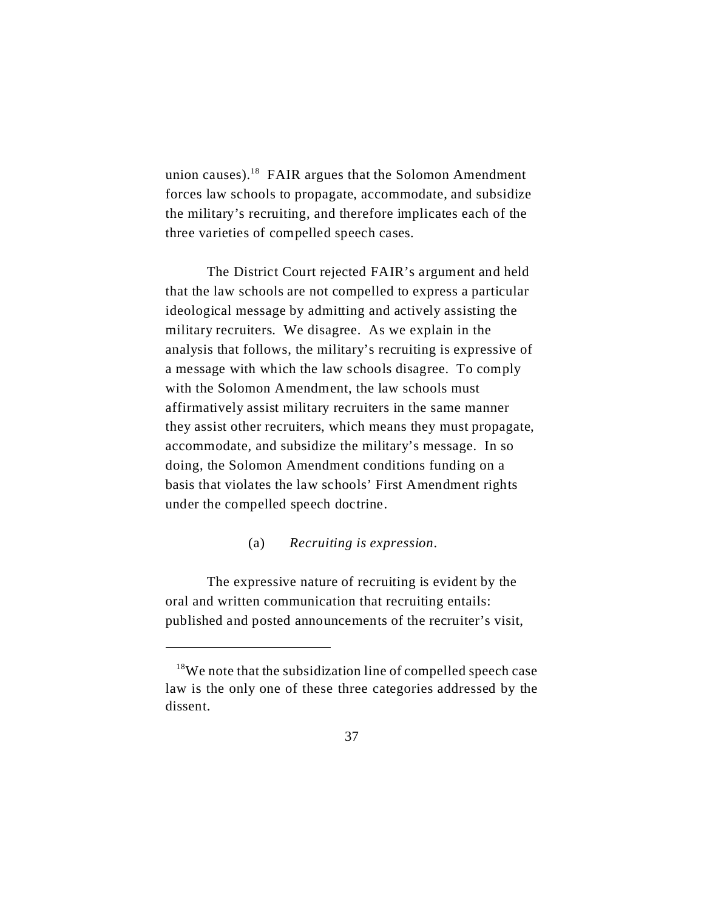union causes).[18] FAIR argues that the Solomon Amendment forces law schools to propagate, accommodate, and subsidize the military's recruiting, and therefore implicates each of the three varieties of compelled speech cases.

The District Court rejected FAIR's argument and held that the law schools are not compelled to express a particular ideological message by admitting and actively assisting the military recruiters. We disagree. As we explain in the analysis that follows, the military's recruiting is expressive of a message with which the law schools disagree. To comply with the Solomon Amendment, the law schools must affirmatively assist military recruiters in the same manner they assist other recruiters, which means they must propagate, accommodate, and subsidize the military's message. In so doing, the Solomon Amendment conditions funding on a basis that violates the law schools' First Amendment rights under the compelled speech doctrine.

(a) *Recruiting is expression.*

The expressive nature of recruiting is evident by the oral and written communication that recruiting entails: published and posted announcements of the recruiter's visit,

---

[18] We note that the subsidization line of compelled speech case law is the only one of these three categories addressed by the dissent.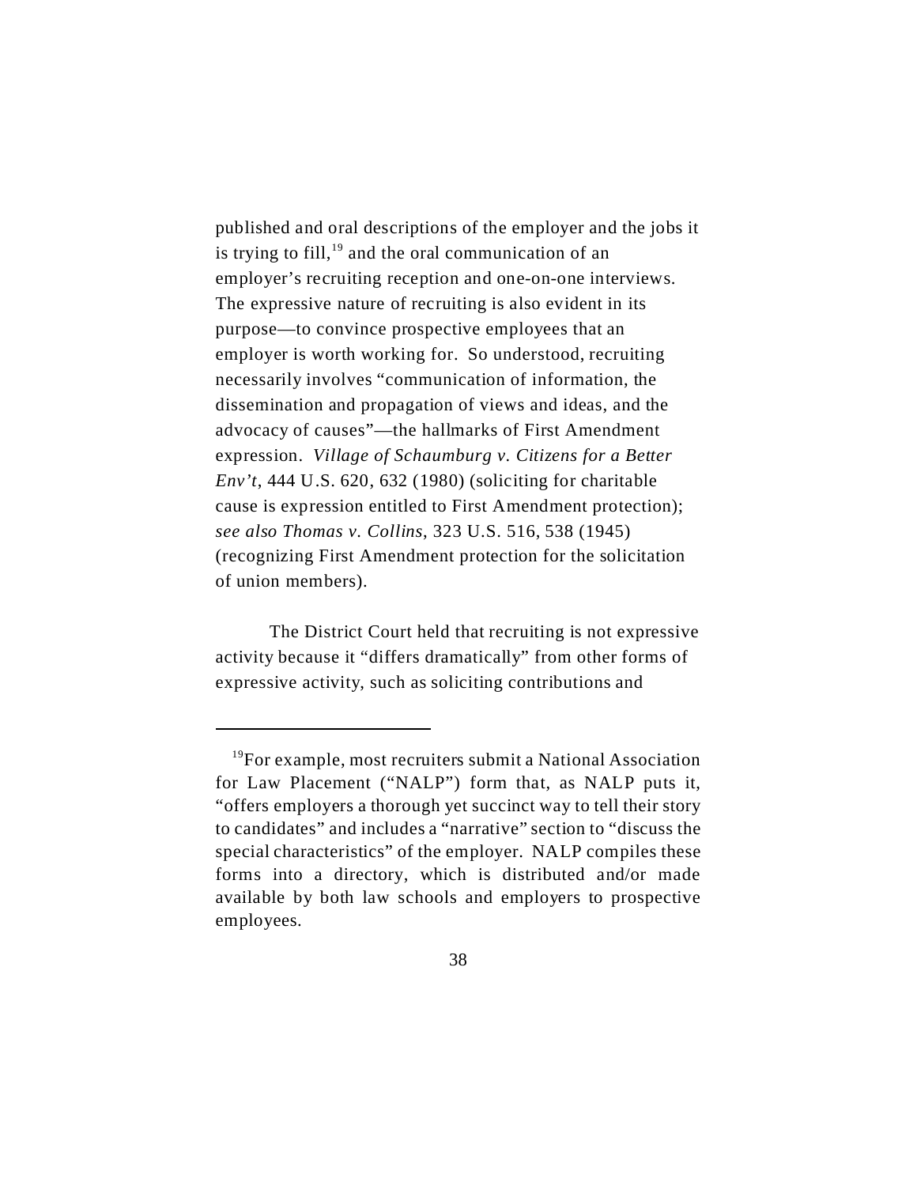published and oral descriptions of the employer and the jobs it is trying to fill,[19] and the oral communication of an employer's recruiting reception and one-on-one interviews. The expressive nature of recruiting is also evident in its purpose—to convince prospective employees that an employer is worth working for. So understood, recruiting necessarily involves "communication of information, the dissemination and propagation of views and ideas, and the advocacy of causes"—the hallmarks of First Amendment expression. *Village of Schaumburg v. Citizens for a Better Env't*, 444 U.S. 620, 632 (1980) (soliciting for charitable cause is expression entitled to First Amendment protection); *see also Thomas v. Collins*, 323 U.S. 516, 538 (1945) (recognizing First Amendment protection for the solicitation of union members).

The District Court held that recruiting is not expressive activity because it "differs dramatically" from other forms of expressive activity, such as soliciting contributions and

---

[19] For example, most recruiters submit a National Association for Law Placement ("NALP") form that, as NALP puts it, "offers employers a thorough yet succinct way to tell their story to candidates" and includes a "narrative" section to "discuss the special characteristics" of the employer. NALP compiles these forms into a directory, which is distributed and/or made available by both law schools and employers to prospective employees.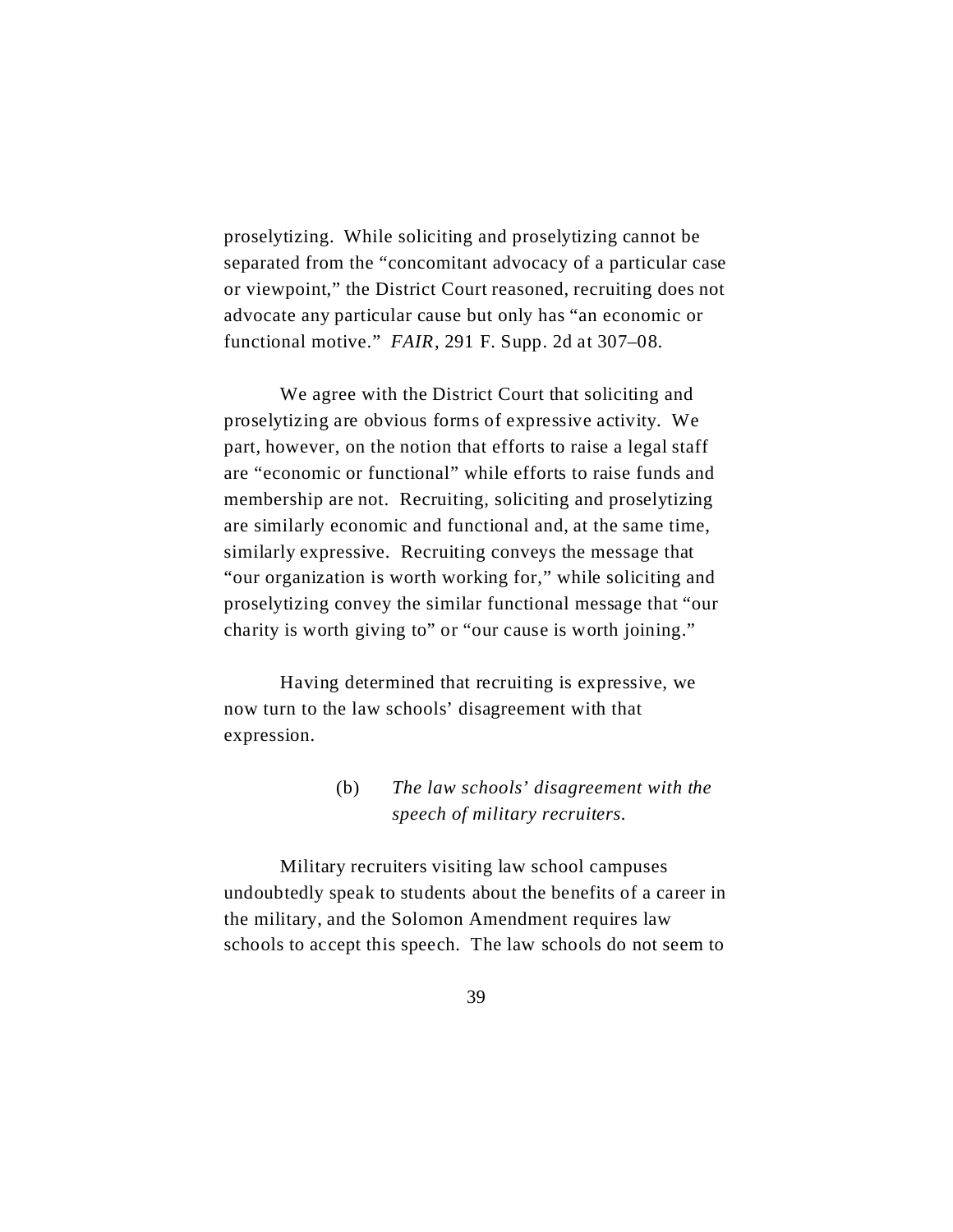proselytizing. While soliciting and proselytizing cannot be separated from the "concomitant advocacy of a particular case or viewpoint," the District Court reasoned, recruiting does not advocate any particular cause but only has "an economic or functional motive." *FAIR*, 291 F. Supp. 2d at 307–08.

We agree with the District Court that soliciting and proselytizing are obvious forms of expressive activity. We part, however, on the notion that efforts to raise a legal staff are "economic or functional" while efforts to raise funds and membership are not. Recruiting, soliciting and proselytizing are similarly economic and functional and, at the same time, similarly expressive. Recruiting conveys the message that "our organization is worth working for," while soliciting and proselytizing convey the similar functional message that "our charity is worth giving to" or "our cause is worth joining."

Having determined that recruiting is expressive, we now turn to the law schools' disagreement with that expression.

(b) *The law schools' disagreement with the speech of military recruiters.*

Military recruiters visiting law school campuses undoubtedly speak to students about the benefits of a career in the military, and the Solomon Amendment requires law schools to accept this speech. The law schools do not seem to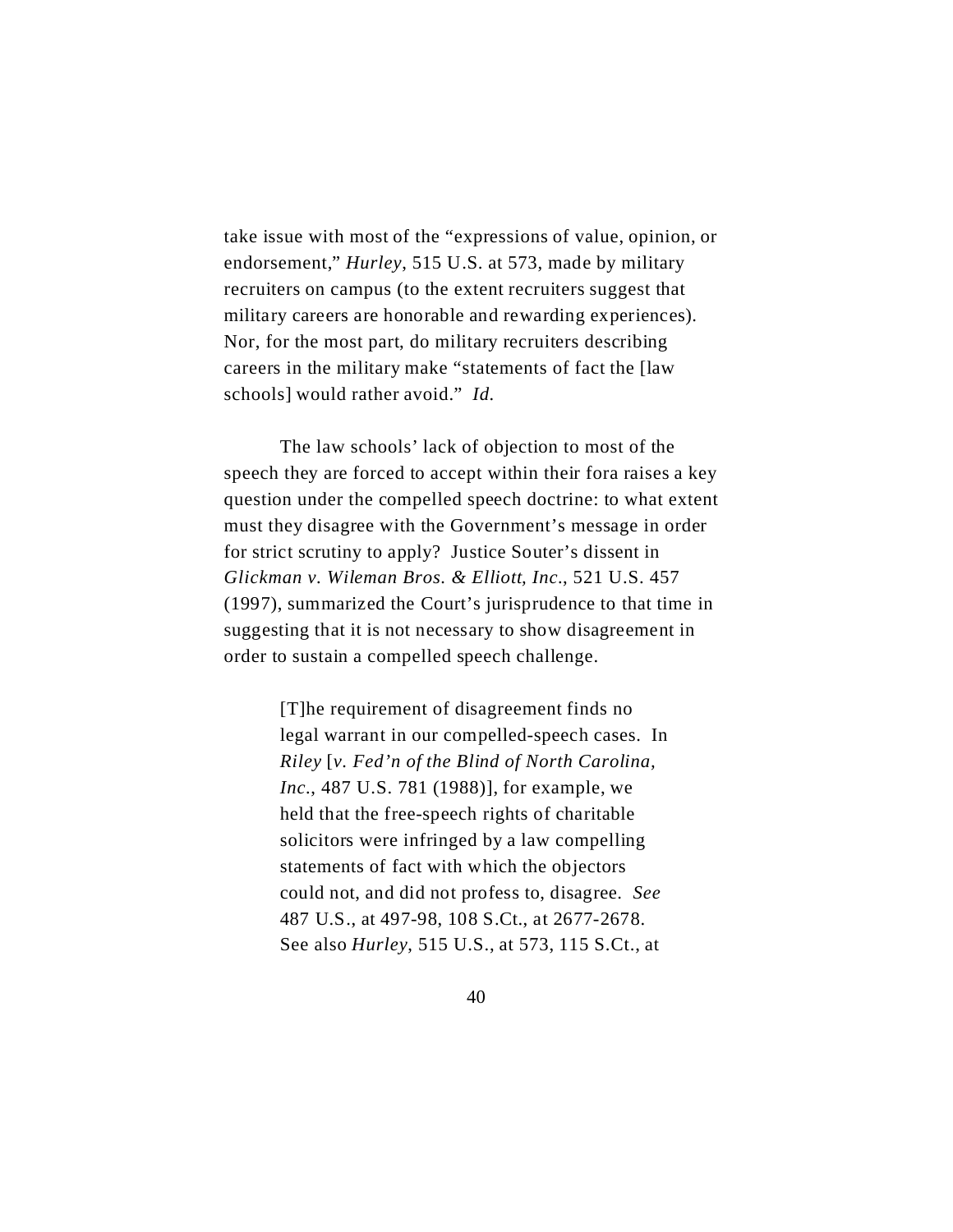take issue with most of the "expressions of value, opinion, or endorsement," *Hurley*, 515 U.S. at 573, made by military recruiters on campus (to the extent recruiters suggest that military careers are honorable and rewarding experiences). Nor, for the most part, do military recruiters describing careers in the military make "statements of fact the [law schools] would rather avoid." *Id.*

The law schools' lack of objection to most of the speech they are forced to accept within their fora raises a key question under the compelled speech doctrine: to what extent must they disagree with the Government's message in order for strict scrutiny to apply? Justice Souter's dissent in *Glickman v. Wileman Bros. & Elliott, Inc.*, 521 U.S. 457 (1997), summarized the Court's jurisprudence to that time in suggesting that it is not necessary to show disagreement in order to sustain a compelled speech challenge.

> [T]he requirement of disagreement finds no legal warrant in our compelled-speech cases. In *Riley* [*v. Fed'n of the Blind of North Carolina, Inc.*, 487 U.S. 781 (1988)], for example, we held that the free-speech rights of charitable solicitors were infringed by a law compelling statements of fact with which the objectors could not, and did not profess to, disagree. *See* 487 U.S., at 497-98, 108 S.Ct., at 2677-2678. See also *Hurley*, 515 U.S., at 573, 115 S.Ct., at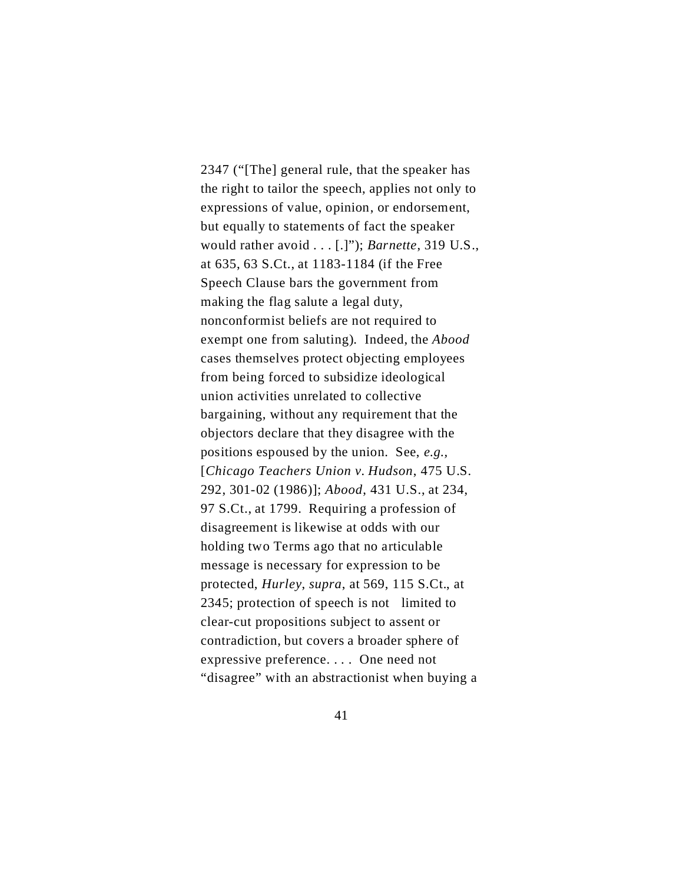2347 (“[The] general rule, that the speaker has the right to tailor the speech, applies not only to expressions of value, opinion, or endorsement, but equally to statements of fact the speaker would rather avoid . . . [.]”); *Barnette*, 319 U.S., at 635, 63 S.Ct., at 1183-1184 (if the Free Speech Clause bars the government from making the flag salute a legal duty, nonconformist beliefs are not required to exempt one from saluting). Indeed, the *Abood* cases themselves protect objecting employees from being forced to subsidize ideological union activities unrelated to collective bargaining, without any requirement that the objectors declare that they disagree with the positions espoused by the union. See, *e.g.*, [*Chicago Teachers Union v. Hudson*, 475 U.S. 292, 301-02 (1986)]; *Abood*, 431 U.S., at 234, 97 S.Ct., at 1799. Requiring a profession of disagreement is likewise at odds with our holding two Terms ago that no articulable message is necessary for expression to be protected, *Hurley*, *supra*, at 569, 115 S.Ct., at 2345; protection of speech is not limited to clear-cut propositions subject to assent or contradiction, but covers a broader sphere of expressive preference. . . . One need not “disagree” with an abstractionist when buying a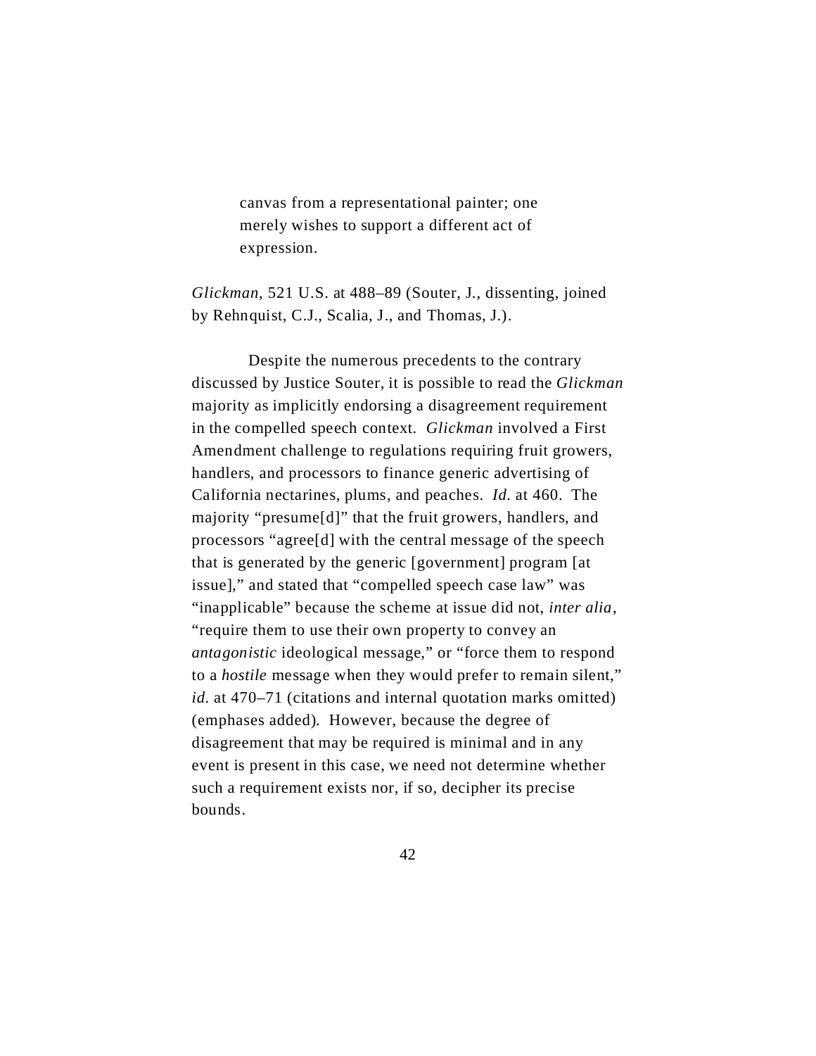> canvas from a representational painter; one merely wishes to support a different act of expression.

*Glickman*, 521 U.S. at 488–89 (Souter, J., dissenting, joined by Rehnquist, C.J., Scalia, J., and Thomas, J.).

Despite the numerous precedents to the contrary discussed by Justice Souter, it is possible to read the *Glickman* majority as implicitly endorsing a disagreement requirement in the compelled speech context. *Glickman* involved a First Amendment challenge to regulations requiring fruit growers, handlers, and processors to finance generic advertising of California nectarines, plums, and peaches. *Id.* at 460. The majority "presume[d]" that the fruit growers, handlers, and processors "agree[d] with the central message of the speech that is generated by the generic [government] program [at issue]," and stated that "compelled speech case law" was "inapplicable" because the scheme at issue did not, *inter alia*, "require them to use their own property to convey an *antagonistic* ideological message," or "force them to respond to a *hostile* message when they would prefer to remain silent," *id.* at 470–71 (citations and internal quotation marks omitted) (emphases added). However, because the degree of disagreement that may be required is minimal and in any event is present in this case, we need not determine whether such a requirement exists nor, if so, decipher its precise bounds.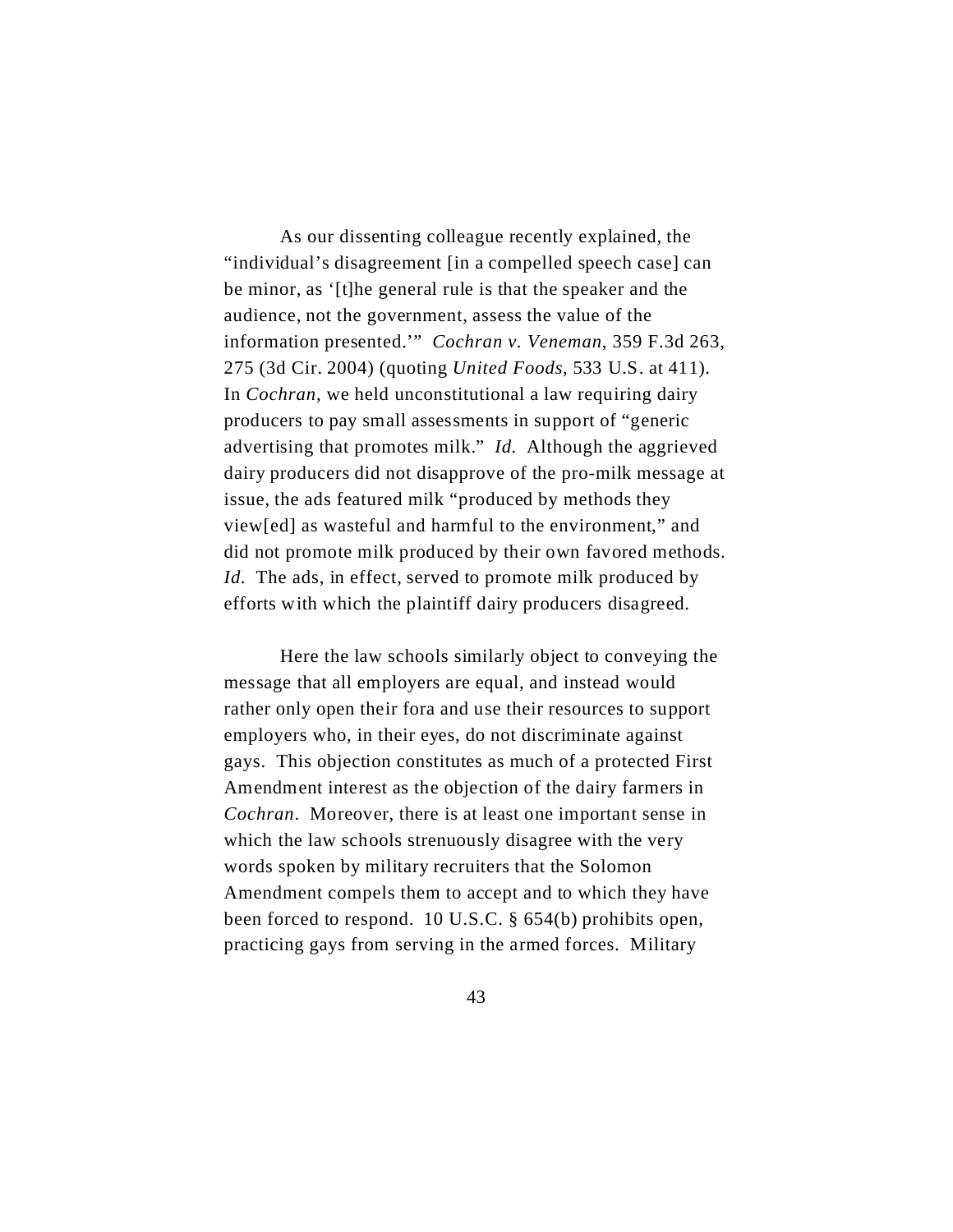As our dissenting colleague recently explained, the "individual's disagreement [in a compelled speech case] can be minor, as '[t]he general rule is that the speaker and the audience, not the government, assess the value of the information presented.'" *Cochran v. Veneman*, 359 F.3d 263, 275 (3d Cir. 2004) (quoting *United Foods*, 533 U.S. at 411). In *Cochran*, we held unconstitutional a law requiring dairy producers to pay small assessments in support of "generic advertising that promotes milk." *Id.* Although the aggrieved dairy producers did not disapprove of the pro-milk message at issue, the ads featured milk "produced by methods they view[ed] as wasteful and harmful to the environment," and did not promote milk produced by their own favored methods. *Id.* The ads, in effect, served to promote milk produced by efforts with which the plaintiff dairy producers disagreed.

Here the law schools similarly object to conveying the message that all employers are equal, and instead would rather only open their fora and use their resources to support employers who, in their eyes, do not discriminate against gays. This objection constitutes as much of a protected First Amendment interest as the objection of the dairy farmers in *Cochran*. Moreover, there is at least one important sense in which the law schools strenuously disagree with the very words spoken by military recruiters that the Solomon Amendment compels them to accept and to which they have been forced to respond. 10 U.S.C. § 654(b) prohibits open, practicing gays from serving in the armed forces. Military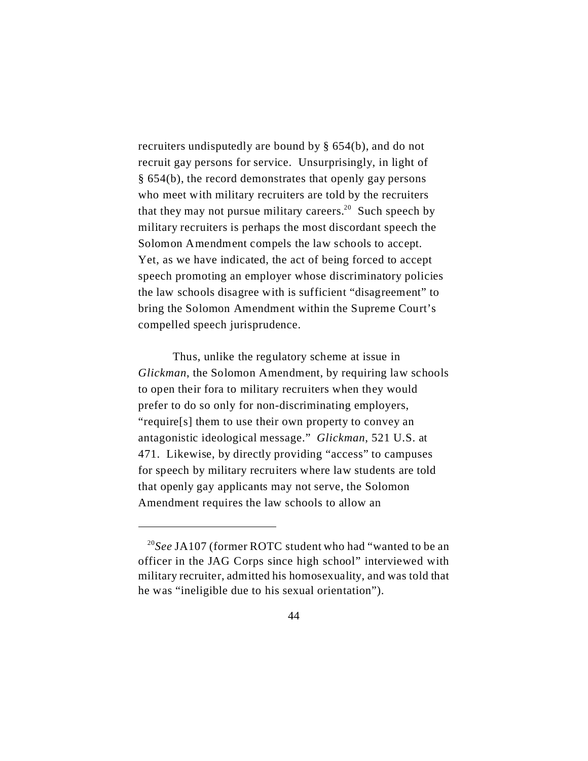recruiters undisputedly are bound by § 654(b), and do not recruit gay persons for service. Unsurprisingly, in light of § 654(b), the record demonstrates that openly gay persons who meet with military recruiters are told by the recruiters that they may not pursue military careers.[20] Such speech by military recruiters is perhaps the most discordant speech the Solomon Amendment compels the law schools to accept. Yet, as we have indicated, the act of being forced to accept speech promoting an employer whose discriminatory policies the law schools disagree with is sufficient "disagreement" to bring the Solomon Amendment within the Supreme Court's compelled speech jurisprudence.

Thus, unlike the regulatory scheme at issue in *Glickman*, the Solomon Amendment, by requiring law schools to open their fora to military recruiters when they would prefer to do so only for non-discriminating employers, "require[s] them to use their own property to convey an antagonistic ideological message." *Glickman*, 521 U.S. at 471. Likewise, by directly providing "access" to campuses for speech by military recruiters where law students are told that openly gay applicants may not serve, the Solomon Amendment requires the law schools to allow an

---

[20]*See* JA107 (former ROTC student who had "wanted to be an officer in the JAG Corps since high school" interviewed with military recruiter, admitted his homosexuality, and was told that he was "ineligible due to his sexual orientation").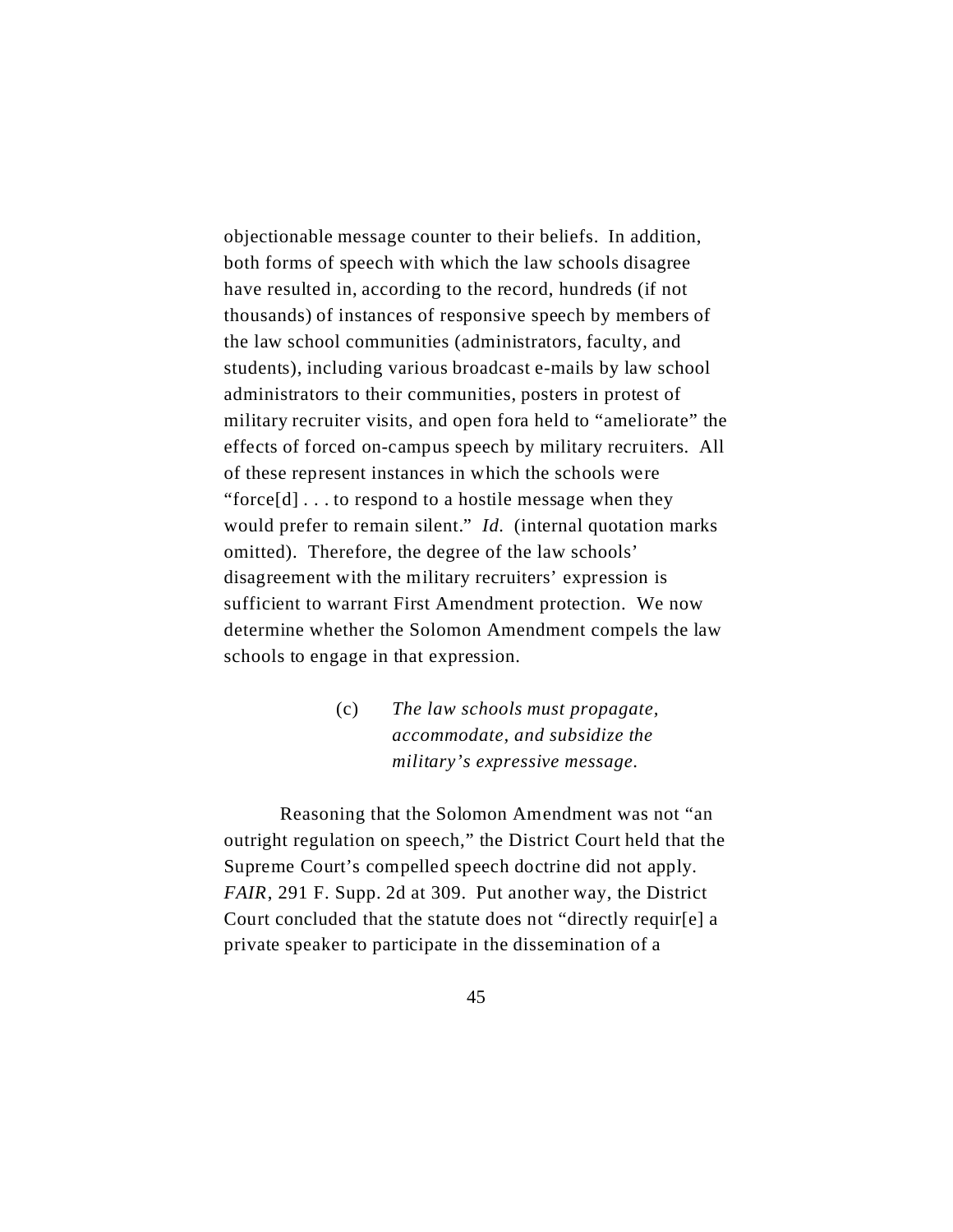objectionable message counter to their beliefs. In addition, both forms of speech with which the law schools disagree have resulted in, according to the record, hundreds (if not thousands) of instances of responsive speech by members of the law school communities (administrators, faculty, and students), including various broadcast e-mails by law school administrators to their communities, posters in protest of military recruiter visits, and open fora held to "ameliorate" the effects of forced on-campus speech by military recruiters. All of these represent instances in which the schools were "force[d] . . . to respond to a hostile message when they would prefer to remain silent." *Id.* (internal quotation marks omitted). Therefore, the degree of the law schools' disagreement with the military recruiters' expression is sufficient to warrant First Amendment protection. We now determine whether the Solomon Amendment compels the law schools to engage in that expression.

(c) *The law schools must propagate, accommodate, and subsidize the military's expressive message.*

Reasoning that the Solomon Amendment was not "an outright regulation on speech," the District Court held that the Supreme Court's compelled speech doctrine did not apply. *FAIR*, 291 F. Supp. 2d at 309. Put another way, the District Court concluded that the statute does not "directly requir[e] a private speaker to participate in the dissemination of a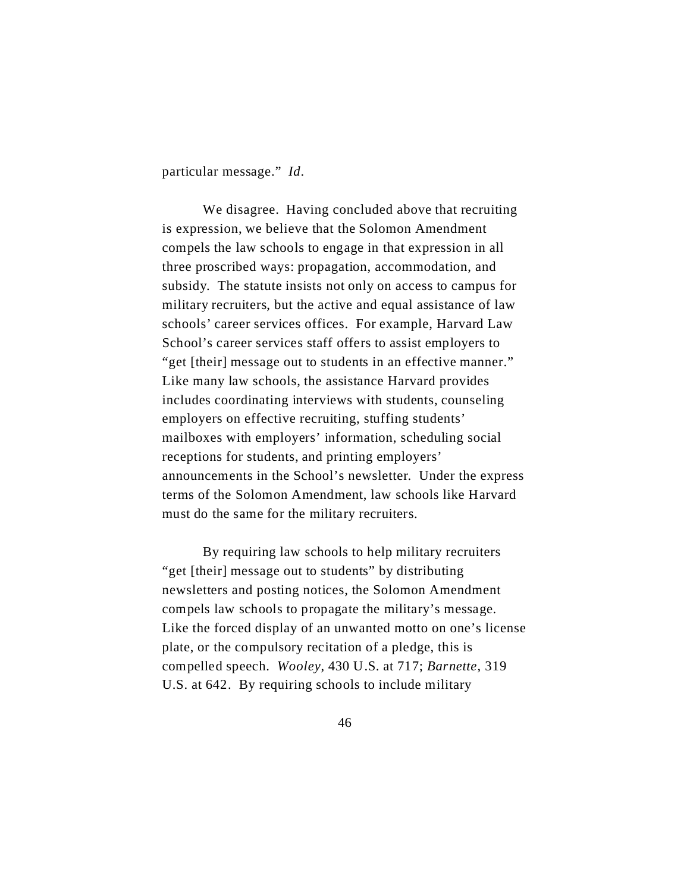particular message." *Id.*

We disagree. Having concluded above that recruiting is expression, we believe that the Solomon Amendment compels the law schools to engage in that expression in all three proscribed ways: propagation, accommodation, and subsidy. The statute insists not only on access to campus for military recruiters, but the active and equal assistance of law schools' career services offices. For example, Harvard Law School's career services staff offers to assist employers to "get [their] message out to students in an effective manner." Like many law schools, the assistance Harvard provides includes coordinating interviews with students, counseling employers on effective recruiting, stuffing students' mailboxes with employers' information, scheduling social receptions for students, and printing employers' announcements in the School's newsletter. Under the express terms of the Solomon Amendment, law schools like Harvard must do the same for the military recruiters.

By requiring law schools to help military recruiters "get [their] message out to students" by distributing newsletters and posting notices, the Solomon Amendment compels law schools to propagate the military's message. Like the forced display of an unwanted motto on one's license plate, or the compulsory recitation of a pledge, this is compelled speech. *Wooley*, 430 U.S. at 717; *Barnette*, 319 U.S. at 642. By requiring schools to include military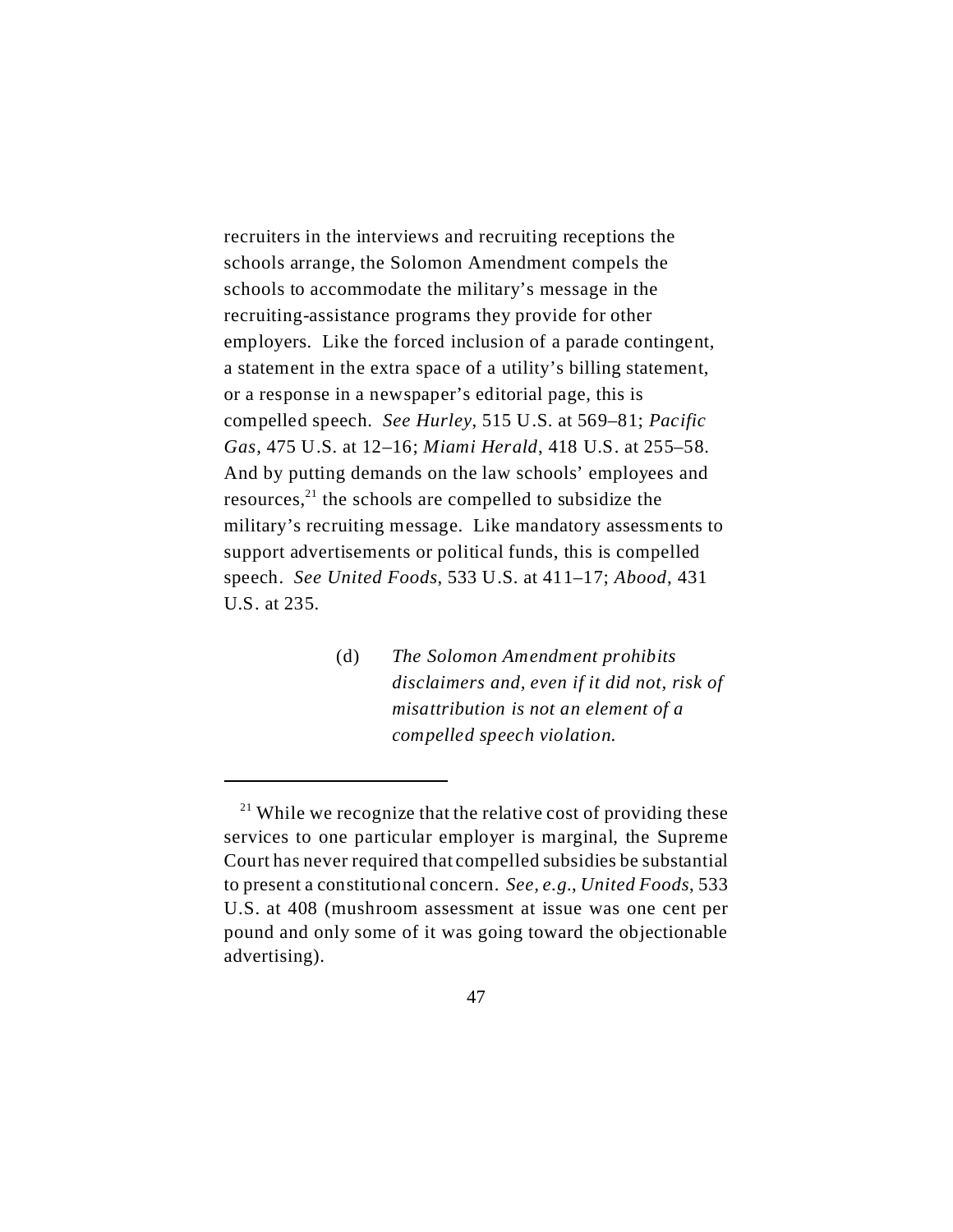recruiters in the interviews and recruiting receptions the schools arrange, the Solomon Amendment compels the schools to accommodate the military's message in the recruiting-assistance programs they provide for other employers. Like the forced inclusion of a parade contingent, a statement in the extra space of a utility's billing statement, or a response in a newspaper's editorial page, this is compelled speech. *See Hurley*, 515 U.S. at 569–81; *Pacific Gas*, 475 U.S. at 12–16; *Miami Herald*, 418 U.S. at 255–58. And by putting demands on the law schools' employees and resources,[21] the schools are compelled to subsidize the military's recruiting message. Like mandatory assessments to support advertisements or political funds, this is compelled speech. *See United Foods*, 533 U.S. at 411–17; *Abood*, 431 U.S. at 235.

(d) *The Solomon Amendment prohibits disclaimers and, even if it did not, risk of misattribution is not an element of a compelled speech violation.*

---

[21] While we recognize that the relative cost of providing these services to one particular employer is marginal, the Supreme Court has never required that compelled subsidies be substantial to present a constitutional concern. *See, e.g.*, *United Foods*, 533 U.S. at 408 (mushroom assessment at issue was one cent per pound and only some of it was going toward the objectionable advertising).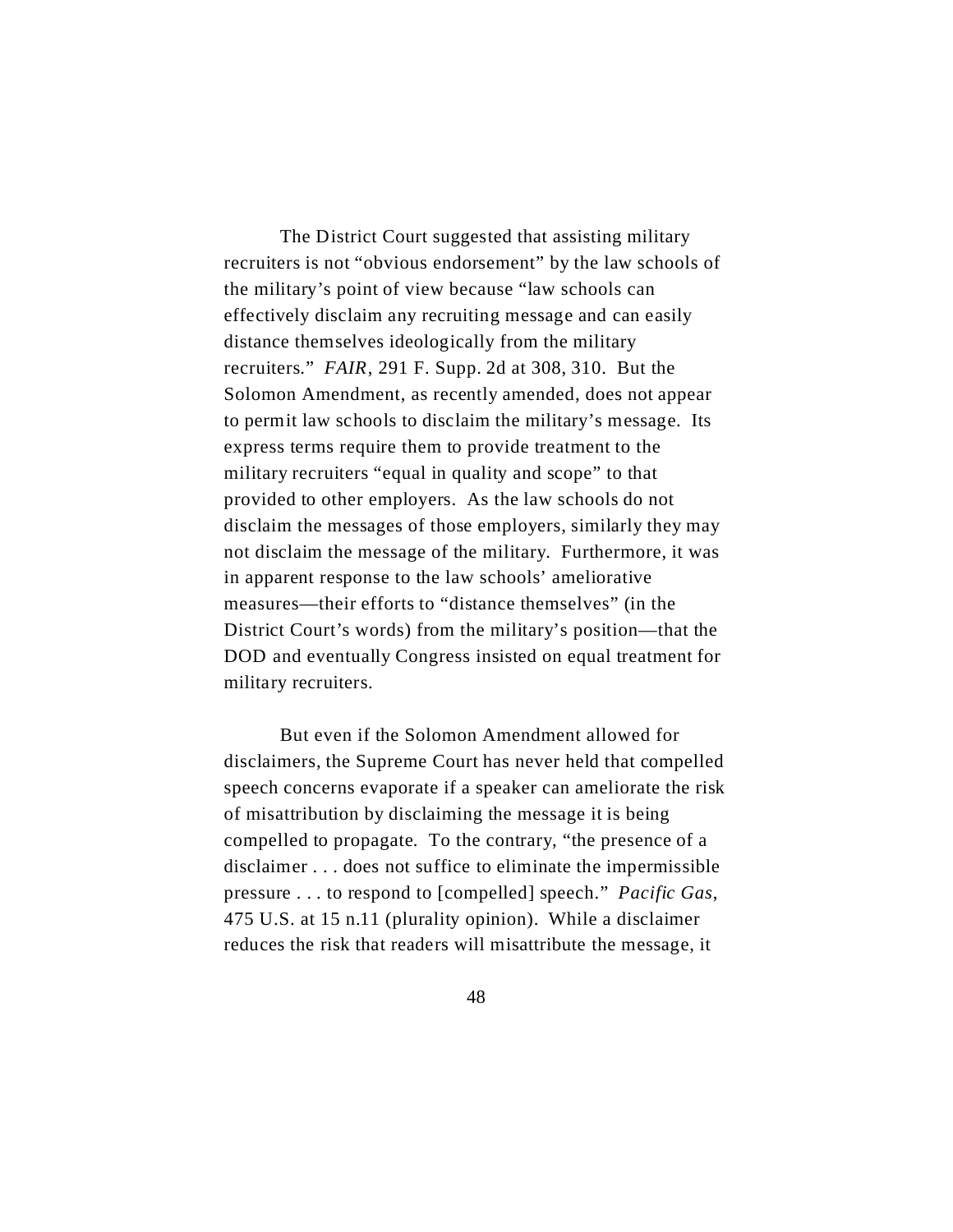The District Court suggested that assisting military recruiters is not "obvious endorsement" by the law schools of the military's point of view because "law schools can effectively disclaim any recruiting message and can easily distance themselves ideologically from the military recruiters." *FAIR*, 291 F. Supp. 2d at 308, 310. But the Solomon Amendment, as recently amended, does not appear to permit law schools to disclaim the military's message. Its express terms require them to provide treatment to the military recruiters "equal in quality and scope" to that provided to other employers. As the law schools do not disclaim the messages of those employers, similarly they may not disclaim the message of the military. Furthermore, it was in apparent response to the law schools' ameliorative measures—their efforts to "distance themselves" (in the District Court's words) from the military's position—that the DOD and eventually Congress insisted on equal treatment for military recruiters.

But even if the Solomon Amendment allowed for disclaimers, the Supreme Court has never held that compelled speech concerns evaporate if a speaker can ameliorate the risk of misattribution by disclaiming the message it is being compelled to propagate. To the contrary, "the presence of a disclaimer . . . does not suffice to eliminate the impermissible pressure . . . to respond to [compelled] speech." *Pacific Gas*, 475 U.S. at 15 n.11 (plurality opinion). While a disclaimer reduces the risk that readers will misattribute the message, it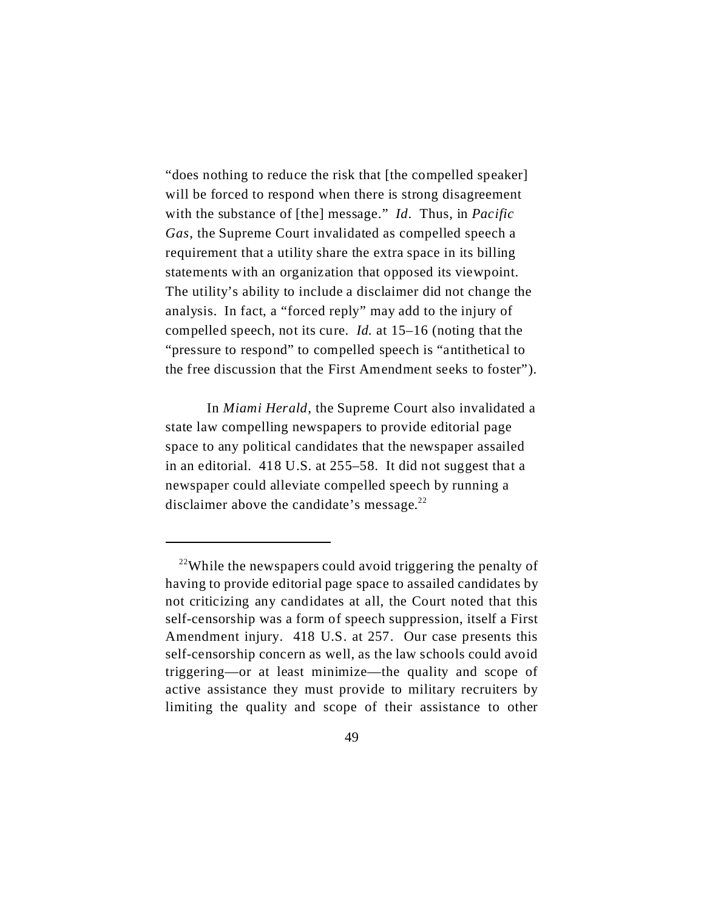"does nothing to reduce the risk that [the compelled speaker] will be forced to respond when there is strong disagreement with the substance of [the] message." *Id*. Thus, in *Pacific Gas*, the Supreme Court invalidated as compelled speech a requirement that a utility share the extra space in its billing statements with an organization that opposed its viewpoint. The utility's ability to include a disclaimer did not change the analysis. In fact, a "forced reply" may add to the injury of compelled speech, not its cure. *Id.* at 15–16 (noting that the "pressure to respond" to compelled speech is "antithetical to the free discussion that the First Amendment seeks to foster").

In *Miami Herald*, the Supreme Court also invalidated a state law compelling newspapers to provide editorial page space to any political candidates that the newspaper assailed in an editorial. 418 U.S. at 255–58. It did not suggest that a newspaper could alleviate compelled speech by running a disclaimer above the candidate's message.[22]

---

[22]While the newspapers could avoid triggering the penalty of having to provide editorial page space to assailed candidates by not criticizing any candidates at all, the Court noted that this self-censorship was a form of speech suppression, itself a First Amendment injury. 418 U.S. at 257. Our case presents this self-censorship concern as well, as the law schools could avoid triggering—or at least minimize—the quality and scope of active assistance they must provide to military recruiters by limiting the quality and scope of their assistance to other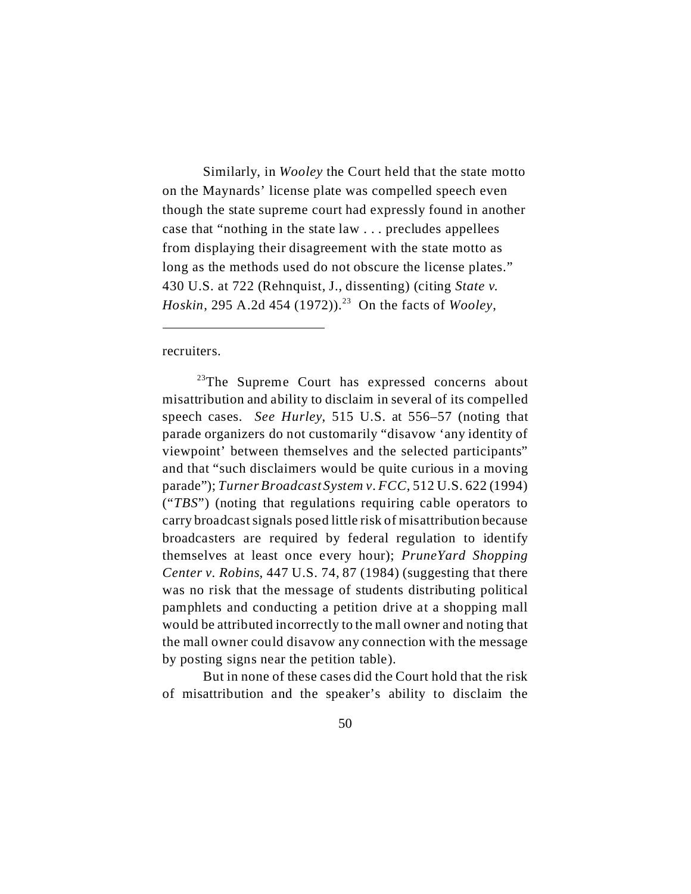Similarly, in *Wooley* the Court held that the state motto on the Maynards' license plate was compelled speech even though the state supreme court had expressly found in another case that "nothing in the state law . . . precludes appellees from displaying their disagreement with the state motto as long as the methods used do not obscure the license plates." 430 U.S. at 722 (Rehnquist, J., dissenting) (citing *State v. Hoskin*, 295 A.2d 454 (1972)).[23] On the facts of *Wooley*,

---

recruiters.

[23]The Supreme Court has expressed concerns about misattribution and ability to disclaim in several of its compelled speech cases. *See Hurley*, 515 U.S. at 556–57 (noting that parade organizers do not customarily "disavow 'any identity of viewpoint' between themselves and the selected participants" and that "such disclaimers would be quite curious in a moving parade"); *Turner Broadcast System v. FCC*, 512 U.S. 622 (1994) ("*TBS*") (noting that regulations requiring cable operators to carry broadcast signals posed little risk of misattribution because broadcasters are required by federal regulation to identify themselves at least once every hour); *PruneYard Shopping Center v. Robins*, 447 U.S. 74, 87 (1984) (suggesting that there was no risk that the message of students distributing political pamphlets and conducting a petition drive at a shopping mall would be attributed incorrectly to the mall owner and noting that the mall owner could disavow any connection with the message by posting signs near the petition table).

But in none of these cases did the Court hold that the risk of misattribution and the speaker's ability to disclaim the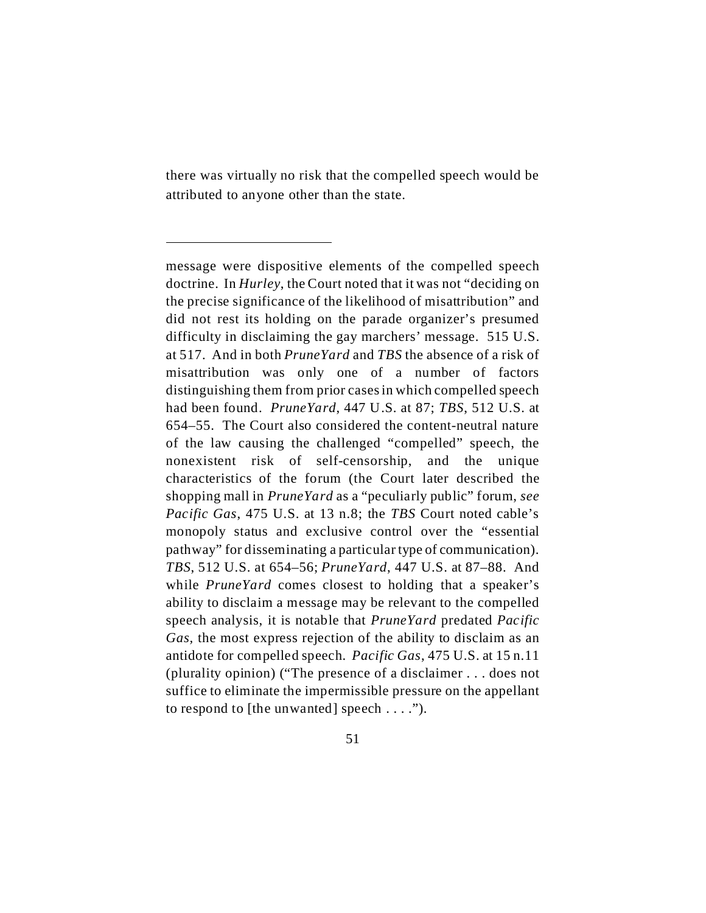there was virtually no risk that the compelled speech would be attributed to anyone other than the state.

---

message were dispositive elements of the compelled speech doctrine. In *Hurley*, the Court noted that it was not "deciding on the precise significance of the likelihood of misattribution" and did not rest its holding on the parade organizer's presumed difficulty in disclaiming the gay marchers' message. 515 U.S. at 517. And in both *PruneYard* and *TBS* the absence of a risk of misattribution was only one of a number of factors distinguishing them from prior cases in which compelled speech had been found. *PruneYard*, 447 U.S. at 87; *TBS*, 512 U.S. at 654–55. The Court also considered the content-neutral nature of the law causing the challenged "compelled" speech, the nonexistent risk of self-censorship, and the unique characteristics of the forum (the Court later described the shopping mall in *PruneYard* as a "peculiarly public" forum, *see Pacific Gas*, 475 U.S. at 13 n.8; the *TBS* Court noted cable's monopoly status and exclusive control over the "essential pathway" for disseminating a particular type of communication). *TBS*, 512 U.S. at 654–56; *PruneYard*, 447 U.S. at 87–88. And while *PruneYard* comes closest to holding that a speaker's ability to disclaim a message may be relevant to the compelled speech analysis, it is notable that *PruneYard* predated *Pacific Gas*, the most express rejection of the ability to disclaim as an antidote for compelled speech. *Pacific Gas*, 475 U.S. at 15 n.11 (plurality opinion) ("The presence of a disclaimer . . . does not suffice to eliminate the impermissible pressure on the appellant to respond to [the unwanted] speech . . . .").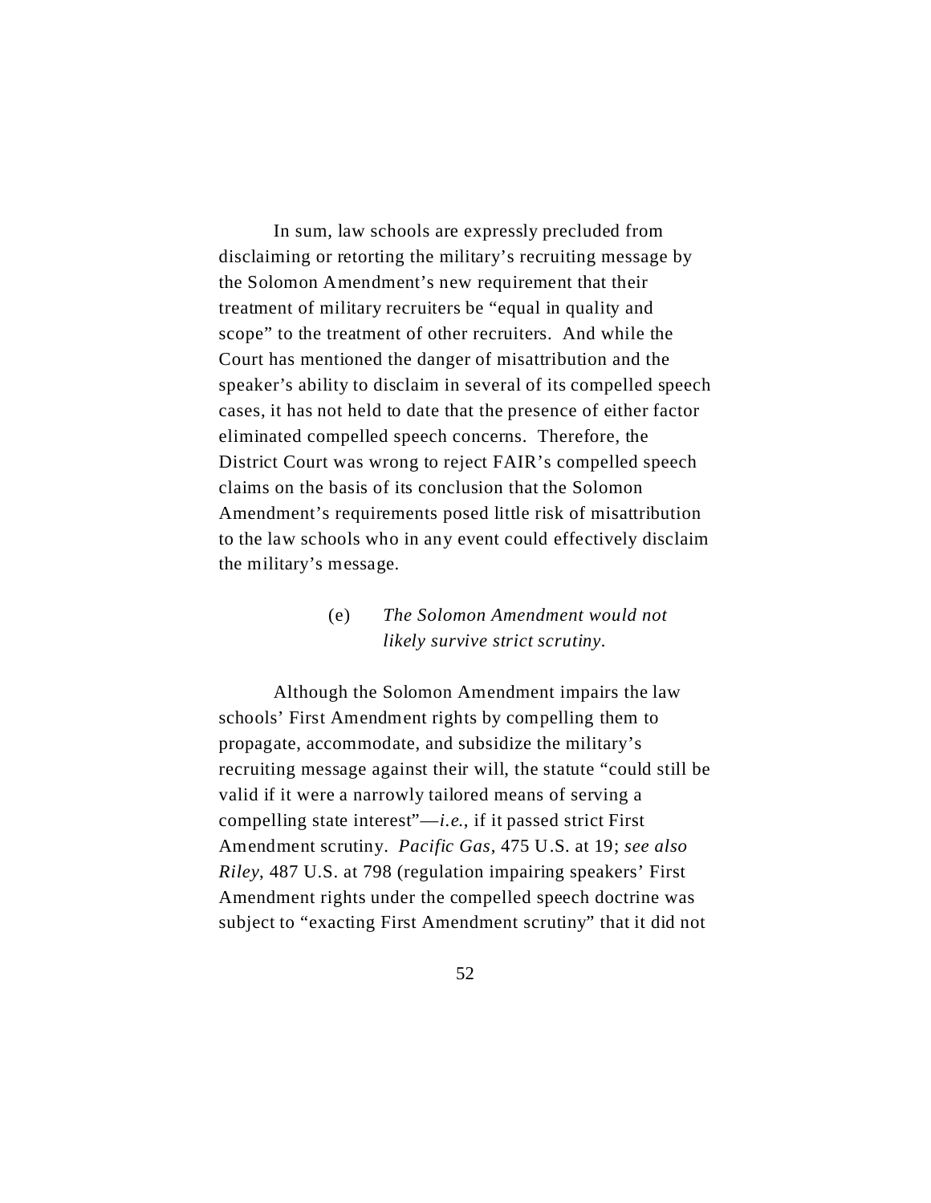In sum, law schools are expressly precluded from disclaiming or retorting the military's recruiting message by the Solomon Amendment's new requirement that their treatment of military recruiters be "equal in quality and scope" to the treatment of other recruiters. And while the Court has mentioned the danger of misattribution and the speaker's ability to disclaim in several of its compelled speech cases, it has not held to date that the presence of either factor eliminated compelled speech concerns. Therefore, the District Court was wrong to reject FAIR's compelled speech claims on the basis of its conclusion that the Solomon Amendment's requirements posed little risk of misattribution to the law schools who in any event could effectively disclaim the military's message.

(e) *The Solomon Amendment would not likely survive strict scrutiny.*

Although the Solomon Amendment impairs the law schools' First Amendment rights by compelling them to propagate, accommodate, and subsidize the military's recruiting message against their will, the statute "could still be valid if it were a narrowly tailored means of serving a compelling state interest"—*i.e.*, if it passed strict First Amendment scrutiny. *Pacific Gas*, 475 U.S. at 19; *see also Riley*, 487 U.S. at 798 (regulation impairing speakers' First Amendment rights under the compelled speech doctrine was subject to "exacting First Amendment scrutiny" that it did not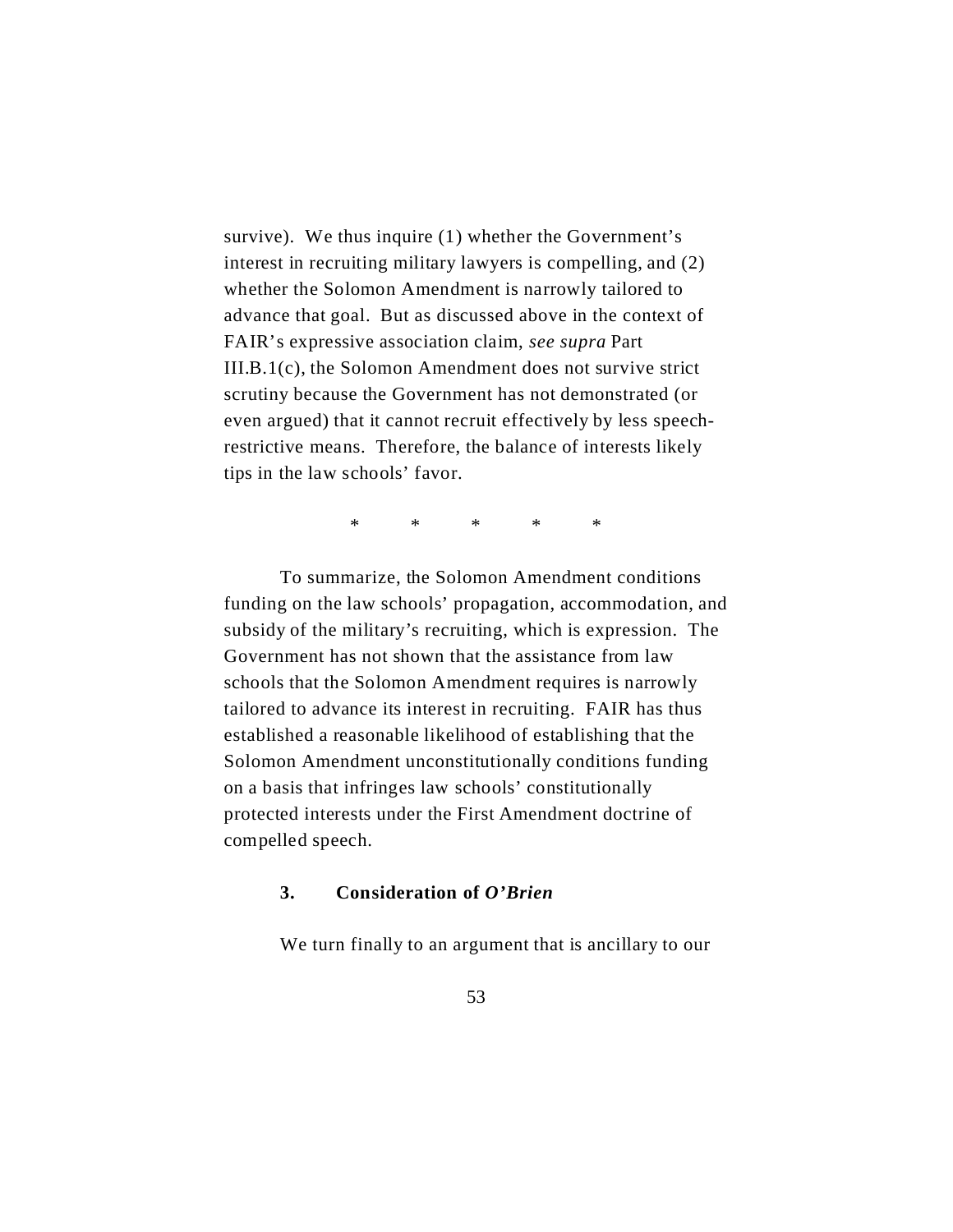survive). We thus inquire (1) whether the Government's interest in recruiting military lawyers is compelling, and (2) whether the Solomon Amendment is narrowly tailored to advance that goal. But as discussed above in the context of FAIR's expressive association claim, *see supra* Part III.B.1(c), the Solomon Amendment does not survive strict scrutiny because the Government has not demonstrated (or even argued) that it cannot recruit effectively by less speech-restrictive means. Therefore, the balance of interests likely tips in the law schools' favor.

\* \* \* \* \*

To summarize, the Solomon Amendment conditions funding on the law schools' propagation, accommodation, and subsidy of the military's recruiting, which is expression. The Government has not shown that the assistance from law schools that the Solomon Amendment requires is narrowly tailored to advance its interest in recruiting. FAIR has thus established a reasonable likelihood of establishing that the Solomon Amendment unconstitutionally conditions funding on a basis that infringes law schools' constitutionally protected interests under the First Amendment doctrine of compelled speech.

### 3. Consideration of *O'Brien*

We turn finally to an argument that is ancillary to our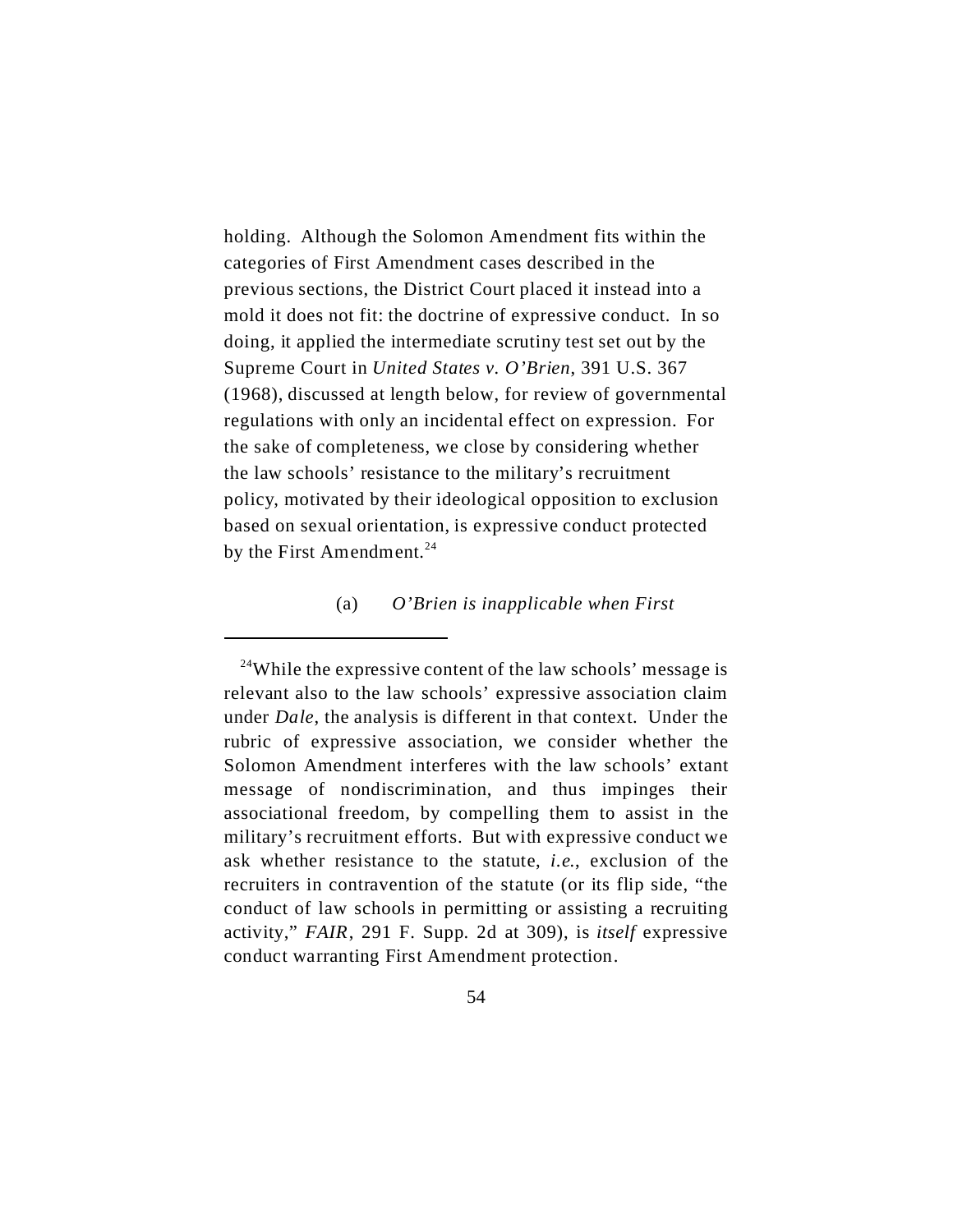holding. Although the Solomon Amendment fits within the categories of First Amendment cases described in the previous sections, the District Court placed it instead into a mold it does not fit: the doctrine of expressive conduct. In so doing, it applied the intermediate scrutiny test set out by the Supreme Court in *United States v. O'Brien*, 391 U.S. 367 (1968), discussed at length below, for review of governmental regulations with only an incidental effect on expression. For the sake of completeness, we close by considering whether the law schools' resistance to the military's recruitment policy, motivated by their ideological opposition to exclusion based on sexual orientation, is expressive conduct protected by the First Amendment.[24]

(a) *O'Brien is inapplicable when First*

---

[24]While the expressive content of the law schools' message is relevant also to the law schools' expressive association claim under *Dale*, the analysis is different in that context. Under the rubric of expressive association, we consider whether the Solomon Amendment interferes with the law schools' extant message of nondiscrimination, and thus impinges their associational freedom, by compelling them to assist in the military's recruitment efforts. But with expressive conduct we ask whether resistance to the statute, *i.e.*, exclusion of the recruiters in contravention of the statute (or its flip side, "the conduct of law schools in permitting or assisting a recruiting activity," *FAIR*, 291 F. Supp. 2d at 309), is *itself* expressive conduct warranting First Amendment protection.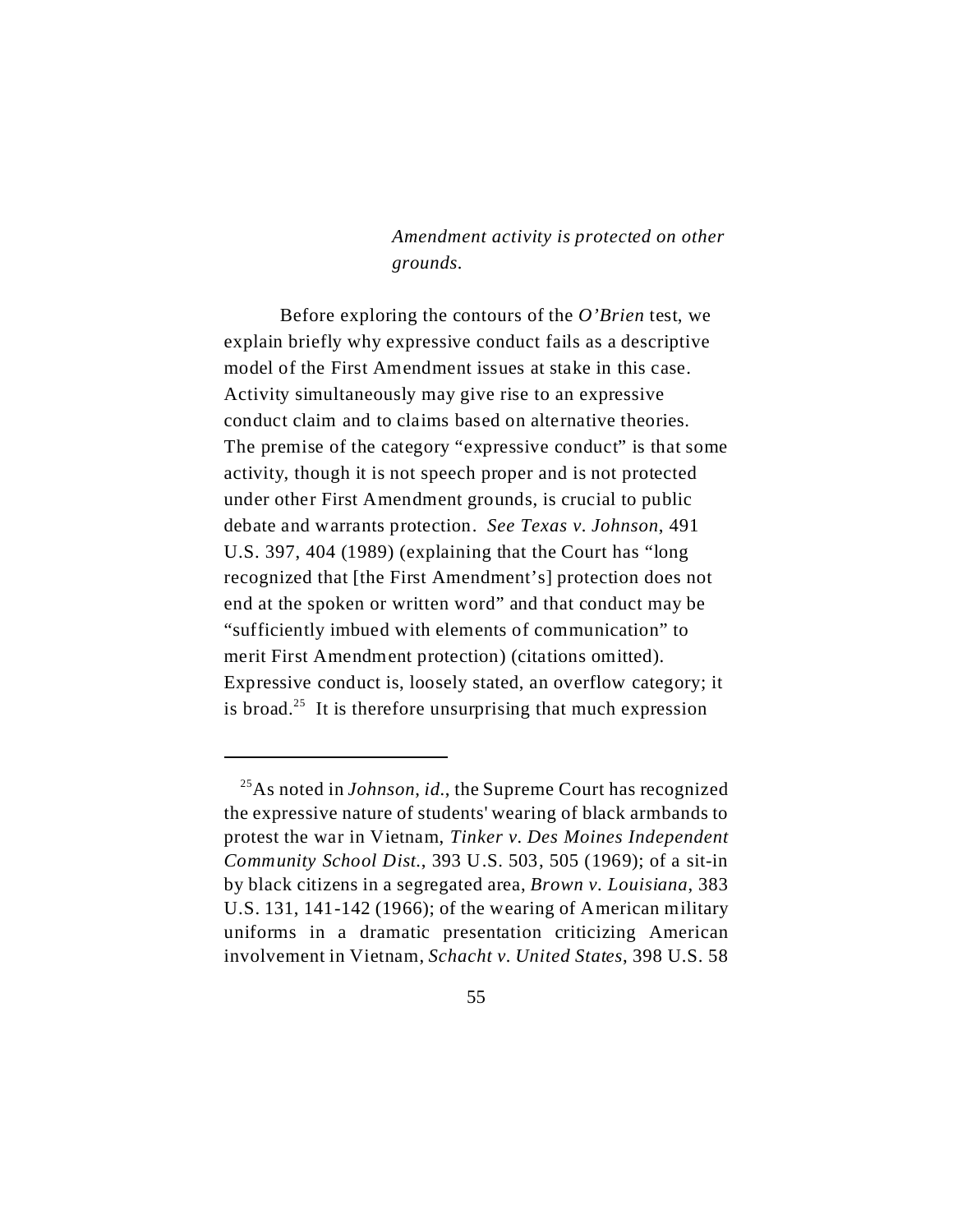*Amendment activity is protected on other grounds.*

Before exploring the contours of the *O'Brien* test, we explain briefly why expressive conduct fails as a descriptive model of the First Amendment issues at stake in this case. Activity simultaneously may give rise to an expressive conduct claim and to claims based on alternative theories. The premise of the category "expressive conduct" is that some activity, though it is not speech proper and is not protected under other First Amendment grounds, is crucial to public debate and warrants protection. *See Texas v. Johnson*, 491 U.S. 397, 404 (1989) (explaining that the Court has "long recognized that [the First Amendment's] protection does not end at the spoken or written word" and that conduct may be "sufficiently imbued with elements of communication" to merit First Amendment protection) (citations omitted). Expressive conduct is, loosely stated, an overflow category; it is broad.[25] It is therefore unsurprising that much expression

---

[25]As noted in *Johnson*, *id.*, the Supreme Court has recognized the expressive nature of students' wearing of black armbands to protest the war in Vietnam, *Tinker v. Des Moines Independent Community School Dist.*, 393 U.S. 503, 505 (1969); of a sit-in by black citizens in a segregated area, *Brown v. Louisiana*, 383 U.S. 131, 141-142 (1966); of the wearing of American military uniforms in a dramatic presentation criticizing American involvement in Vietnam, *Schacht v. United States*, 398 U.S. 58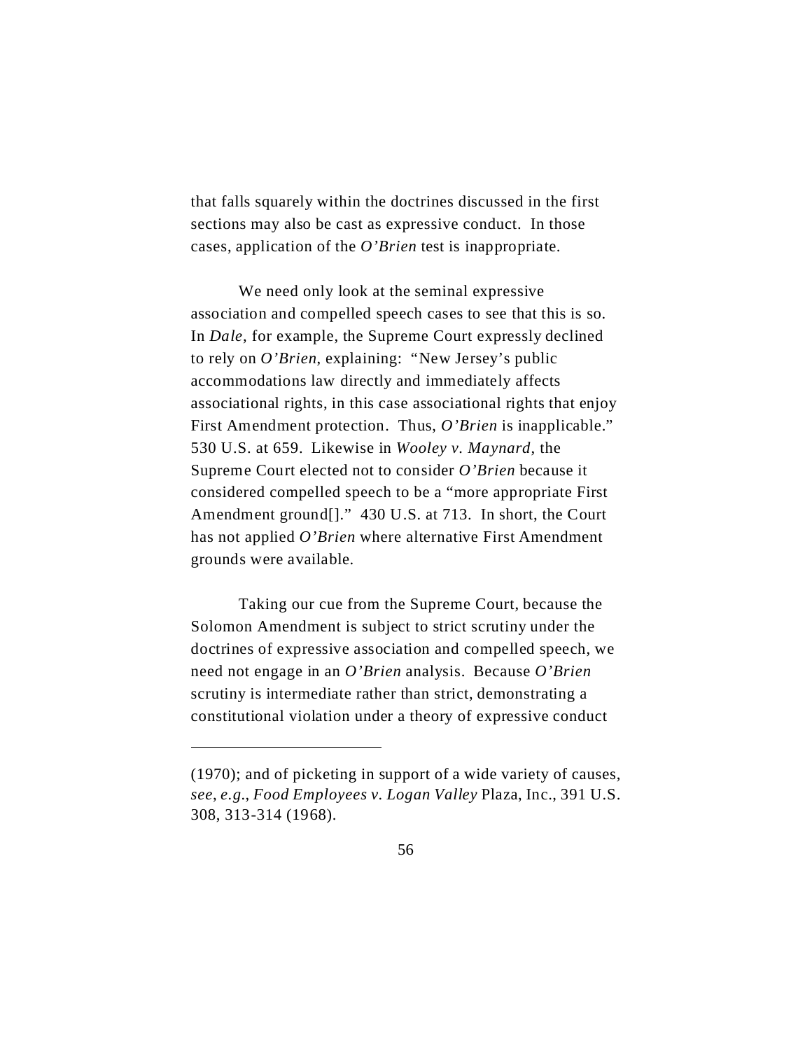that falls squarely within the doctrines discussed in the first sections may also be cast as expressive conduct. In those cases, application of the *O'Brien* test is inappropriate.

We need only look at the seminal expressive association and compelled speech cases to see that this is so. In *Dale*, for example, the Supreme Court expressly declined to rely on *O'Brien*, explaining: "New Jersey's public accommodations law directly and immediately affects associational rights, in this case associational rights that enjoy First Amendment protection. Thus, *O'Brien* is inapplicable." 530 U.S. at 659. Likewise in *Wooley v. Maynard*, the Supreme Court elected not to consider *O'Brien* because it considered compelled speech to be a "more appropriate First Amendment ground[]." 430 U.S. at 713. In short, the Court has not applied *O'Brien* where alternative First Amendment grounds were available.

Taking our cue from the Supreme Court, because the Solomon Amendment is subject to strict scrutiny under the doctrines of expressive association and compelled speech, we need not engage in an *O'Brien* analysis. Because *O'Brien* scrutiny is intermediate rather than strict, demonstrating a constitutional violation under a theory of expressive conduct

---

(1970); and of picketing in support of a wide variety of causes, *see, e.g.*, *Food Employees v. Logan Valley* Plaza, Inc., 391 U.S. 308, 313-314 (1968).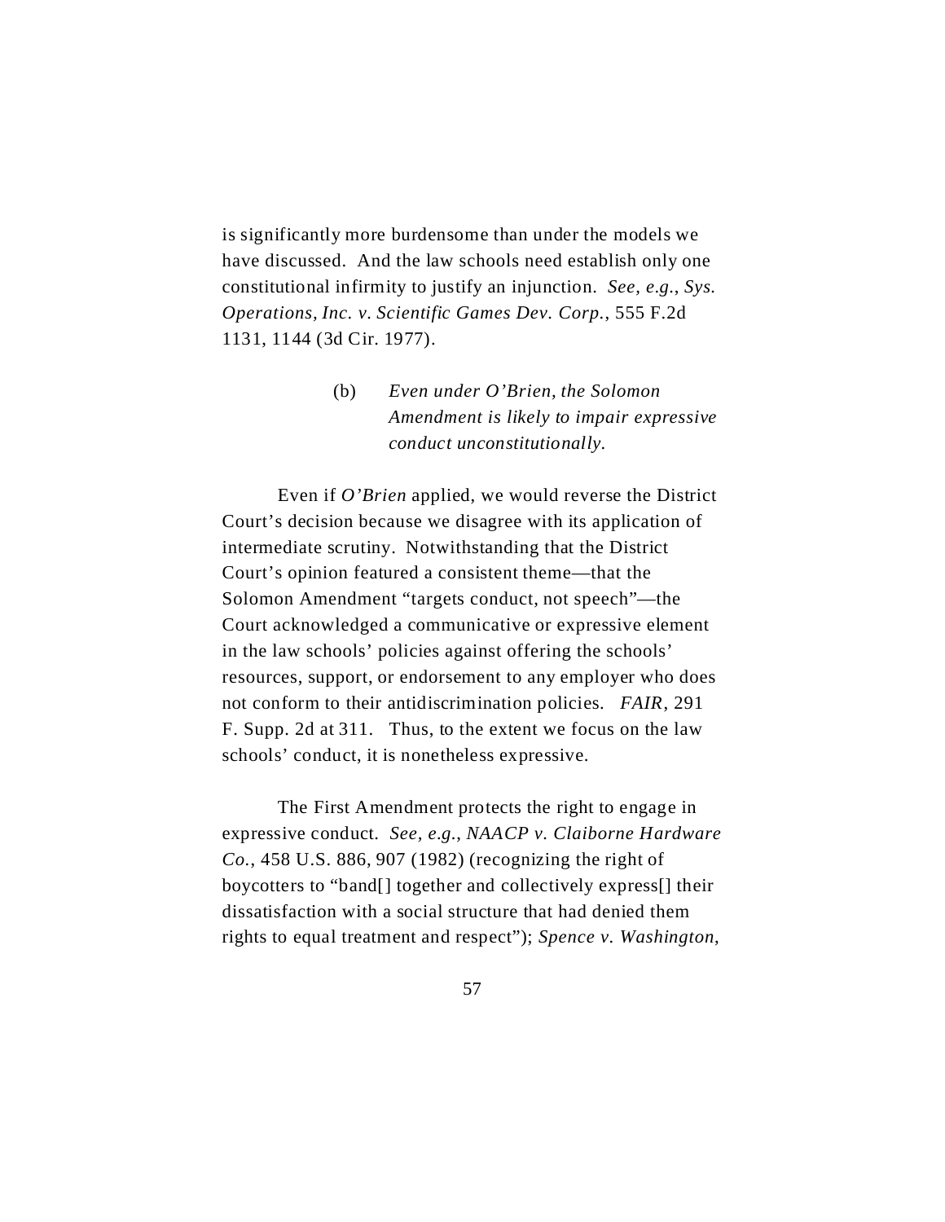is significantly more burdensome than under the models we have discussed. And the law schools need establish only one constitutional infirmity to justify an injunction. *See, e.g.*, *Sys. Operations, Inc. v. Scientific Games Dev. Corp.*, 555 F.2d 1131, 1144 (3d Cir. 1977).

(b) *Even under O'Brien, the Solomon Amendment is likely to impair expressive conduct unconstitutionally.*

Even if *O'Brien* applied, we would reverse the District Court's decision because we disagree with its application of intermediate scrutiny. Notwithstanding that the District Court's opinion featured a consistent theme—that the Solomon Amendment "targets conduct, not speech"—the Court acknowledged a communicative or expressive element in the law schools' policies against offering the schools' resources, support, or endorsement to any employer who does not conform to their antidiscrimination policies. *FAIR*, 291 F. Supp. 2d at 311. Thus, to the extent we focus on the law schools' conduct, it is nonetheless expressive.

The First Amendment protects the right to engage in expressive conduct. *See, e.g.*, *NAACP v. Claiborne Hardware Co.*, 458 U.S. 886, 907 (1982) (recognizing the right of boycotters to "band[] together and collectively express[] their dissatisfaction with a social structure that had denied them rights to equal treatment and respect"); *Spence v. Washington*,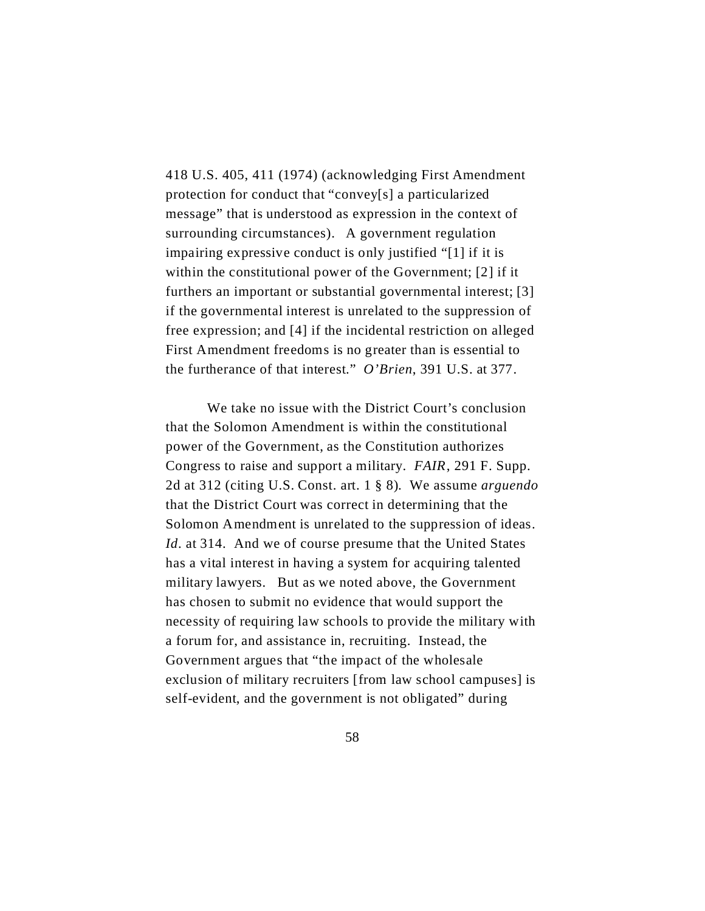418 U.S. 405, 411 (1974) (acknowledging First Amendment protection for conduct that "convey[s] a particularized message" that is understood as expression in the context of surrounding circumstances). A government regulation impairing expressive conduct is only justified "[1] if it is within the constitutional power of the Government; [2] if it furthers an important or substantial governmental interest; [3] if the governmental interest is unrelated to the suppression of free expression; and [4] if the incidental restriction on alleged First Amendment freedoms is no greater than is essential to the furtherance of that interest." *O'Brien*, 391 U.S. at 377.

We take no issue with the District Court's conclusion that the Solomon Amendment is within the constitutional power of the Government, as the Constitution authorizes Congress to raise and support a military. *FAIR*, 291 F. Supp. 2d at 312 (citing U.S. Const. art. 1 § 8). We assume *arguendo* that the District Court was correct in determining that the Solomon Amendment is unrelated to the suppression of ideas. *Id*. at 314. And we of course presume that the United States has a vital interest in having a system for acquiring talented military lawyers. But as we noted above, the Government has chosen to submit no evidence that would support the necessity of requiring law schools to provide the military with a forum for, and assistance in, recruiting. Instead, the Government argues that "the impact of the wholesale exclusion of military recruiters [from law school campuses] is self-evident, and the government is not obligated" during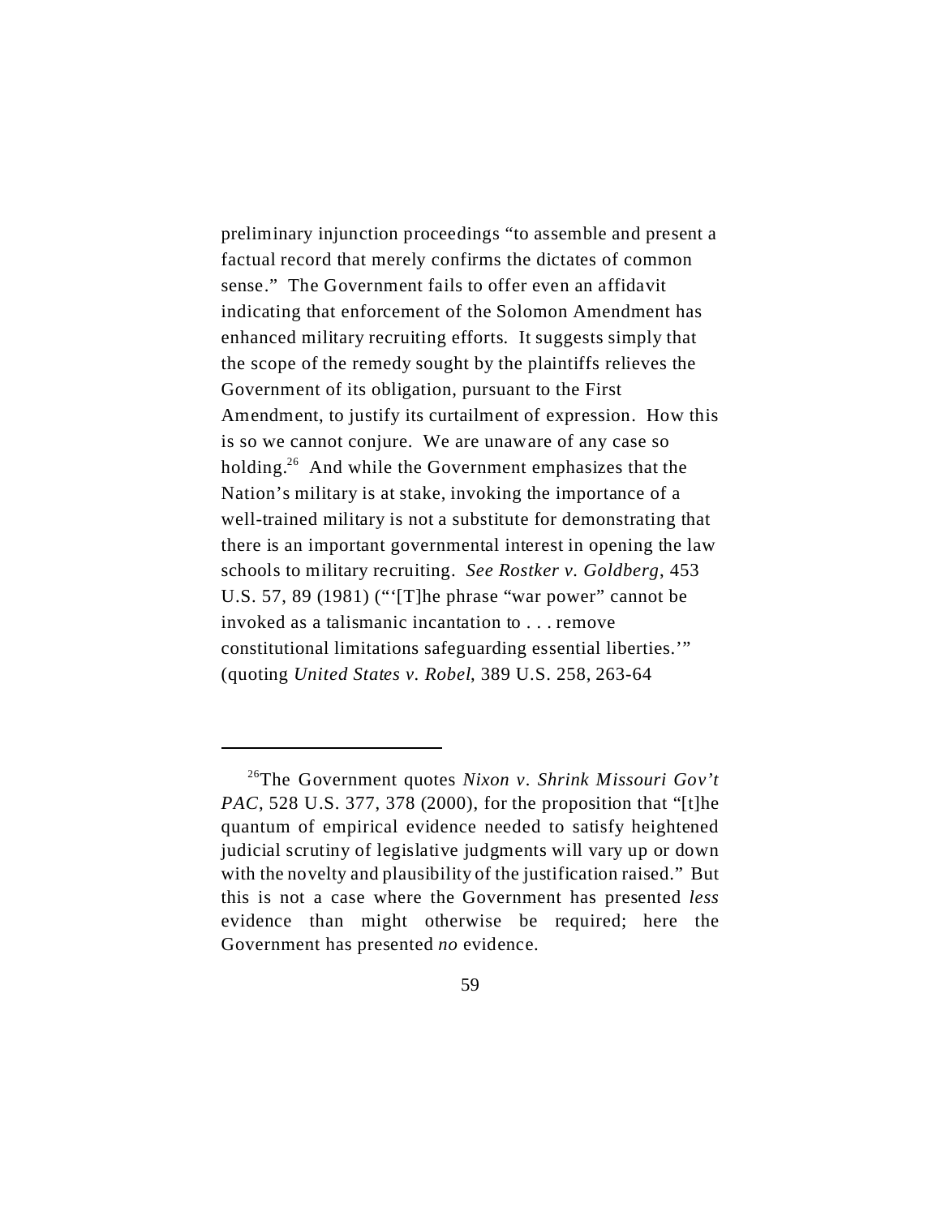preliminary injunction proceedings "to assemble and present a factual record that merely confirms the dictates of common sense." The Government fails to offer even an affidavit indicating that enforcement of the Solomon Amendment has enhanced military recruiting efforts. It suggests simply that the scope of the remedy sought by the plaintiffs relieves the Government of its obligation, pursuant to the First Amendment, to justify its curtailment of expression. How this is so we cannot conjure. We are unaware of any case so holding.[26] And while the Government emphasizes that the Nation's military is at stake, invoking the importance of a well-trained military is not a substitute for demonstrating that there is an important governmental interest in opening the law schools to military recruiting. *See Rostker v. Goldberg*, 453 U.S. 57, 89 (1981) ("'[T]he phrase "war power" cannot be invoked as a talismanic incantation to . . . remove constitutional limitations safeguarding essential liberties.'" (quoting *United States v. Robel*, 389 U.S. 258, 263-64

---

[26]The Government quotes *Nixon v. Shrink Missouri Gov't PAC*, 528 U.S. 377, 378 (2000), for the proposition that "[t]he quantum of empirical evidence needed to satisfy heightened judicial scrutiny of legislative judgments will vary up or down with the novelty and plausibility of the justification raised." But this is not a case where the Government has presented *less* evidence than might otherwise be required; here the Government has presented *no* evidence.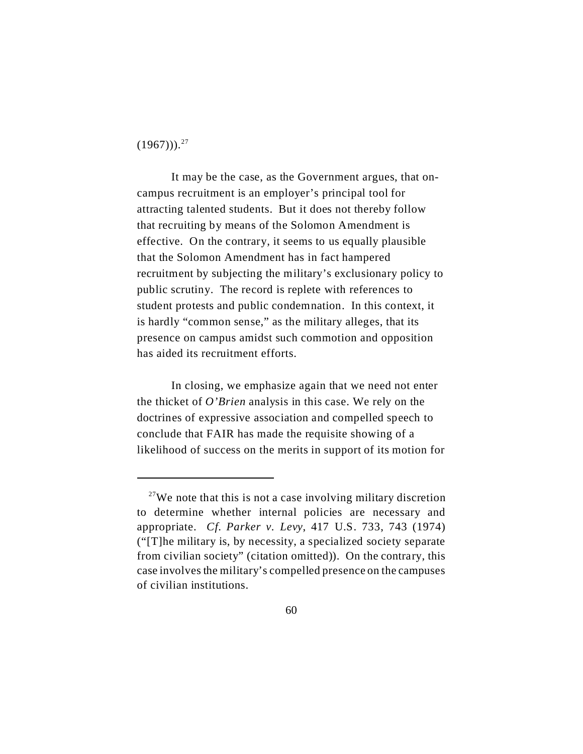(1967))).[27]

It may be the case, as the Government argues, that on-campus recruitment is an employer's principal tool for attracting talented students. But it does not thereby follow that recruiting by means of the Solomon Amendment is effective. On the contrary, it seems to us equally plausible that the Solomon Amendment has in fact hampered recruitment by subjecting the military's exclusionary policy to public scrutiny. The record is replete with references to student protests and public condemnation. In this context, it is hardly "common sense," as the military alleges, that its presence on campus amidst such commotion and opposition has aided its recruitment efforts.

In closing, we emphasize again that we need not enter the thicket of *O'Brien* analysis in this case. We rely on the doctrines of expressive association and compelled speech to conclude that FAIR has made the requisite showing of a likelihood of success on the merits in support of its motion for

---

[27] We note that this is not a case involving military discretion to determine whether internal policies are necessary and appropriate. *Cf. Parker v. Levy*, 417 U.S. 733, 743 (1974) ("[T]he military is, by necessity, a specialized society separate from civilian society" (citation omitted)). On the contrary, this case involves the military's compelled presence on the campuses of civilian institutions.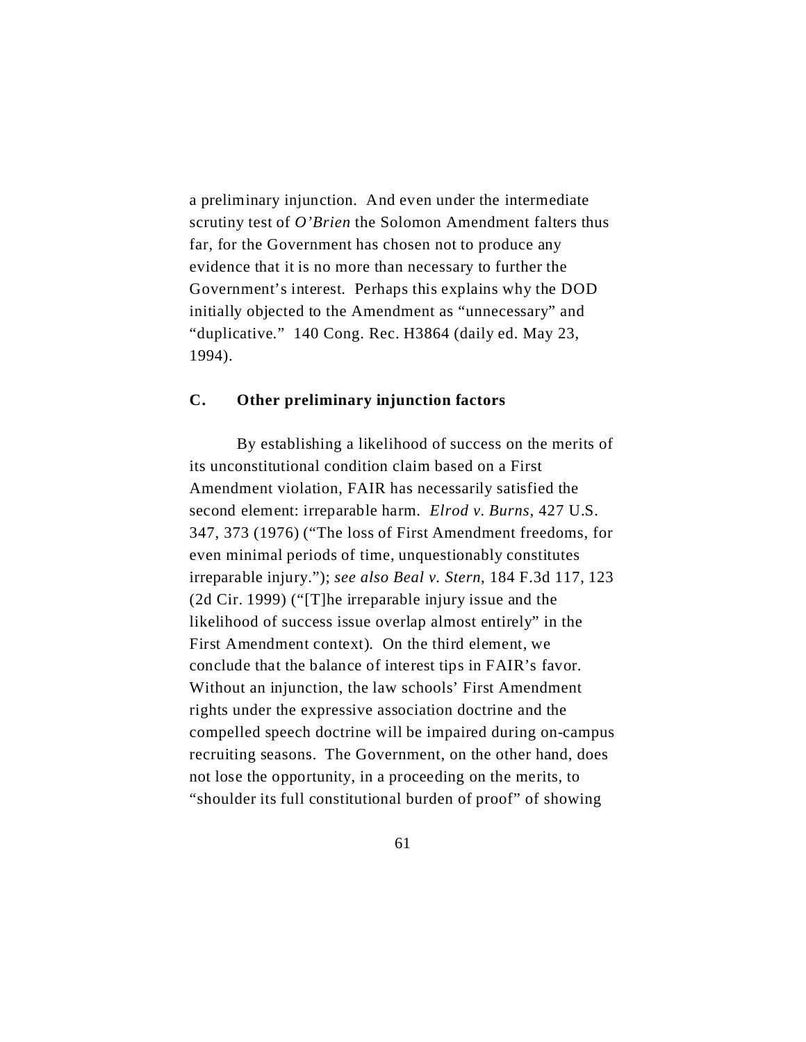a preliminary injunction. And even under the intermediate scrutiny test of *O'Brien* the Solomon Amendment falters thus far, for the Government has chosen not to produce any evidence that it is no more than necessary to further the Government's interest. Perhaps this explains why the DOD initially objected to the Amendment as "unnecessary" and "duplicative." 140 Cong. Rec. H3864 (daily ed. May 23, 1994).

### C. Other preliminary injunction factors

By establishing a likelihood of success on the merits of its unconstitutional condition claim based on a First Amendment violation, FAIR has necessarily satisfied the second element: irreparable harm. *Elrod v. Burns*, 427 U.S. 347, 373 (1976) ("The loss of First Amendment freedoms, for even minimal periods of time, unquestionably constitutes irreparable injury."); *see also Beal v. Stern*, 184 F.3d 117, 123 (2d Cir. 1999) ("[T]he irreparable injury issue and the likelihood of success issue overlap almost entirely" in the First Amendment context). On the third element, we conclude that the balance of interest tips in FAIR's favor. Without an injunction, the law schools' First Amendment rights under the expressive association doctrine and the compelled speech doctrine will be impaired during on-campus recruiting seasons. The Government, on the other hand, does not lose the opportunity, in a proceeding on the merits, to "shoulder its full constitutional burden of proof" of showing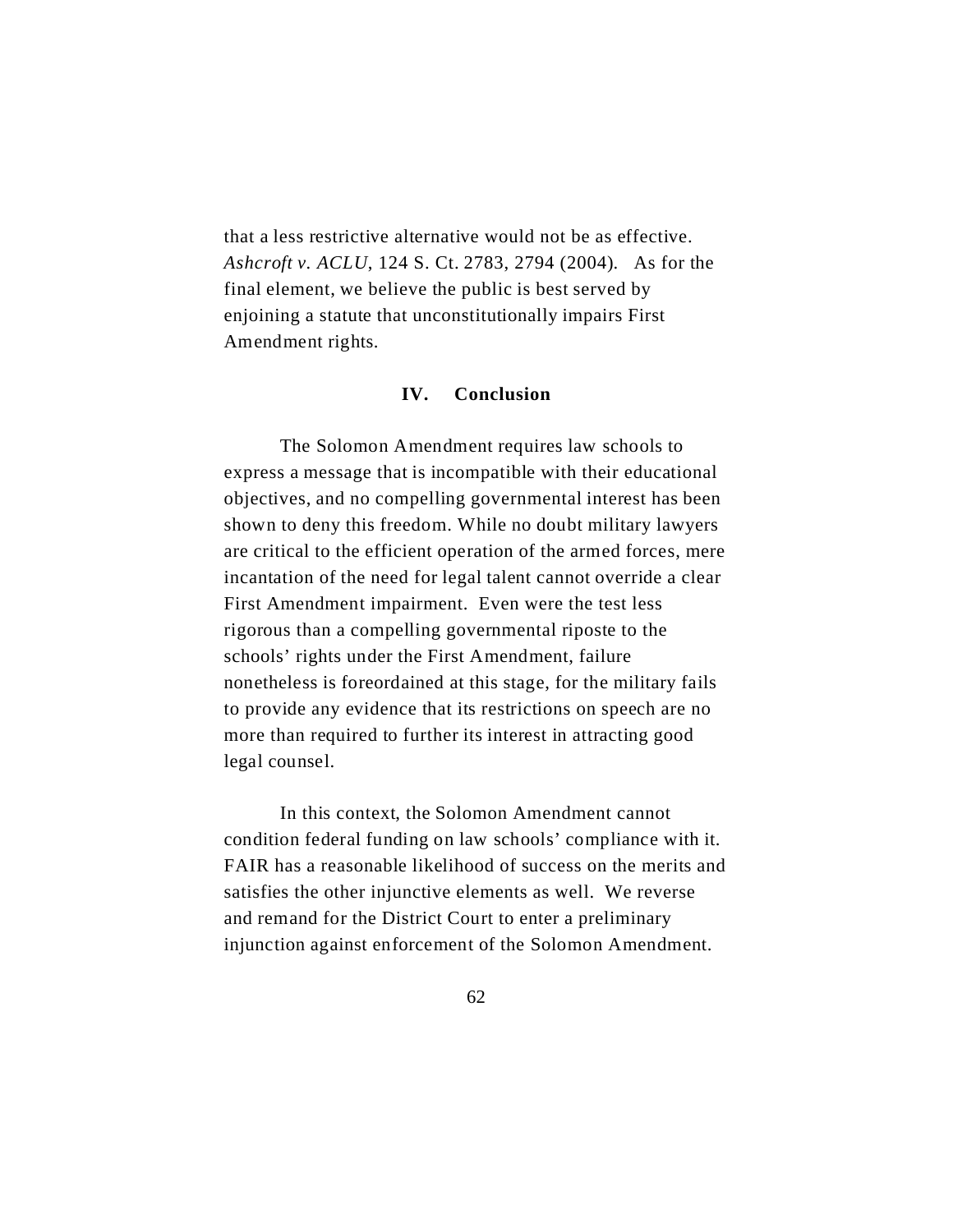that a less restrictive alternative would not be as effective. *Ashcroft v. ACLU*, 124 S. Ct. 2783, 2794 (2004). As for the final element, we believe the public is best served by enjoining a statute that unconstitutionally impairs First Amendment rights.

## IV. Conclusion

The Solomon Amendment requires law schools to express a message that is incompatible with their educational objectives, and no compelling governmental interest has been shown to deny this freedom. While no doubt military lawyers are critical to the efficient operation of the armed forces, mere incantation of the need for legal talent cannot override a clear First Amendment impairment. Even were the test less rigorous than a compelling governmental riposte to the schools' rights under the First Amendment, failure nonetheless is foreordained at this stage, for the military fails to provide any evidence that its restrictions on speech are no more than required to further its interest in attracting good legal counsel.

In this context, the Solomon Amendment cannot condition federal funding on law schools' compliance with it. FAIR has a reasonable likelihood of success on the merits and satisfies the other injunctive elements as well. We reverse and remand for the District Court to enter a preliminary injunction against enforcement of the Solomon Amendment.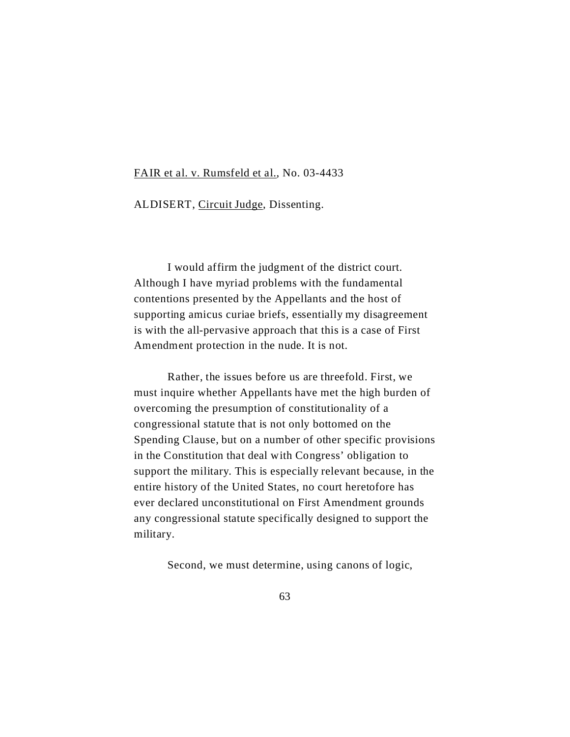FAIR et al. v. Rumsfeld et al., No. 03-4433

ALDISERT, Circuit Judge, Dissenting.

I would affirm the judgment of the district court. Although I have myriad problems with the fundamental contentions presented by the Appellants and the host of supporting amicus curiae briefs, essentially my disagreement is with the all-pervasive approach that this is a case of First Amendment protection in the nude. It is not.

Rather, the issues before us are threefold. First, we must inquire whether Appellants have met the high burden of overcoming the presumption of constitutionality of a congressional statute that is not only bottomed on the Spending Clause, but on a number of other specific provisions in the Constitution that deal with Congress' obligation to support the military. This is especially relevant because, in the entire history of the United States, no court heretofore has ever declared unconstitutional on First Amendment grounds any congressional statute specifically designed to support the military.

Second, we must determine, using canons of logic,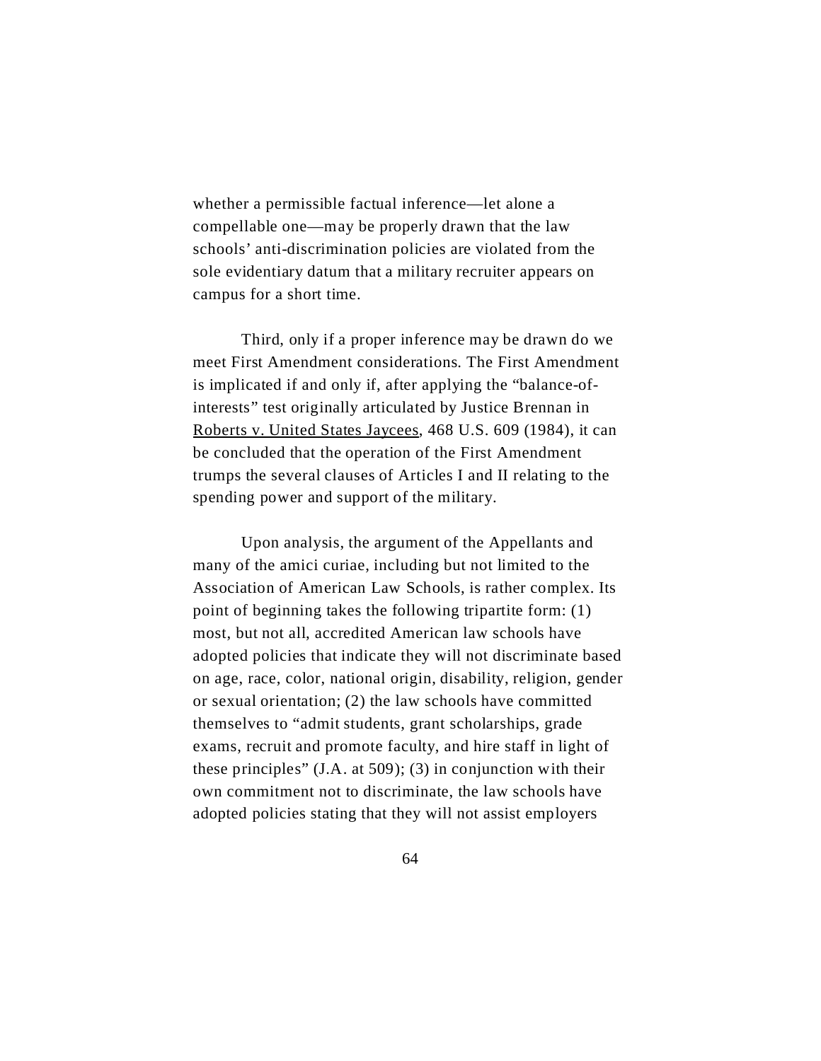whether a permissible factual inference—let alone a compellable one—may be properly drawn that the law schools' anti-discrimination policies are violated from the sole evidentiary datum that a military recruiter appears on campus for a short time.

Third, only if a proper inference may be drawn do we meet First Amendment considerations. The First Amendment is implicated if and only if, after applying the "balance-of-interests" test originally articulated by Justice Brennan in Roberts v. United States Jaycees, 468 U.S. 609 (1984), it can be concluded that the operation of the First Amendment trumps the several clauses of Articles I and II relating to the spending power and support of the military.

Upon analysis, the argument of the Appellants and many of the amici curiae, including but not limited to the Association of American Law Schools, is rather complex. Its point of beginning takes the following tripartite form: (1) most, but not all, accredited American law schools have adopted policies that indicate they will not discriminate based on age, race, color, national origin, disability, religion, gender or sexual orientation; (2) the law schools have committed themselves to "admit students, grant scholarships, grade exams, recruit and promote faculty, and hire staff in light of these principles" (J.A. at 509); (3) in conjunction with their own commitment not to discriminate, the law schools have adopted policies stating that they will not assist employers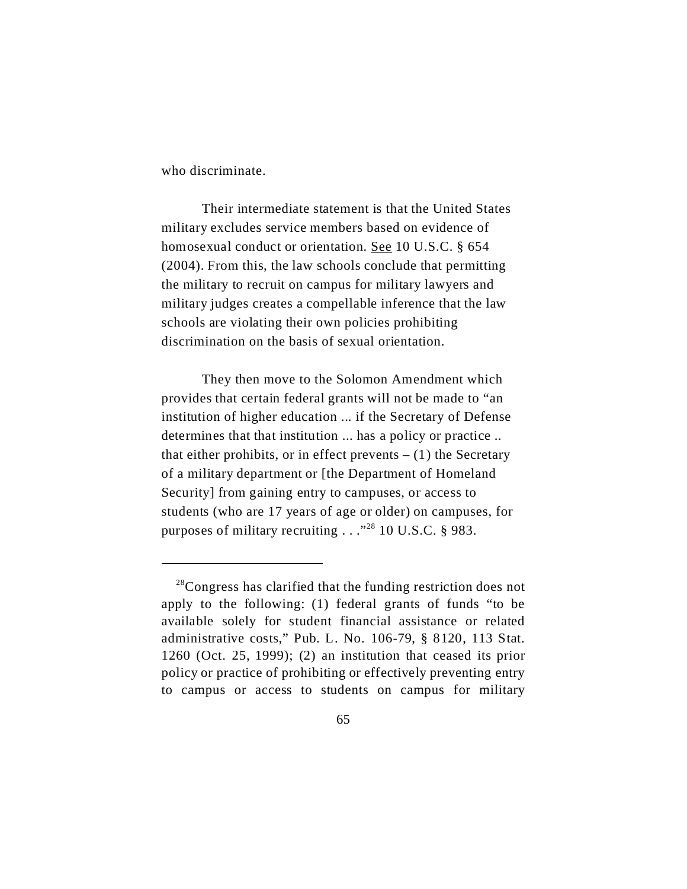who discriminate.

Their intermediate statement is that the United States military excludes service members based on evidence of homosexual conduct or orientation. See 10 U.S.C. § 654 (2004). From this, the law schools conclude that permitting the military to recruit on campus for military lawyers and military judges creates a compellable inference that the law schools are violating their own policies prohibiting discrimination on the basis of sexual orientation.

They then move to the Solomon Amendment which provides that certain federal grants will not be made to "an institution of higher education ... if the Secretary of Defense determines that that institution ... has a policy or practice .. that either prohibits, or in effect prevents – (1) the Secretary of a military department or [the Department of Homeland Security] from gaining entry to campuses, or access to students (who are 17 years of age or older) on campuses, for purposes of military recruiting . . ."[28] 10 U.S.C. § 983.

---

[28]Congress has clarified that the funding restriction does not apply to the following: (1) federal grants of funds "to be available solely for student financial assistance or related administrative costs," Pub. L. No. 106-79, § 8120, 113 Stat. 1260 (Oct. 25, 1999); (2) an institution that ceased its prior policy or practice of prohibiting or effectively preventing entry to campus or access to students on campus for military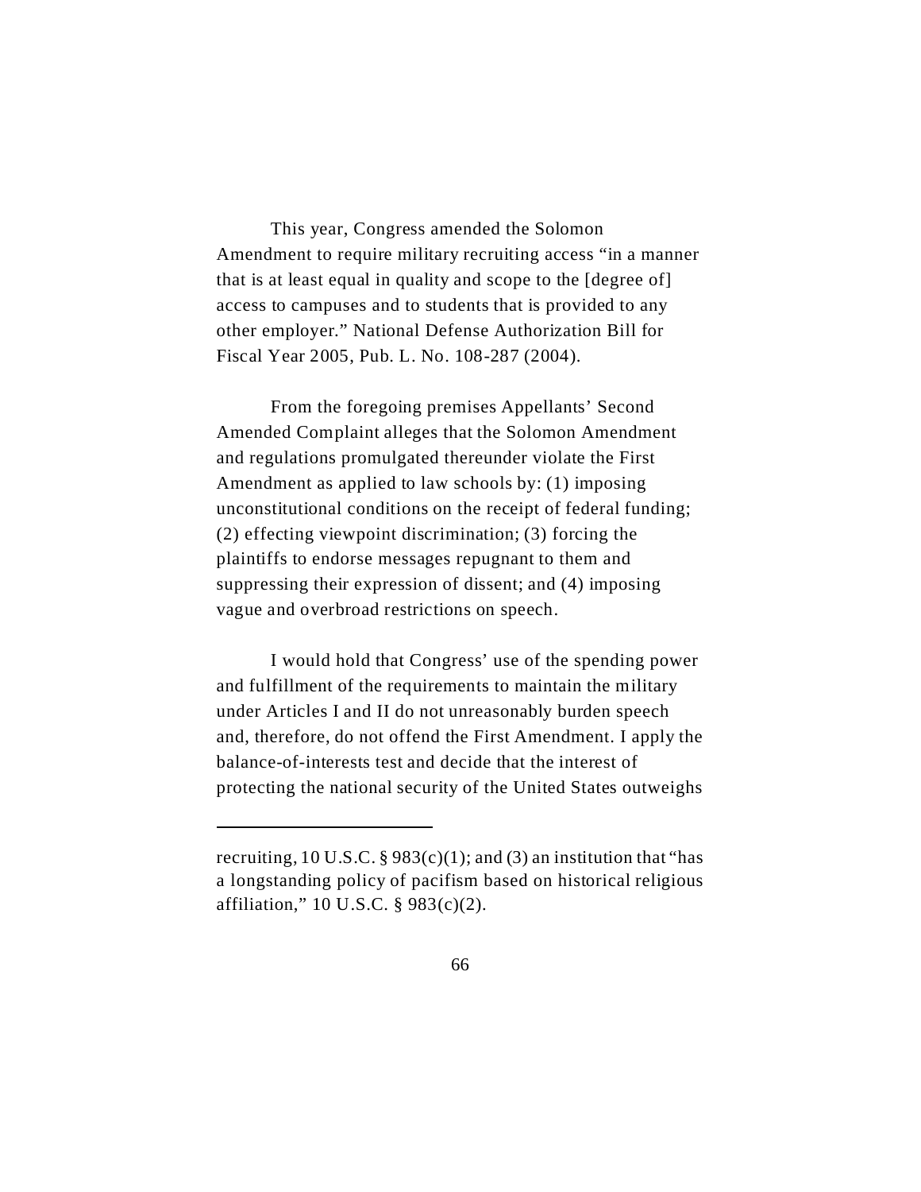This year, Congress amended the Solomon Amendment to require military recruiting access "in a manner that is at least equal in quality and scope to the [degree of] access to campuses and to students that is provided to any other employer." National Defense Authorization Bill for Fiscal Year 2005, Pub. L. No. 108-287 (2004).

From the foregoing premises Appellants' Second Amended Complaint alleges that the Solomon Amendment and regulations promulgated thereunder violate the First Amendment as applied to law schools by: (1) imposing unconstitutional conditions on the receipt of federal funding; (2) effecting viewpoint discrimination; (3) forcing the plaintiffs to endorse messages repugnant to them and suppressing their expression of dissent; and (4) imposing vague and overbroad restrictions on speech.

I would hold that Congress' use of the spending power and fulfillment of the requirements to maintain the military under Articles I and II do not unreasonably burden speech and, therefore, do not offend the First Amendment. I apply the balance-of-interests test and decide that the interest of protecting the national security of the United States outweighs

---

recruiting, 10 U.S.C. § 983(c)(1); and (3) an institution that "has a longstanding policy of pacifism based on historical religious affiliation," 10 U.S.C. § 983(c)(2).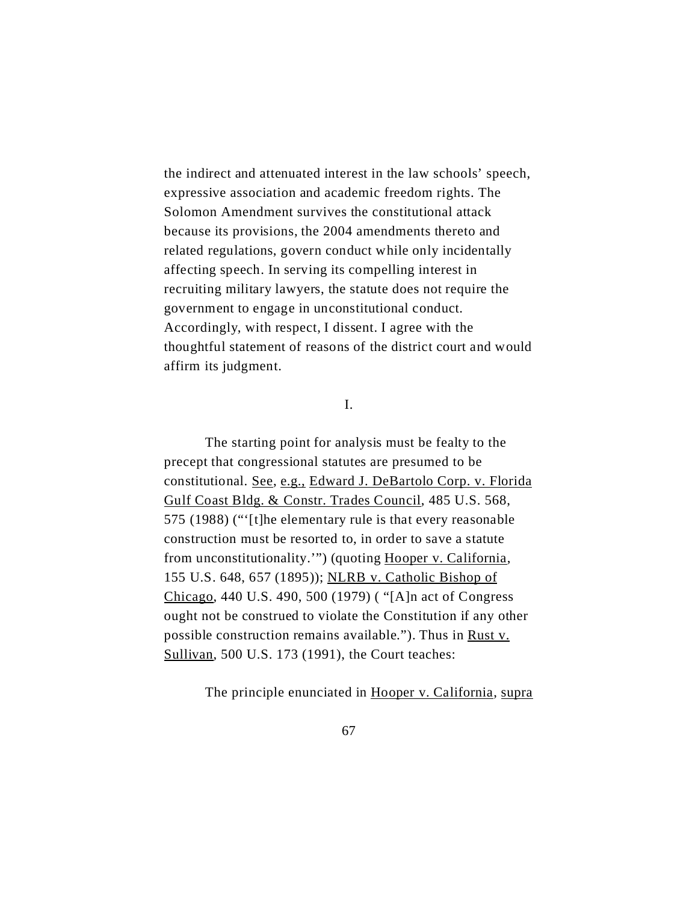the indirect and attenuated interest in the law schools' speech, expressive association and academic freedom rights. The Solomon Amendment survives the constitutional attack because its provisions, the 2004 amendments thereto and related regulations, govern conduct while only incidentally affecting speech. In serving its compelling interest in recruiting military lawyers, the statute does not require the government to engage in unconstitutional conduct. Accordingly, with respect, I dissent. I agree with the thoughtful statement of reasons of the district court and would affirm its judgment.

I.

The starting point for analysis must be fealty to the precept that congressional statutes are presumed to be constitutional. See, e.g., Edward J. DeBartolo Corp. v. Florida Gulf Coast Bldg. & Constr. Trades Council, 485 U.S. 568, 575 (1988) ("'[t]he elementary rule is that every reasonable construction must be resorted to, in order to save a statute from unconstitutionality.'") (quoting Hooper v. California, 155 U.S. 648, 657 (1895)); NLRB v. Catholic Bishop of Chicago, 440 U.S. 490, 500 (1979) ( "[A]n act of Congress ought not be construed to violate the Constitution if any other possible construction remains available."). Thus in Rust v. Sullivan, 500 U.S. 173 (1991), the Court teaches:

> The principle enunciated in Hooper v. California, supra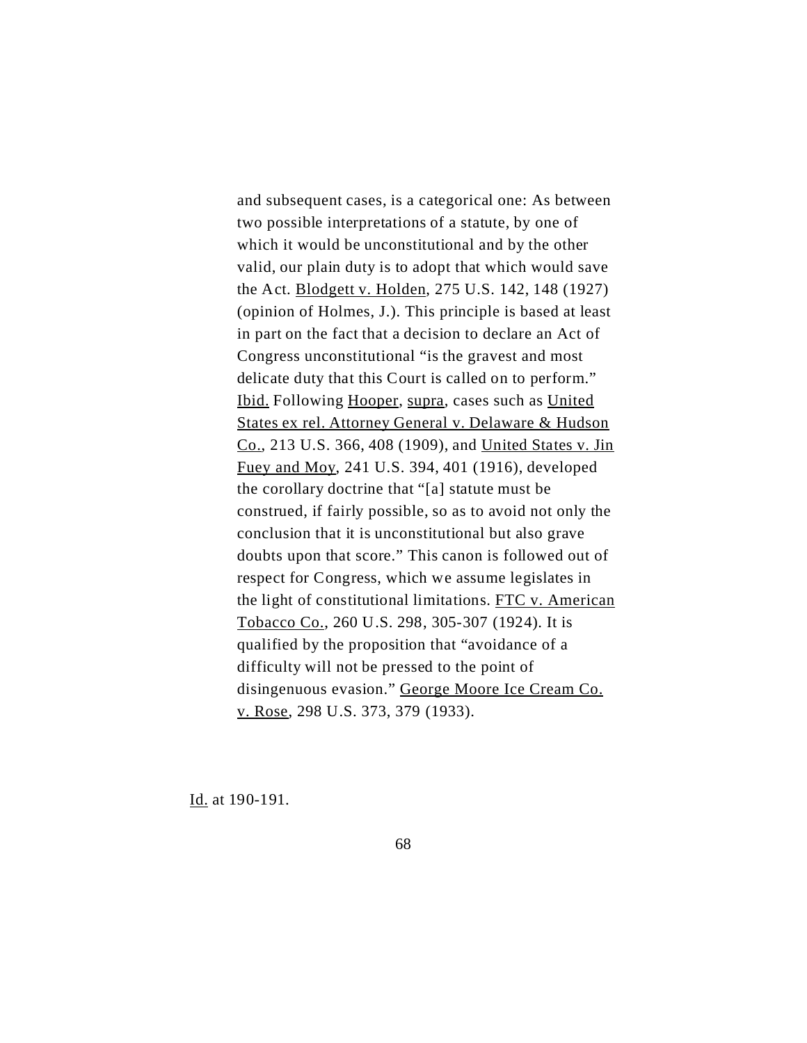> and subsequent cases, is a categorical one: As between two possible interpretations of a statute, by one of which it would be unconstitutional and by the other valid, our plain duty is to adopt that which would save the Act. Blodgett v. Holden, 275 U.S. 142, 148 (1927) (opinion of Holmes, J.). This principle is based at least in part on the fact that a decision to declare an Act of Congress unconstitutional "is the gravest and most delicate duty that this Court is called on to perform." Ibid. Following Hooper, supra, cases such as United States ex rel. Attorney General v. Delaware & Hudson Co., 213 U.S. 366, 408 (1909), and United States v. Jin Fuey and Moy, 241 U.S. 394, 401 (1916), developed the corollary doctrine that "[a] statute must be construed, if fairly possible, so as to avoid not only the conclusion that it is unconstitutional but also grave doubts upon that score." This canon is followed out of respect for Congress, which we assume legislates in the light of constitutional limitations. FTC v. American Tobacco Co., 260 U.S. 298, 305-307 (1924). It is qualified by the proposition that "avoidance of a difficulty will not be pressed to the point of disingenuous evasion." George Moore Ice Cream Co. v. Rose, 298 U.S. 373, 379 (1933).

Id. at 190-191.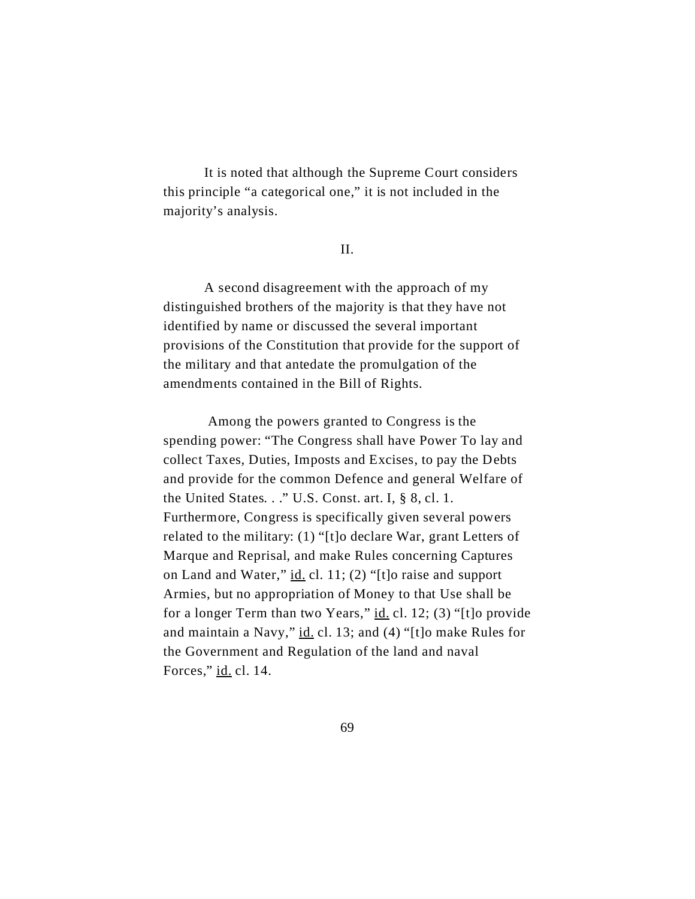It is noted that although the Supreme Court considers this principle "a categorical one," it is not included in the majority's analysis.

II.

A second disagreement with the approach of my distinguished brothers of the majority is that they have not identified by name or discussed the several important provisions of the Constitution that provide for the support of the military and that antedate the promulgation of the amendments contained in the Bill of Rights.

Among the powers granted to Congress is the spending power: "The Congress shall have Power To lay and collect Taxes, Duties, Imposts and Excises, to pay the Debts and provide for the common Defence and general Welfare of the United States. . ." U.S. Const. art. I, § 8, cl. 1. Furthermore, Congress is specifically given several powers related to the military: (1) "[t]o declare War, grant Letters of Marque and Reprisal, and make Rules concerning Captures on Land and Water," id. cl. 11; (2) "[t]o raise and support Armies, but no appropriation of Money to that Use shall be for a longer Term than two Years," id. cl. 12; (3) "[t]o provide and maintain a Navy," id. cl. 13; and (4) "[t]o make Rules for the Government and Regulation of the land and naval Forces," id. cl. 14.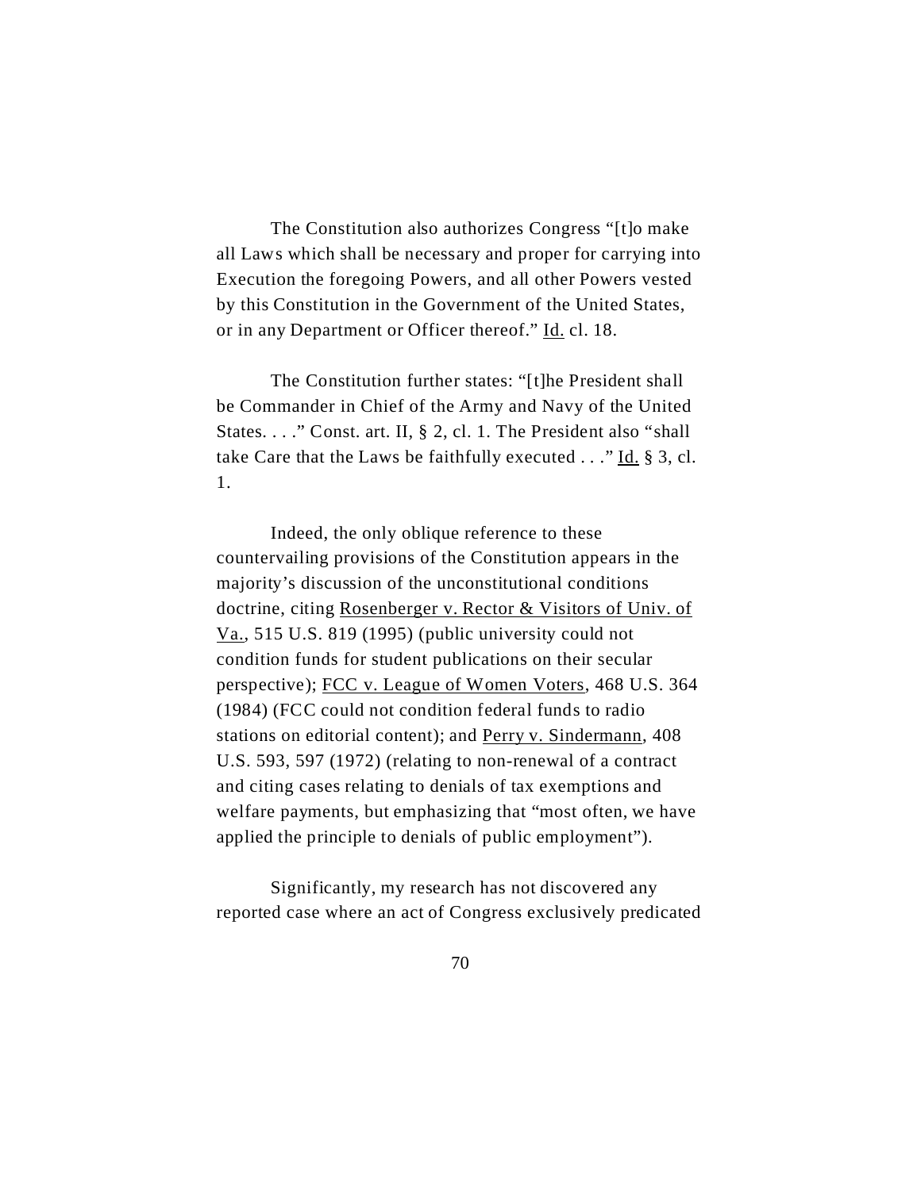The Constitution also authorizes Congress "[t]o make all Laws which shall be necessary and proper for carrying into Execution the foregoing Powers, and all other Powers vested by this Constitution in the Government of the United States, or in any Department or Officer thereof." Id. cl. 18.

The Constitution further states: "[t]he President shall be Commander in Chief of the Army and Navy of the United States. . . ." Const. art. II, § 2, cl. 1. The President also "shall take Care that the Laws be faithfully executed . . ." Id. § 3, cl. 1.

Indeed, the only oblique reference to these countervailing provisions of the Constitution appears in the majority's discussion of the unconstitutional conditions doctrine, citing Rosenberger v. Rector & Visitors of Univ. of Va., 515 U.S. 819 (1995) (public university could not condition funds for student publications on their secular perspective); FCC v. League of Women Voters, 468 U.S. 364 (1984) (FCC could not condition federal funds to radio stations on editorial content); and Perry v. Sindermann, 408 U.S. 593, 597 (1972) (relating to non-renewal of a contract and citing cases relating to denials of tax exemptions and welfare payments, but emphasizing that "most often, we have applied the principle to denials of public employment").

Significantly, my research has not discovered any reported case where an act of Congress exclusively predicated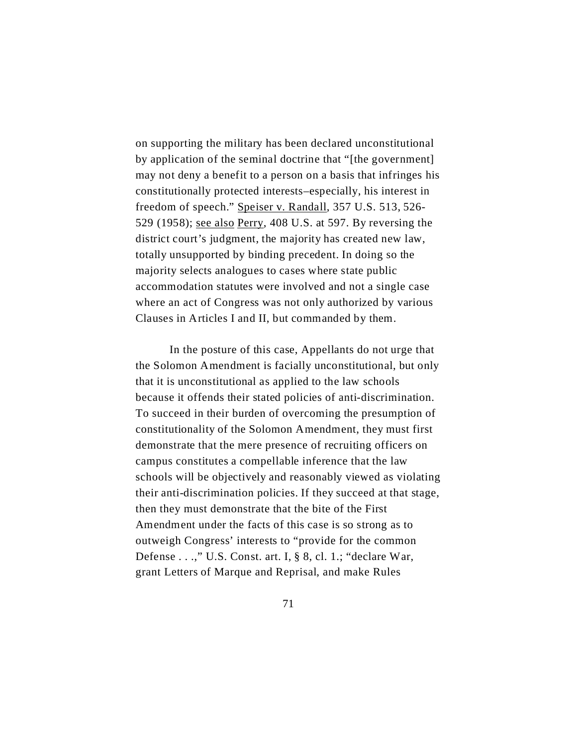on supporting the military has been declared unconstitutional by application of the seminal doctrine that "[the government] may not deny a benefit to a person on a basis that infringes his constitutionally protected interests–especially, his interest in freedom of speech." Speiser v. Randall, 357 U.S. 513, 526-529 (1958); see also Perry, 408 U.S. at 597. By reversing the district court's judgment, the majority has created new law, totally unsupported by binding precedent. In doing so the majority selects analogues to cases where state public accommodation statutes were involved and not a single case where an act of Congress was not only authorized by various Clauses in Articles I and II, but commanded by them.

In the posture of this case, Appellants do not urge that the Solomon Amendment is facially unconstitutional, but only that it is unconstitutional as applied to the law schools because it offends their stated policies of anti-discrimination. To succeed in their burden of overcoming the presumption of constitutionality of the Solomon Amendment, they must first demonstrate that the mere presence of recruiting officers on campus constitutes a compellable inference that the law schools will be objectively and reasonably viewed as violating their anti-discrimination policies. If they succeed at that stage, then they must demonstrate that the bite of the First Amendment under the facts of this case is so strong as to outweigh Congress' interests to "provide for the common Defense . . .," U.S. Const. art. I, § 8, cl. 1.; "declare War, grant Letters of Marque and Reprisal, and make Rules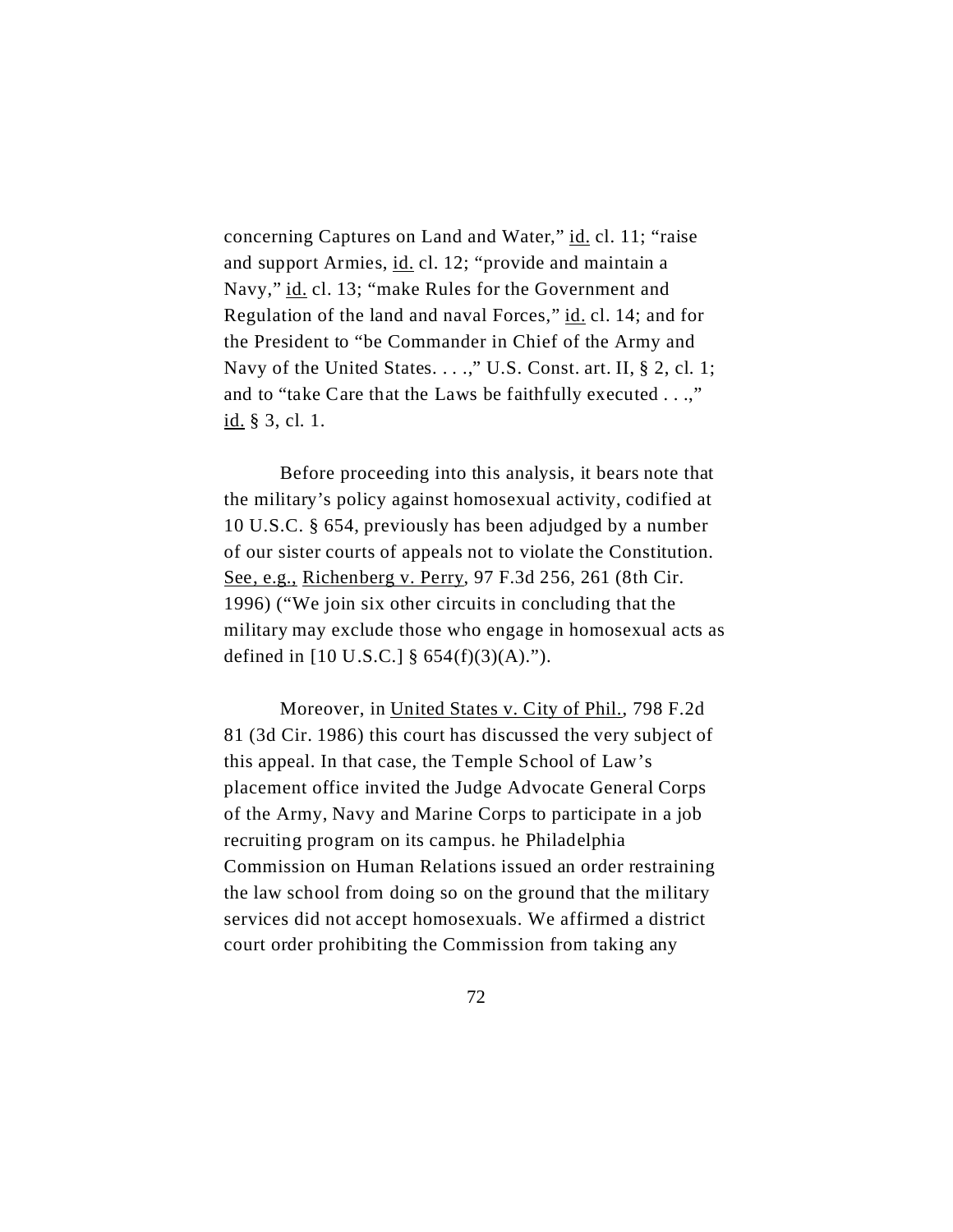concerning Captures on Land and Water," id. cl. 11; "raise and support Armies, id. cl. 12; "provide and maintain a Navy," id. cl. 13; "make Rules for the Government and Regulation of the land and naval Forces," id. cl. 14; and for the President to "be Commander in Chief of the Army and Navy of the United States. . . .," U.S. Const. art. II, § 2, cl. 1; and to "take Care that the Laws be faithfully executed . . .," id. § 3, cl. 1.

Before proceeding into this analysis, it bears note that the military's policy against homosexual activity, codified at 10 U.S.C. § 654, previously has been adjudged by a number of our sister courts of appeals not to violate the Constitution. See, e.g., Richenberg v. Perry, 97 F.3d 256, 261 (8th Cir. 1996) ("We join six other circuits in concluding that the military may exclude those who engage in homosexual acts as defined in [10 U.S.C.] § 654(f)(3)(A).").

Moreover, in United States v. City of Phil., 798 F.2d 81 (3d Cir. 1986) this court has discussed the very subject of this appeal. In that case, the Temple School of Law's placement office invited the Judge Advocate General Corps of the Army, Navy and Marine Corps to participate in a job recruiting program on its campus. he Philadelphia Commission on Human Relations issued an order restraining the law school from doing so on the ground that the military services did not accept homosexuals. We affirmed a district court order prohibiting the Commission from taking any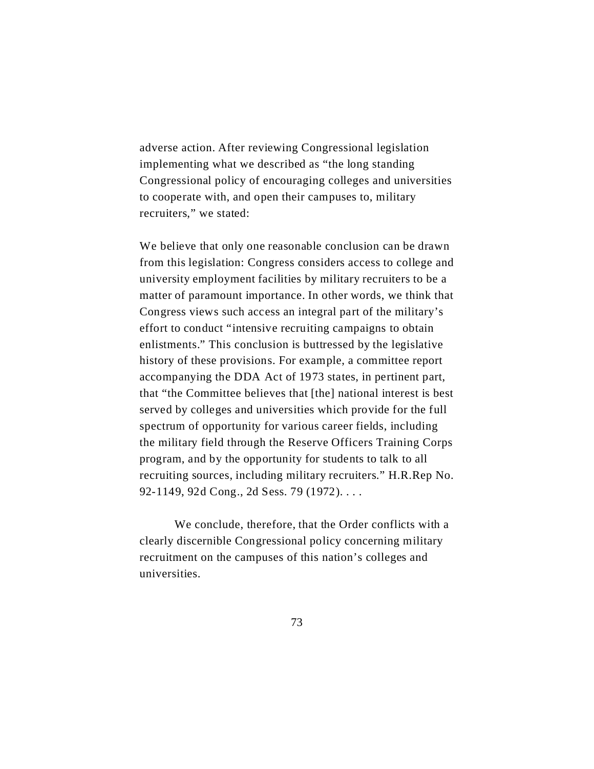adverse action. After reviewing Congressional legislation implementing what we described as "the long standing Congressional policy of encouraging colleges and universities to cooperate with, and open their campuses to, military recruiters," we stated:

> We believe that only one reasonable conclusion can be drawn from this legislation: Congress considers access to college and university employment facilities by military recruiters to be a matter of paramount importance. In other words, we think that Congress views such access an integral part of the military's effort to conduct "intensive recruiting campaigns to obtain enlistments." This conclusion is buttressed by the legislative history of these provisions. For example, a committee report accompanying the DDA Act of 1973 states, in pertinent part, that "the Committee believes that [the] national interest is best served by colleges and universities which provide for the full spectrum of opportunity for various career fields, including the military field through the Reserve Officers Training Corps program, and by the opportunity for students to talk to all recruiting sources, including military recruiters." H.R.Rep No. 92-1149, 92d Cong., 2d Sess. 79 (1972). . . .
>
> We conclude, therefore, that the Order conflicts with a clearly discernible Congressional policy concerning military recruitment on the campuses of this nation's colleges and universities.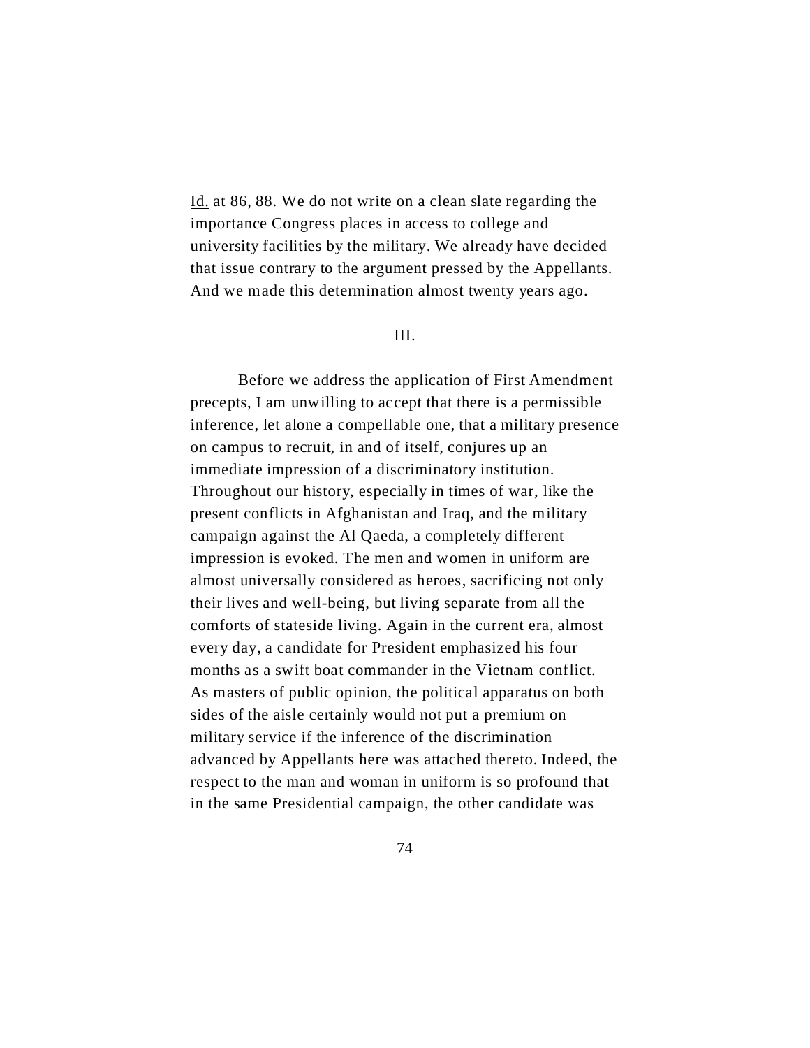Id. at 86, 88. We do not write on a clean slate regarding the importance Congress places in access to college and university facilities by the military. We already have decided that issue contrary to the argument pressed by the Appellants. And we made this determination almost twenty years ago.

III.

Before we address the application of First Amendment precepts, I am unwilling to accept that there is a permissible inference, let alone a compellable one, that a military presence on campus to recruit, in and of itself, conjures up an immediate impression of a discriminatory institution. Throughout our history, especially in times of war, like the present conflicts in Afghanistan and Iraq, and the military campaign against the Al Qaeda, a completely different impression is evoked. The men and women in uniform are almost universally considered as heroes, sacrificing not only their lives and well-being, but living separate from all the comforts of stateside living. Again in the current era, almost every day, a candidate for President emphasized his four months as a swift boat commander in the Vietnam conflict. As masters of public opinion, the political apparatus on both sides of the aisle certainly would not put a premium on military service if the inference of the discrimination advanced by Appellants here was attached thereto. Indeed, the respect to the man and woman in uniform is so profound that in the same Presidential campaign, the other candidate was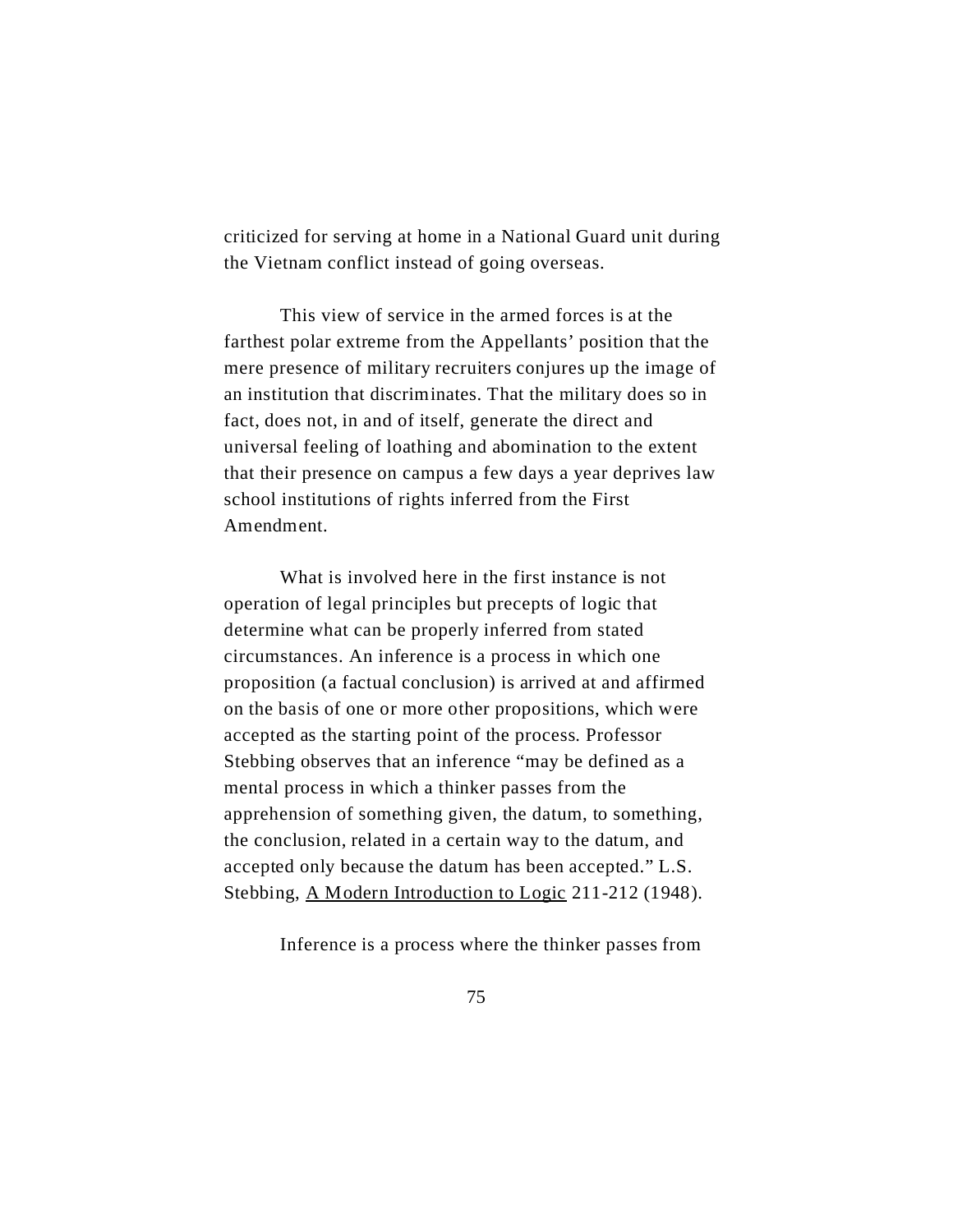criticized for serving at home in a National Guard unit during the Vietnam conflict instead of going overseas.

This view of service in the armed forces is at the farthest polar extreme from the Appellants' position that the mere presence of military recruiters conjures up the image of an institution that discriminates. That the military does so in fact, does not, in and of itself, generate the direct and universal feeling of loathing and abomination to the extent that their presence on campus a few days a year deprives law school institutions of rights inferred from the First Amendment.

What is involved here in the first instance is not operation of legal principles but precepts of logic that determine what can be properly inferred from stated circumstances. An inference is a process in which one proposition (a factual conclusion) is arrived at and affirmed on the basis of one or more other propositions, which were accepted as the starting point of the process. Professor Stebbing observes that an inference "may be defined as a mental process in which a thinker passes from the apprehension of something given, the datum, to something, the conclusion, related in a certain way to the datum, and accepted only because the datum has been accepted." L.S. Stebbing, <u>A Modern Introduction to Logic</u> 211-212 (1948).

Inference is a process where the thinker passes from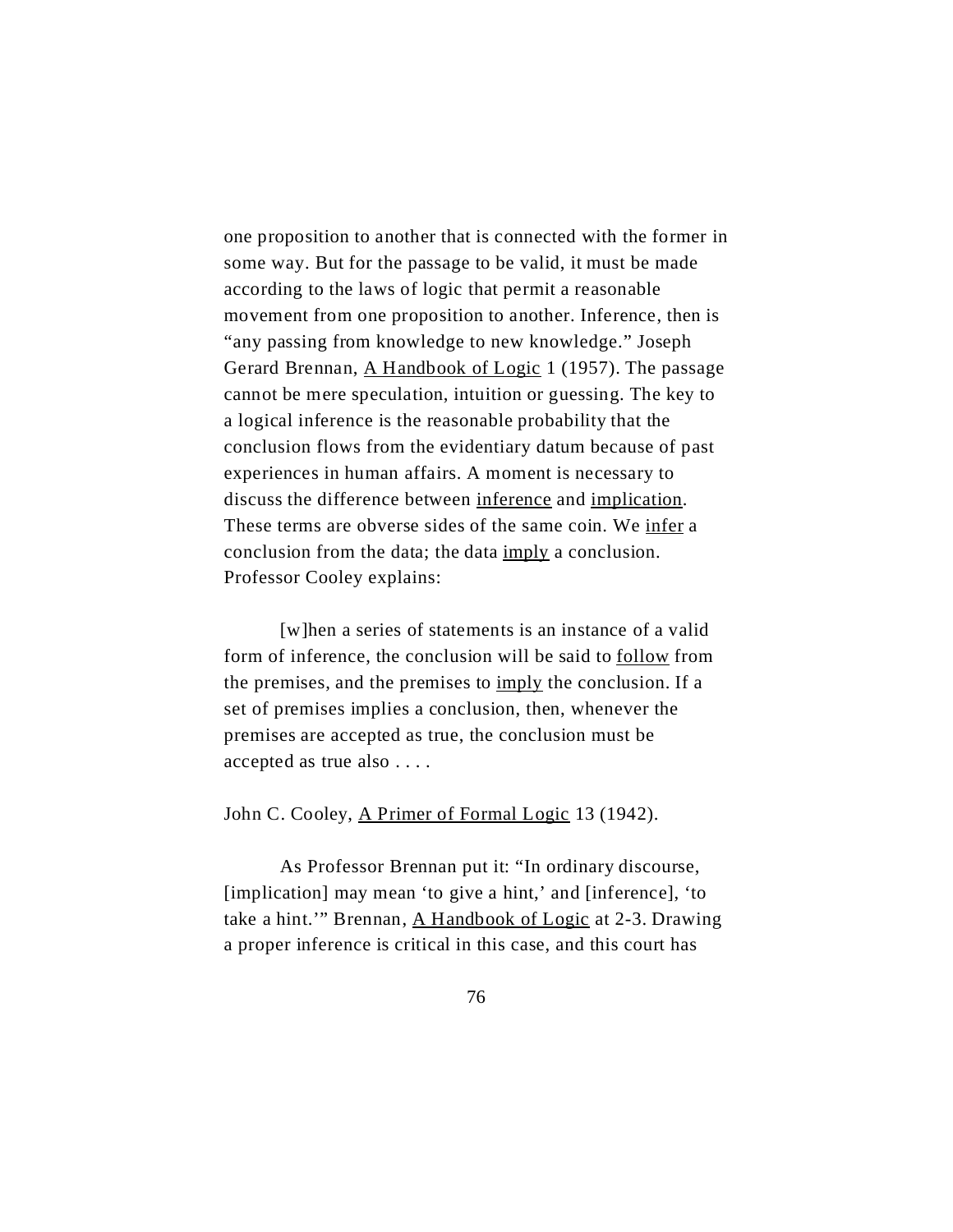one proposition to another that is connected with the former in some way. But for the passage to be valid, it must be made according to the laws of logic that permit a reasonable movement from one proposition to another. Inference, then is "any passing from knowledge to new knowledge." Joseph Gerard Brennan, <u>A Handbook of Logic</u> 1 (1957). The passage cannot be mere speculation, intuition or guessing. The key to a logical inference is the reasonable probability that the conclusion flows from the evidentiary datum because of past experiences in human affairs. A moment is necessary to discuss the difference between <u>inference</u> and <u>implication</u>. These terms are obverse sides of the same coin. We <u>infer</u> a conclusion from the data; the data <u>imply</u> a conclusion. Professor Cooley explains:

> [w]hen a series of statements is an instance of a valid form of inference, the conclusion will be said to <u>follow</u> from the premises, and the premises to <u>imply</u> the conclusion. If a set of premises implies a conclusion, then, whenever the premises are accepted as true, the conclusion must be accepted as true also . . . .

John C. Cooley, <u>A Primer of Formal Logic</u> 13 (1942).

As Professor Brennan put it: "In ordinary discourse, [implication] may mean 'to give a hint,' and [inference], 'to take a hint.'" Brennan, <u>A Handbook of Logic</u> at 2-3. Drawing a proper inference is critical in this case, and this court has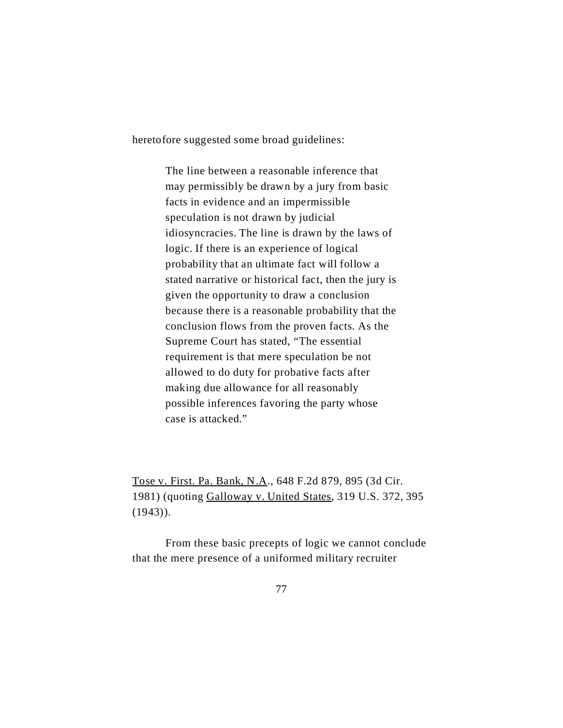heretofore suggested some broad guidelines:

> The line between a reasonable inference that may permissibly be drawn by a jury from basic facts in evidence and an impermissible speculation is not drawn by judicial idiosyncracies. The line is drawn by the laws of logic. If there is an experience of logical probability that an ultimate fact will follow a stated narrative or historical fact, then the jury is given the opportunity to draw a conclusion because there is a reasonable probability that the conclusion flows from the proven facts. As the Supreme Court has stated, "The essential requirement is that mere speculation be not allowed to do duty for probative facts after making due allowance for all reasonably possible inferences favoring the party whose case is attacked."

Tose v. First. Pa. Bank, N.A., 648 F.2d 879, 895 (3d Cir. 1981) (quoting Galloway v. United States, 319 U.S. 372, 395 (1943)).

From these basic precepts of logic we cannot conclude that the mere presence of a uniformed military recruiter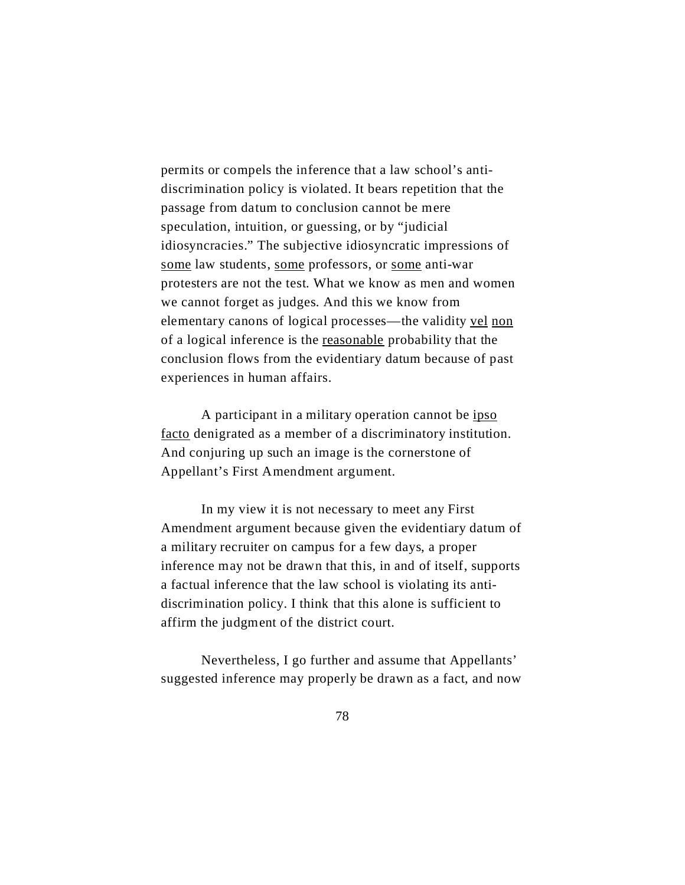permits or compels the inference that a law school's anti-discrimination policy is violated. It bears repetition that the passage from datum to conclusion cannot be mere speculation, intuition, or guessing, or by "judicial idiosyncracies." The subjective idiosyncratic impressions of <u>some</u> law students, <u>some</u> professors, or <u>some</u> anti-war protesters are not the test. What we know as men and women we cannot forget as judges. And this we know from elementary canons of logical processes—the validity <u>vel</u> <u>non</u> of a logical inference is the <u>reasonable</u> probability that the conclusion flows from the evidentiary datum because of past experiences in human affairs.

A participant in a military operation cannot be <u>ipso facto</u> denigrated as a member of a discriminatory institution. And conjuring up such an image is the cornerstone of Appellant's First Amendment argument.

In my view it is not necessary to meet any First Amendment argument because given the evidentiary datum of a military recruiter on campus for a few days, a proper inference may not be drawn that this, in and of itself, supports a factual inference that the law school is violating its anti-discrimination policy. I think that this alone is sufficient to affirm the judgment of the district court.

Nevertheless, I go further and assume that Appellants' suggested inference may properly be drawn as a fact, and now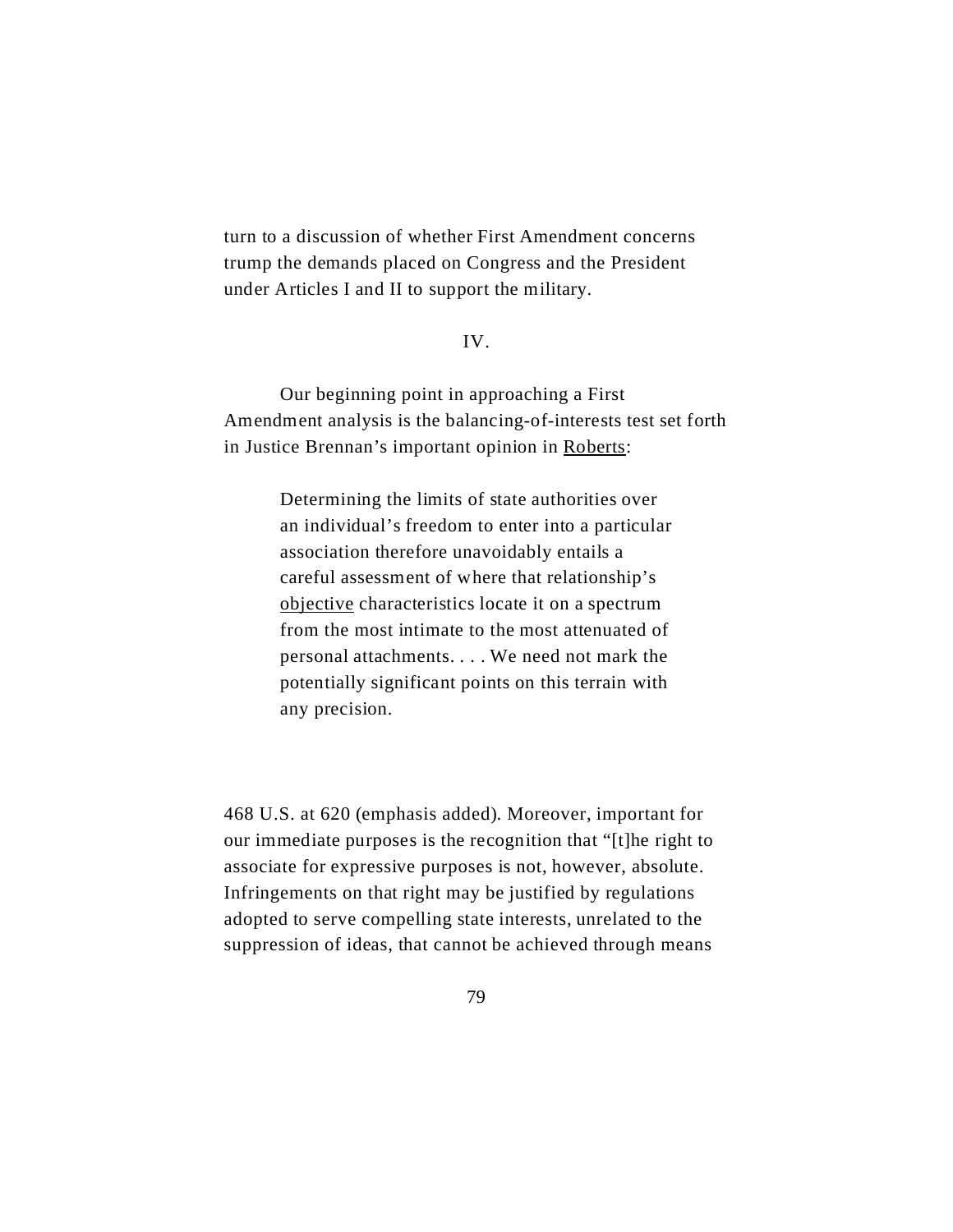turn to a discussion of whether First Amendment concerns trump the demands placed on Congress and the President under Articles I and II to support the military.

IV.

Our beginning point in approaching a First Amendment analysis is the balancing-of-interests test set forth in Justice Brennan's important opinion in Roberts:

> Determining the limits of state authorities over an individual's freedom to enter into a particular association therefore unavoidably entails a careful assessment of where that relationship's objective characteristics locate it on a spectrum from the most intimate to the most attenuated of personal attachments. . . . We need not mark the potentially significant points on this terrain with any precision.

468 U.S. at 620 (emphasis added). Moreover, important for our immediate purposes is the recognition that "[t]he right to associate for expressive purposes is not, however, absolute. Infringements on that right may be justified by regulations adopted to serve compelling state interests, unrelated to the suppression of ideas, that cannot be achieved through means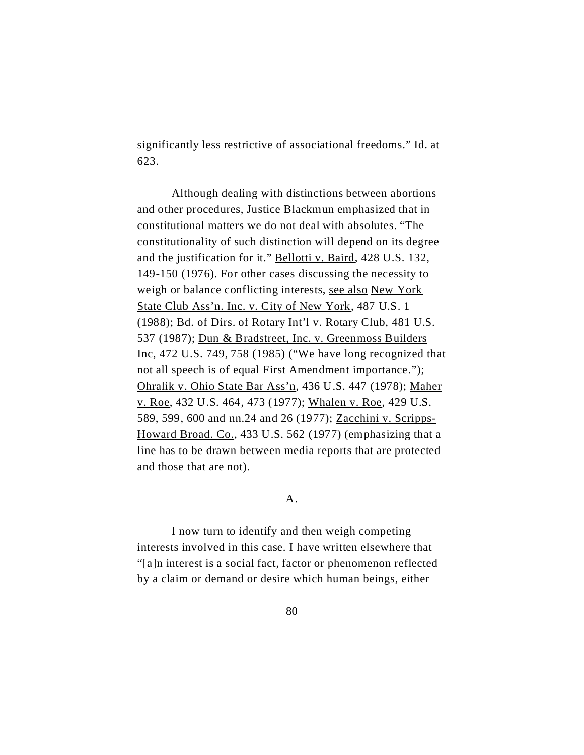significantly less restrictive of associational freedoms." Id. at 623.

Although dealing with distinctions between abortions and other procedures, Justice Blackmun emphasized that in constitutional matters we do not deal with absolutes. "The constitutionality of such distinction will depend on its degree and the justification for it." Bellotti v. Baird, 428 U.S. 132, 149-150 (1976). For other cases discussing the necessity to weigh or balance conflicting interests, see also New York State Club Ass'n. Inc. v. City of New York, 487 U.S. 1 (1988); Bd. of Dirs. of Rotary Int'l v. Rotary Club, 481 U.S. 537 (1987); Dun & Bradstreet, Inc. v. Greenmoss Builders Inc, 472 U.S. 749, 758 (1985) ("We have long recognized that not all speech is of equal First Amendment importance."); Ohralik v. Ohio State Bar Ass'n, 436 U.S. 447 (1978); Maher v. Roe, 432 U.S. 464, 473 (1977); Whalen v. Roe, 429 U.S. 589, 599, 600 and nn.24 and 26 (1977); Zacchini v. Scripps-Howard Broad. Co., 433 U.S. 562 (1977) (emphasizing that a line has to be drawn between media reports that are protected and those that are not).

A.

I now turn to identify and then weigh competing interests involved in this case. I have written elsewhere that "[a]n interest is a social fact, factor or phenomenon reflected by a claim or demand or desire which human beings, either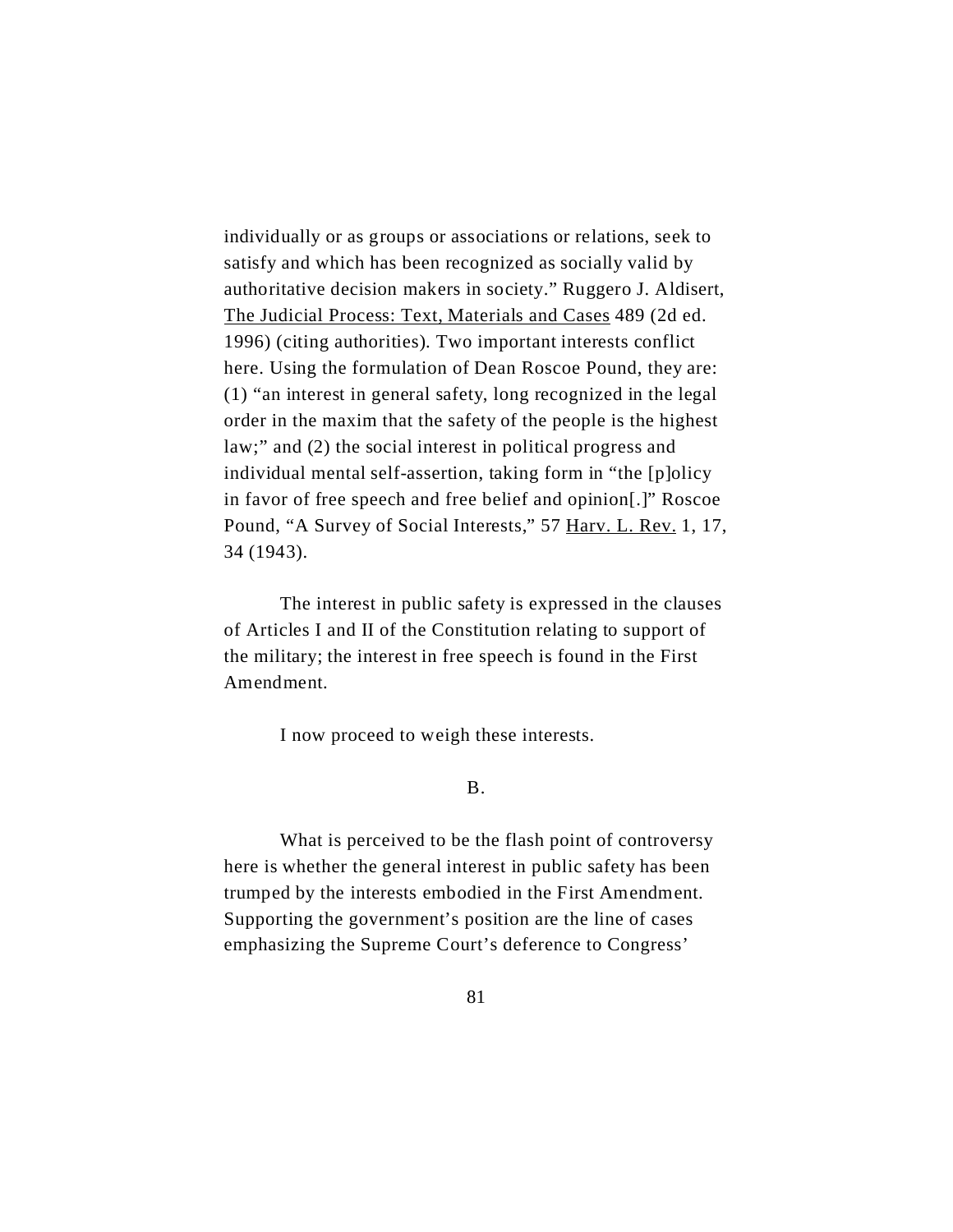individually or as groups or associations or relations, seek to satisfy and which has been recognized as socially valid by authoritative decision makers in society." Ruggero J. Aldisert, The Judicial Process: Text, Materials and Cases 489 (2d ed. 1996) (citing authorities). Two important interests conflict here. Using the formulation of Dean Roscoe Pound, they are: (1) "an interest in general safety, long recognized in the legal order in the maxim that the safety of the people is the highest law;" and (2) the social interest in political progress and individual mental self-assertion, taking form in "the [p]olicy in favor of free speech and free belief and opinion[.]" Roscoe Pound, "A Survey of Social Interests," 57 Harv. L. Rev. 1, 17, 34 (1943).

The interest in public safety is expressed in the clauses of Articles I and II of the Constitution relating to support of the military; the interest in free speech is found in the First Amendment.

I now proceed to weigh these interests.

B.

What is perceived to be the flash point of controversy here is whether the general interest in public safety has been trumped by the interests embodied in the First Amendment. Supporting the government's position are the line of cases emphasizing the Supreme Court's deference to Congress'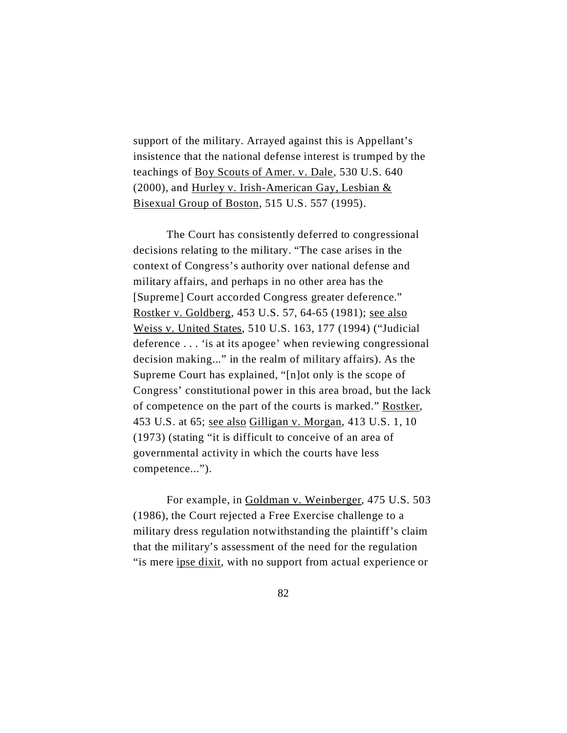support of the military. Arrayed against this is Appellant's insistence that the national defense interest is trumped by the teachings of Boy Scouts of Amer. v. Dale, 530 U.S. 640 (2000), and Hurley v. Irish-American Gay, Lesbian & Bisexual Group of Boston, 515 U.S. 557 (1995).

The Court has consistently deferred to congressional decisions relating to the military. "The case arises in the context of Congress's authority over national defense and military affairs, and perhaps in no other area has the [Supreme] Court accorded Congress greater deference." Rostker v. Goldberg, 453 U.S. 57, 64-65 (1981); see also Weiss v. United States, 510 U.S. 163, 177 (1994) ("Judicial deference . . . 'is at its apogee' when reviewing congressional decision making..." in the realm of military affairs). As the Supreme Court has explained, "[n]ot only is the scope of Congress' constitutional power in this area broad, but the lack of competence on the part of the courts is marked." Rostker, 453 U.S. at 65; see also Gilligan v. Morgan, 413 U.S. 1, 10 (1973) (stating "it is difficult to conceive of an area of governmental activity in which the courts have less competence...").

For example, in Goldman v. Weinberger, 475 U.S. 503 (1986), the Court rejected a Free Exercise challenge to a military dress regulation notwithstanding the plaintiff's claim that the military's assessment of the need for the regulation "is mere ipse dixit, with no support from actual experience or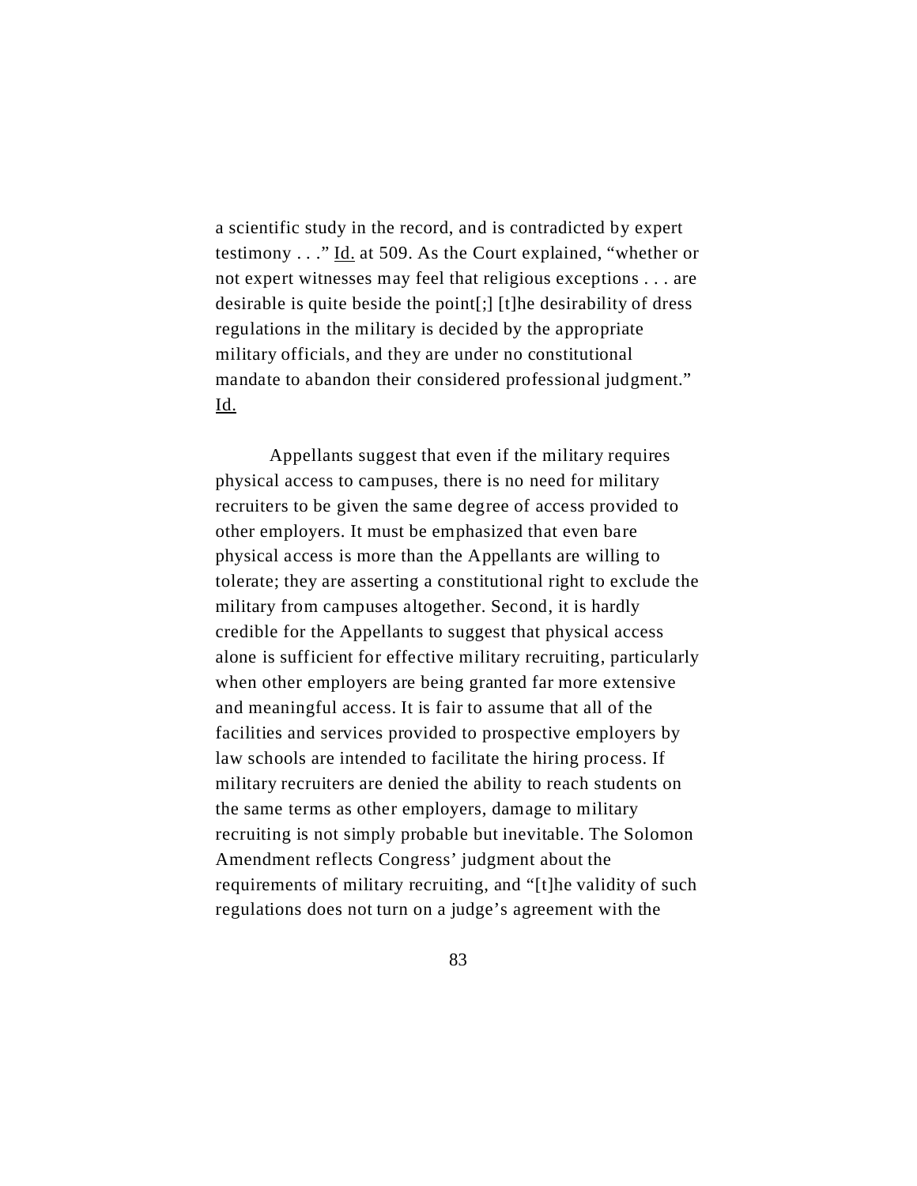a scientific study in the record, and is contradicted by expert testimony . . ." Id. at 509. As the Court explained, "whether or not expert witnesses may feel that religious exceptions . . . are desirable is quite beside the point[;] [t]he desirability of dress regulations in the military is decided by the appropriate military officials, and they are under no constitutional mandate to abandon their considered professional judgment." Id.

Appellants suggest that even if the military requires physical access to campuses, there is no need for military recruiters to be given the same degree of access provided to other employers. It must be emphasized that even bare physical access is more than the Appellants are willing to tolerate; they are asserting a constitutional right to exclude the military from campuses altogether. Second, it is hardly credible for the Appellants to suggest that physical access alone is sufficient for effective military recruiting, particularly when other employers are being granted far more extensive and meaningful access. It is fair to assume that all of the facilities and services provided to prospective employers by law schools are intended to facilitate the hiring process. If military recruiters are denied the ability to reach students on the same terms as other employers, damage to military recruiting is not simply probable but inevitable. The Solomon Amendment reflects Congress' judgment about the requirements of military recruiting, and "[t]he validity of such regulations does not turn on a judge's agreement with the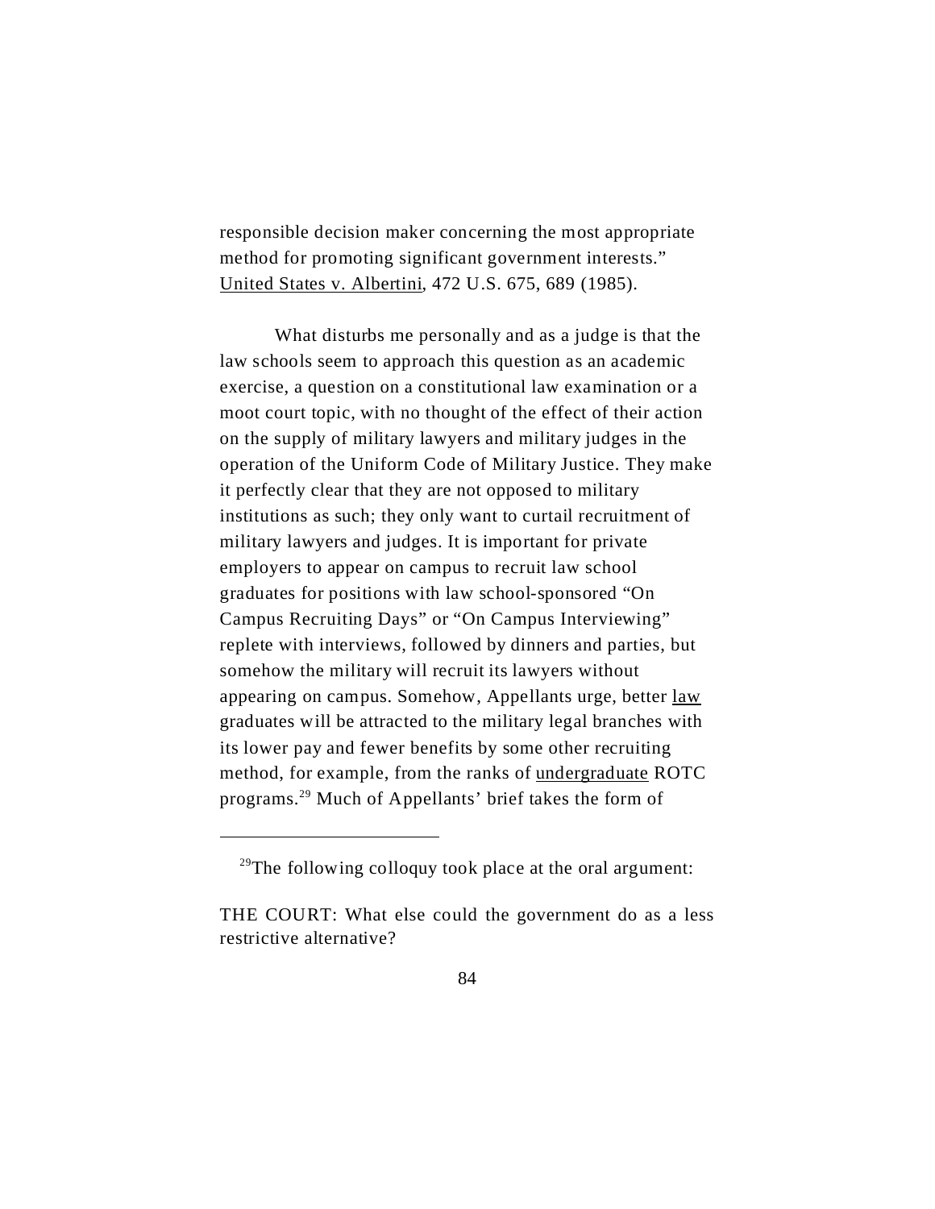responsible decision maker concerning the most appropriate method for promoting significant government interests." United States v. Albertini, 472 U.S. 675, 689 (1985).

What disturbs me personally and as a judge is that the law schools seem to approach this question as an academic exercise, a question on a constitutional law examination or a moot court topic, with no thought of the effect of their action on the supply of military lawyers and military judges in the operation of the Uniform Code of Military Justice. They make it perfectly clear that they are not opposed to military institutions as such; they only want to curtail recruitment of military lawyers and judges. It is important for private employers to appear on campus to recruit law school graduates for positions with law school-sponsored "On Campus Recruiting Days" or "On Campus Interviewing" replete with interviews, followed by dinners and parties, but somehow the military will recruit its lawyers without appearing on campus. Somehow, Appellants urge, better law graduates will be attracted to the military legal branches with its lower pay and fewer benefits by some other recruiting method, for example, from the ranks of undergraduate ROTC programs.[29] Much of Appellants' brief takes the form of

---

[29]The following colloquy took place at the oral argument:

THE COURT: What else could the government do as a less restrictive alternative?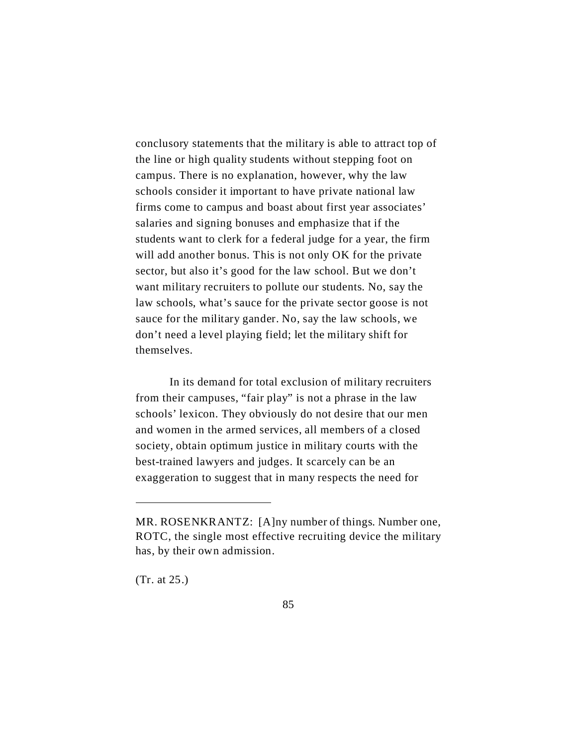conclusory statements that the military is able to attract top of the line or high quality students without stepping foot on campus. There is no explanation, however, why the law schools consider it important to have private national law firms come to campus and boast about first year associates' salaries and signing bonuses and emphasize that if the students want to clerk for a federal judge for a year, the firm will add another bonus. This is not only OK for the private sector, but also it's good for the law school. But we don't want military recruiters to pollute our students. No, say the law schools, what's sauce for the private sector goose is not sauce for the military gander. No, say the law schools, we don't need a level playing field; let the military shift for themselves.

In its demand for total exclusion of military recruiters from their campuses, "fair play" is not a phrase in the law schools' lexicon. They obviously do not desire that our men and women in the armed services, all members of a closed society, obtain optimum justice in military courts with the best-trained lawyers and judges. It scarcely can be an exaggeration to suggest that in many respects the need for

---

MR. ROSENKRANTZ: [A]ny number of things. Number one, ROTC, the single most effective recruiting device the military has, by their own admission.

(Tr. at 25.)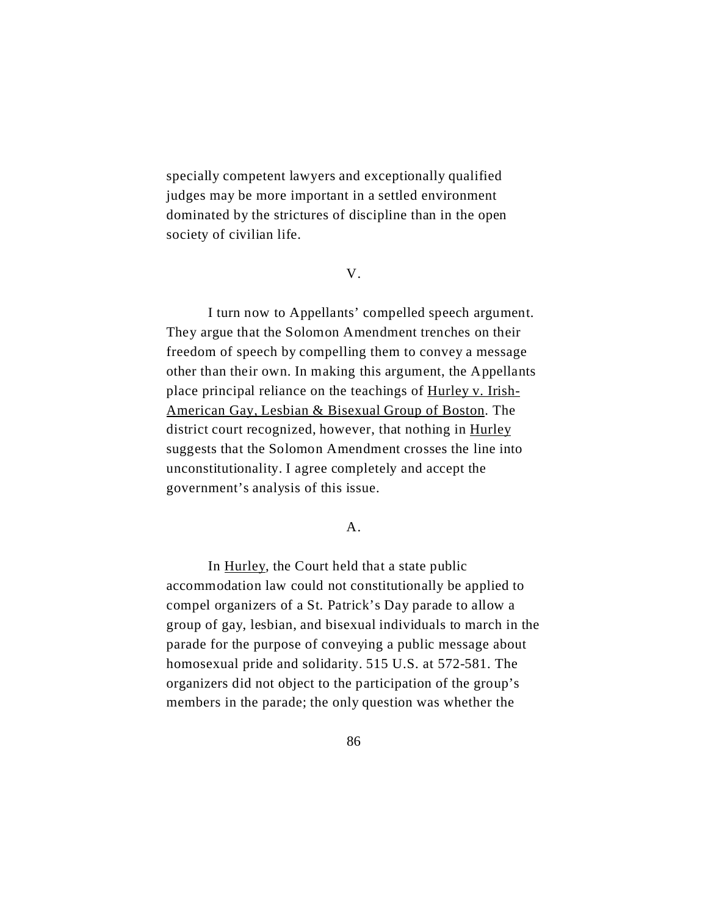specially competent lawyers and exceptionally qualified judges may be more important in a settled environment dominated by the strictures of discipline than in the open society of civilian life.

## V.

I turn now to Appellants' compelled speech argument. They argue that the Solomon Amendment trenches on their freedom of speech by compelling them to convey a message other than their own. In making this argument, the Appellants place principal reliance on the teachings of Hurley v. Irish-American Gay, Lesbian & Bisexual Group of Boston. The district court recognized, however, that nothing in Hurley suggests that the Solomon Amendment crosses the line into unconstitutionality. I agree completely and accept the government's analysis of this issue.

### A.

In Hurley, the Court held that a state public accommodation law could not constitutionally be applied to compel organizers of a St. Patrick's Day parade to allow a group of gay, lesbian, and bisexual individuals to march in the parade for the purpose of conveying a public message about homosexual pride and solidarity. 515 U.S. at 572-581. The organizers did not object to the participation of the group's members in the parade; the only question was whether the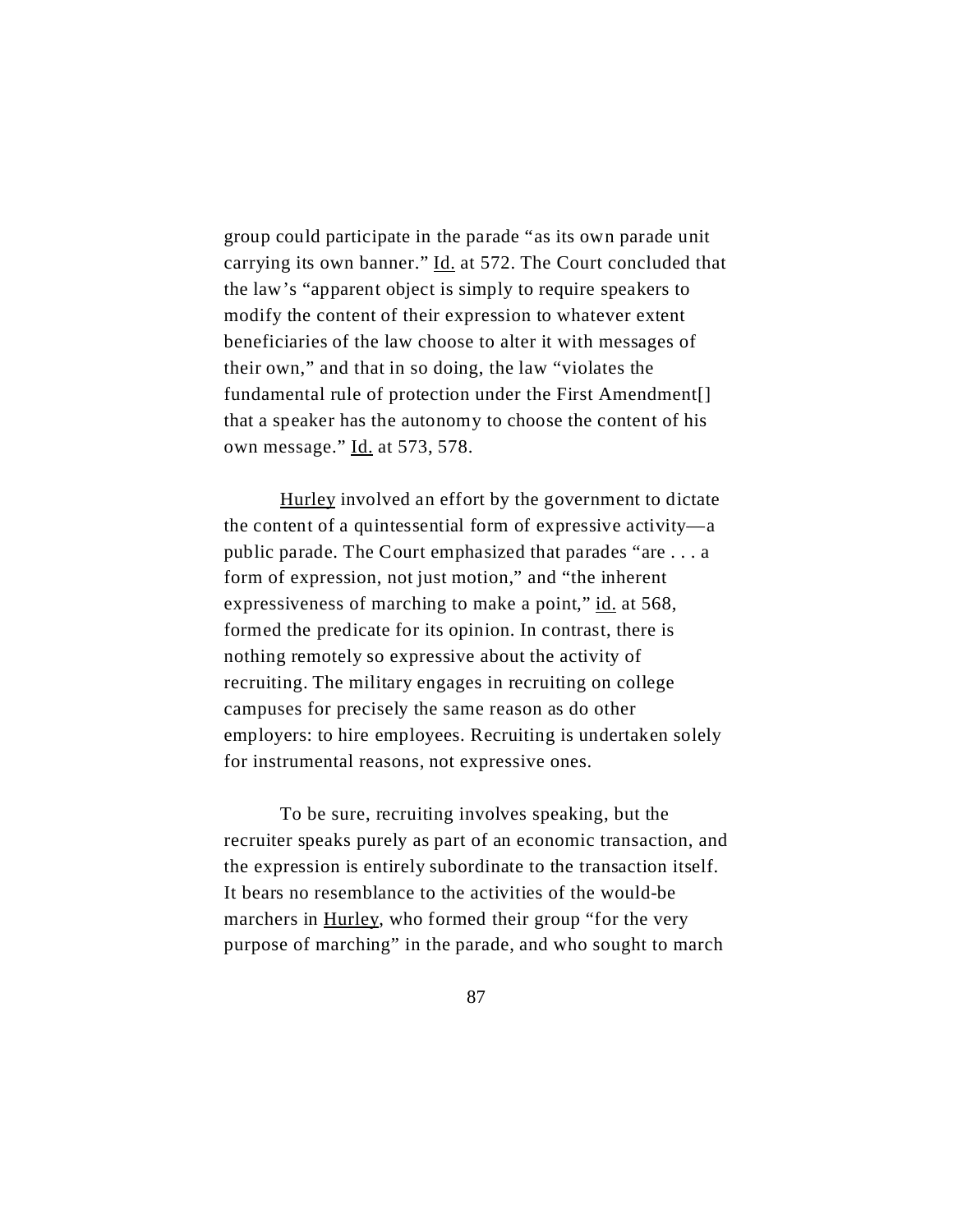group could participate in the parade "as its own parade unit carrying its own banner." Id. at 572. The Court concluded that the law's "apparent object is simply to require speakers to modify the content of their expression to whatever extent beneficiaries of the law choose to alter it with messages of their own," and that in so doing, the law "violates the fundamental rule of protection under the First Amendment[] that a speaker has the autonomy to choose the content of his own message." Id. at 573, 578.

Hurley involved an effort by the government to dictate the content of a quintessential form of expressive activity—a public parade. The Court emphasized that parades "are . . . a form of expression, not just motion," and "the inherent expressiveness of marching to make a point," id. at 568, formed the predicate for its opinion. In contrast, there is nothing remotely so expressive about the activity of recruiting. The military engages in recruiting on college campuses for precisely the same reason as do other employers: to hire employees. Recruiting is undertaken solely for instrumental reasons, not expressive ones.

To be sure, recruiting involves speaking, but the recruiter speaks purely as part of an economic transaction, and the expression is entirely subordinate to the transaction itself. It bears no resemblance to the activities of the would-be marchers in Hurley, who formed their group "for the very purpose of marching" in the parade, and who sought to march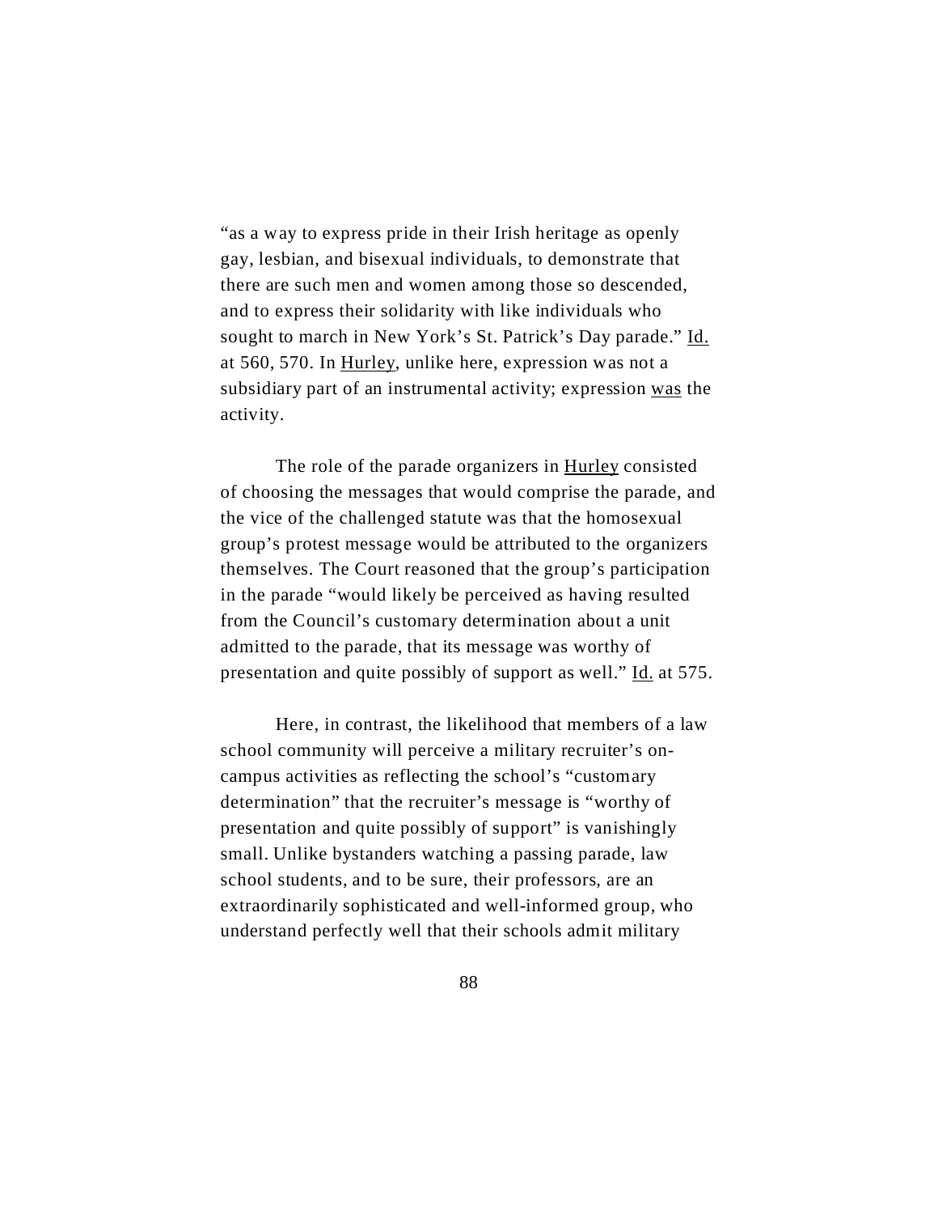"as a way to express pride in their Irish heritage as openly gay, lesbian, and bisexual individuals, to demonstrate that there are such men and women among those so descended, and to express their solidarity with like individuals who sought to march in New York's St. Patrick's Day parade." Id. at 560, 570. In Hurley, unlike here, expression was not a subsidiary part of an instrumental activity; expression was the activity.

The role of the parade organizers in Hurley consisted of choosing the messages that would comprise the parade, and the vice of the challenged statute was that the homosexual group's protest message would be attributed to the organizers themselves. The Court reasoned that the group's participation in the parade "would likely be perceived as having resulted from the Council's customary determination about a unit admitted to the parade, that its message was worthy of presentation and quite possibly of support as well." Id. at 575.

Here, in contrast, the likelihood that members of a law school community will perceive a military recruiter's on-campus activities as reflecting the school's "customary determination" that the recruiter's message is "worthy of presentation and quite possibly of support" is vanishingly small. Unlike bystanders watching a passing parade, law school students, and to be sure, their professors, are an extraordinarily sophisticated and well-informed group, who understand perfectly well that their schools admit military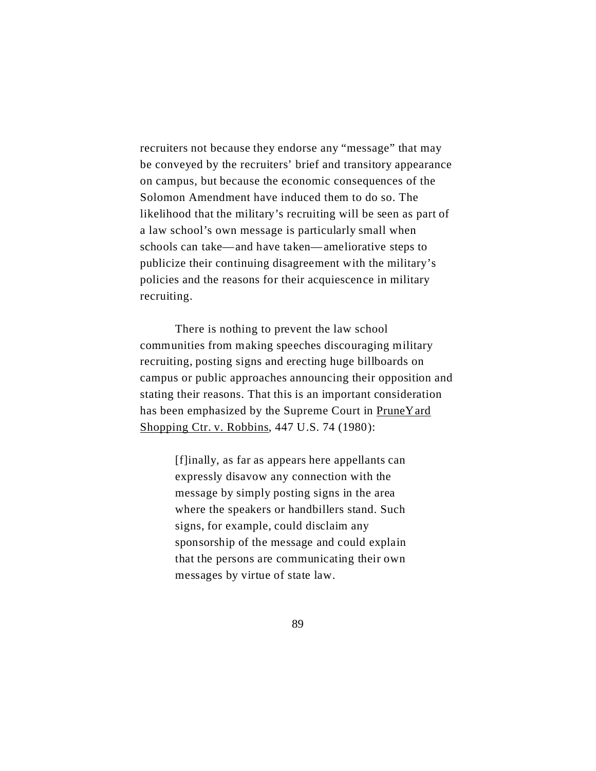recruiters not because they endorse any "message" that may be conveyed by the recruiters' brief and transitory appearance on campus, but because the economic consequences of the Solomon Amendment have induced them to do so. The likelihood that the military's recruiting will be seen as part of a law school's own message is particularly small when schools can take—and have taken—ameliorative steps to publicize their continuing disagreement with the military's policies and the reasons for their acquiescence in military recruiting.

There is nothing to prevent the law school communities from making speeches discouraging military recruiting, posting signs and erecting huge billboards on campus or public approaches announcing their opposition and stating their reasons. That this is an important consideration has been emphasized by the Supreme Court in PruneYard Shopping Ctr. v. Robbins, 447 U.S. 74 (1980):

> [f]inally, as far as appears here appellants can expressly disavow any connection with the message by simply posting signs in the area where the speakers or handbillers stand. Such signs, for example, could disclaim any sponsorship of the message and could explain that the persons are communicating their own messages by virtue of state law.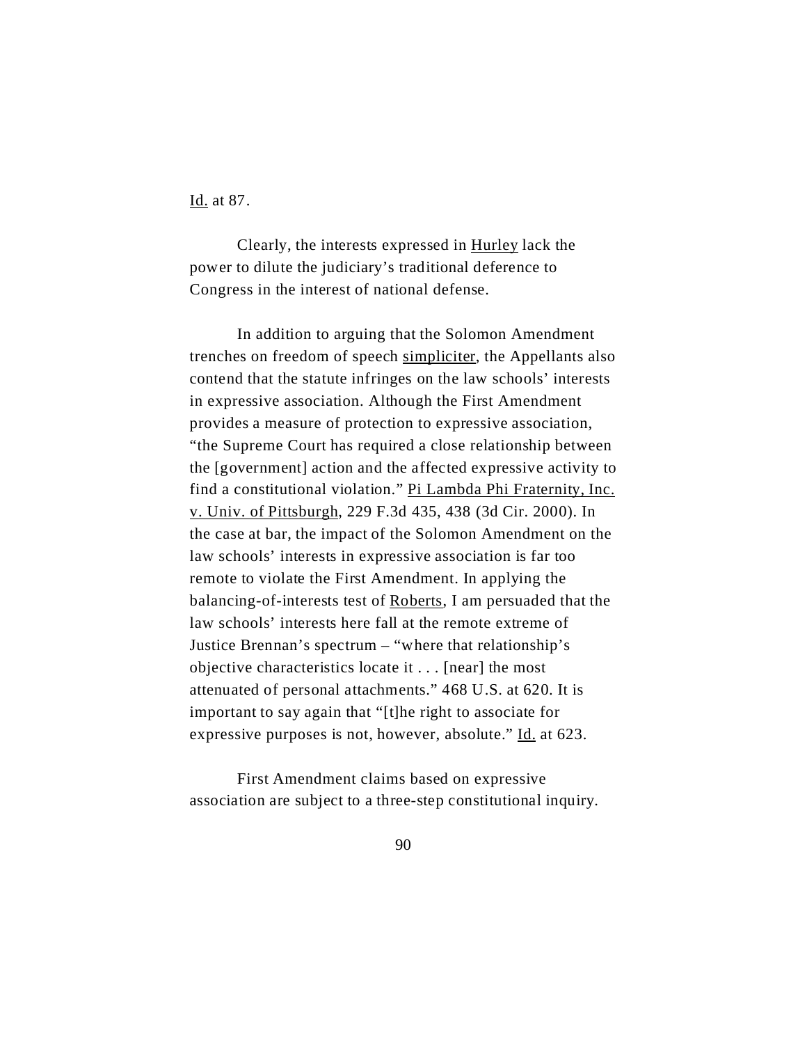Id. at 87.

Clearly, the interests expressed in Hurley lack the power to dilute the judiciary's traditional deference to Congress in the interest of national defense.

In addition to arguing that the Solomon Amendment trenches on freedom of speech simpliciter, the Appellants also contend that the statute infringes on the law schools' interests in expressive association. Although the First Amendment provides a measure of protection to expressive association, "the Supreme Court has required a close relationship between the [government] action and the affected expressive activity to find a constitutional violation." Pi Lambda Phi Fraternity, Inc. v. Univ. of Pittsburgh, 229 F.3d 435, 438 (3d Cir. 2000). In the case at bar, the impact of the Solomon Amendment on the law schools' interests in expressive association is far too remote to violate the First Amendment. In applying the balancing-of-interests test of Roberts, I am persuaded that the law schools' interests here fall at the remote extreme of Justice Brennan's spectrum – "where that relationship's objective characteristics locate it . . . [near] the most attenuated of personal attachments." 468 U.S. at 620. It is important to say again that "[t]he right to associate for expressive purposes is not, however, absolute." Id. at 623.

First Amendment claims based on expressive association are subject to a three-step constitutional inquiry.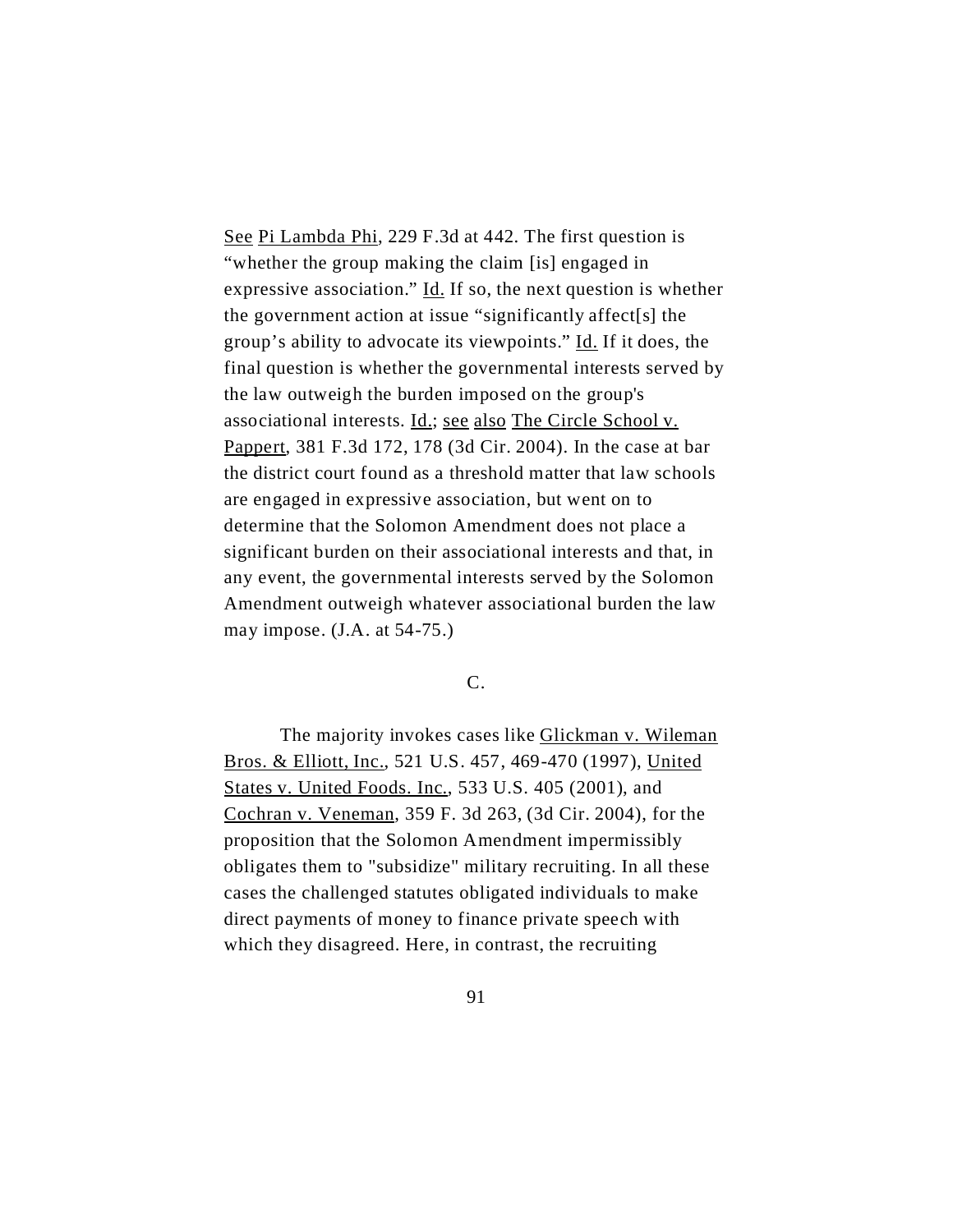See Pi Lambda Phi, 229 F.3d at 442. The first question is "whether the group making the claim [is] engaged in expressive association." Id. If so, the next question is whether the government action at issue "significantly affect[s] the group's ability to advocate its viewpoints." Id. If it does, the final question is whether the governmental interests served by the law outweigh the burden imposed on the group's associational interests. Id.; see also The Circle School v. Pappert, 381 F.3d 172, 178 (3d Cir. 2004). In the case at bar the district court found as a threshold matter that law schools are engaged in expressive association, but went on to determine that the Solomon Amendment does not place a significant burden on their associational interests and that, in any event, the governmental interests served by the Solomon Amendment outweigh whatever associational burden the law may impose. (J.A. at 54-75.)

C.

The majority invokes cases like Glickman v. Wileman Bros. & Elliott, Inc., 521 U.S. 457, 469-470 (1997), United States v. United Foods. Inc., 533 U.S. 405 (2001), and Cochran v. Veneman, 359 F. 3d 263, (3d Cir. 2004), for the proposition that the Solomon Amendment impermissibly obligates them to "subsidize" military recruiting. In all these cases the challenged statutes obligated individuals to make direct payments of money to finance private speech with which they disagreed. Here, in contrast, the recruiting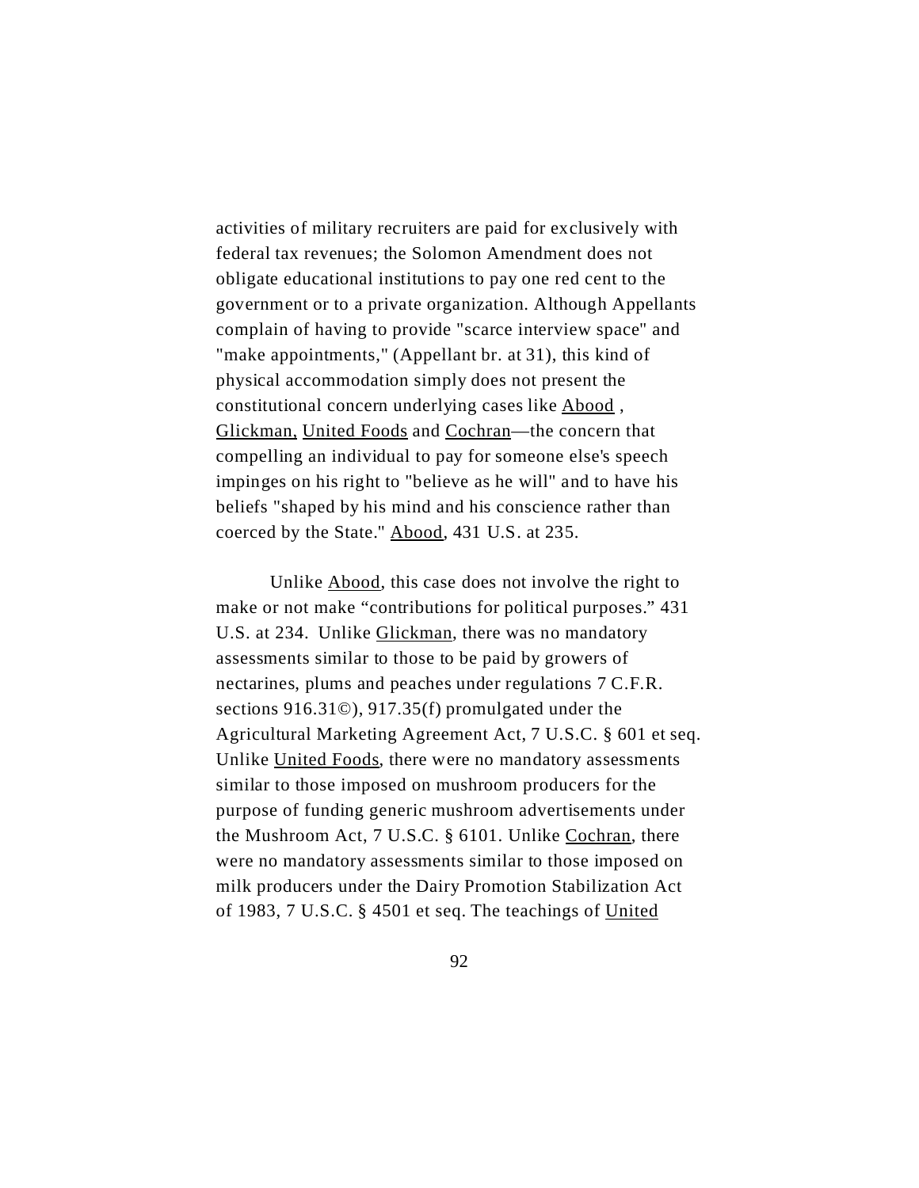activities of military recruiters are paid for exclusively with federal tax revenues; the Solomon Amendment does not obligate educational institutions to pay one red cent to the government or to a private organization. Although Appellants complain of having to provide "scarce interview space" and "make appointments," (Appellant br. at 31), this kind of physical accommodation simply does not present the constitutional concern underlying cases like Abood , Glickman, United Foods and Cochran—the concern that compelling an individual to pay for someone else's speech impinges on his right to "believe as he will" and to have his beliefs "shaped by his mind and his conscience rather than coerced by the State." Abood, 431 U.S. at 235.

Unlike Abood, this case does not involve the right to make or not make "contributions for political purposes." 431 U.S. at 234. Unlike Glickman, there was no mandatory assessments similar to those to be paid by growers of nectarines, plums and peaches under regulations 7 C.F.R. sections 916.31©), 917.35(f) promulgated under the Agricultural Marketing Agreement Act, 7 U.S.C. § 601 et seq. Unlike United Foods, there were no mandatory assessments similar to those imposed on mushroom producers for the purpose of funding generic mushroom advertisements under the Mushroom Act, 7 U.S.C. § 6101. Unlike Cochran, there were no mandatory assessments similar to those imposed on milk producers under the Dairy Promotion Stabilization Act of 1983, 7 U.S.C. § 4501 et seq. The teachings of United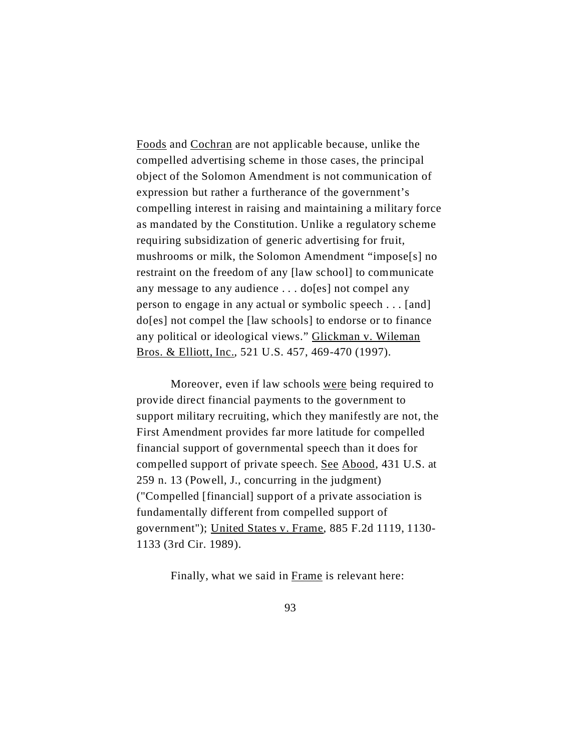Foods and Cochran are not applicable because, unlike the compelled advertising scheme in those cases, the principal object of the Solomon Amendment is not communication of expression but rather a furtherance of the government's compelling interest in raising and maintaining a military force as mandated by the Constitution. Unlike a regulatory scheme requiring subsidization of generic advertising for fruit, mushrooms or milk, the Solomon Amendment "impose[s] no restraint on the freedom of any [law school] to communicate any message to any audience . . . do[es] not compel any person to engage in any actual or symbolic speech . . . [and] do[es] not compel the [law schools] to endorse or to finance any political or ideological views." Glickman v. Wileman Bros. & Elliott, Inc., 521 U.S. 457, 469-470 (1997).

Moreover, even if law schools were being required to provide direct financial payments to the government to support military recruiting, which they manifestly are not, the First Amendment provides far more latitude for compelled financial support of governmental speech than it does for compelled support of private speech. See Abood, 431 U.S. at 259 n. 13 (Powell, J., concurring in the judgment) ("Compelled [financial] support of a private association is fundamentally different from compelled support of government"); United States v. Frame, 885 F.2d 1119, 1130-1133 (3rd Cir. 1989).

Finally, what we said in Frame is relevant here: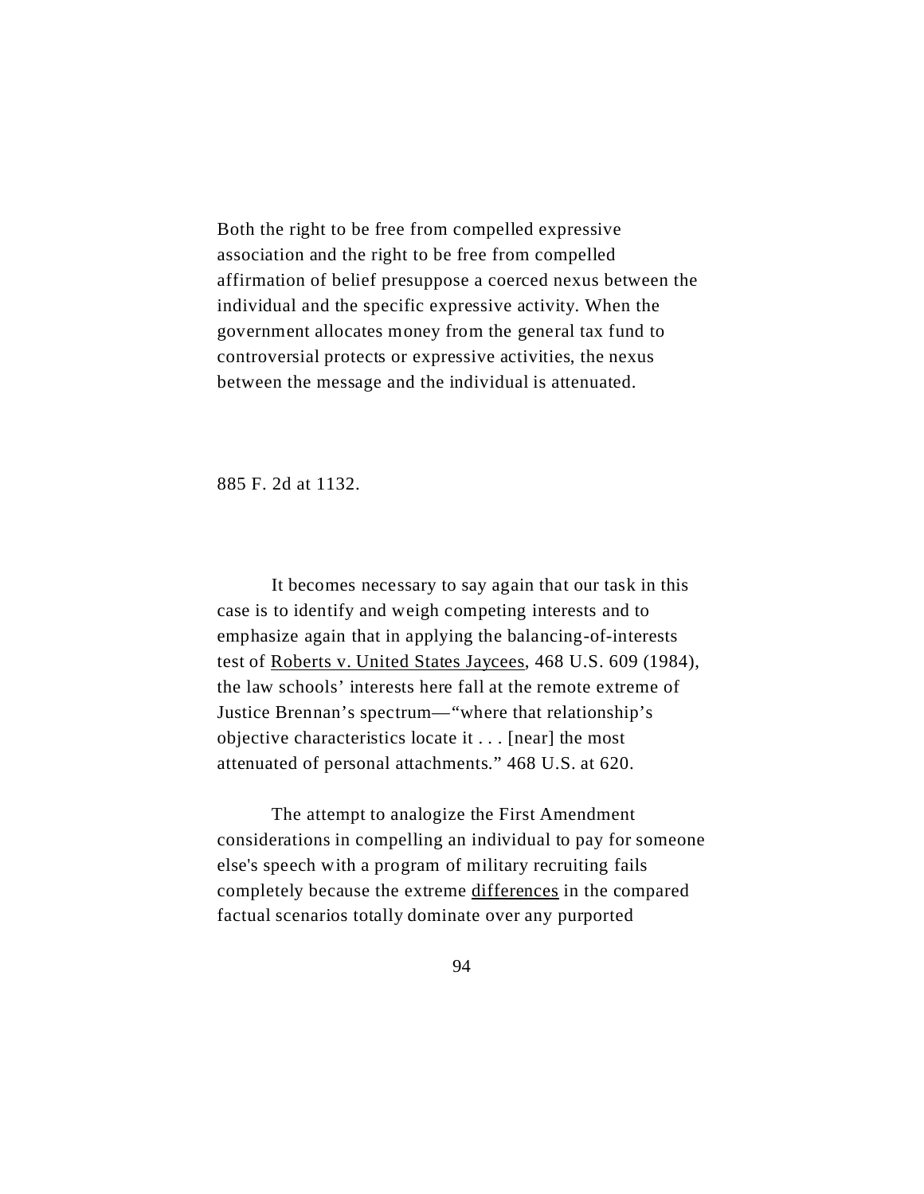Both the right to be free from compelled expressive association and the right to be free from compelled affirmation of belief presuppose a coerced nexus between the individual and the specific expressive activity. When the government allocates money from the general tax fund to controversial protects or expressive activities, the nexus between the message and the individual is attenuated.

885 F. 2d at 1132.

It becomes necessary to say again that our task in this case is to identify and weigh competing interests and to emphasize again that in applying the balancing-of-interests test of Roberts v. United States Jaycees, 468 U.S. 609 (1984), the law schools' interests here fall at the remote extreme of Justice Brennan's spectrum—"where that relationship's objective characteristics locate it . . . [near] the most attenuated of personal attachments." 468 U.S. at 620.

The attempt to analogize the First Amendment considerations in compelling an individual to pay for someone else's speech with a program of military recruiting fails completely because the extreme differences in the compared factual scenarios totally dominate over any purported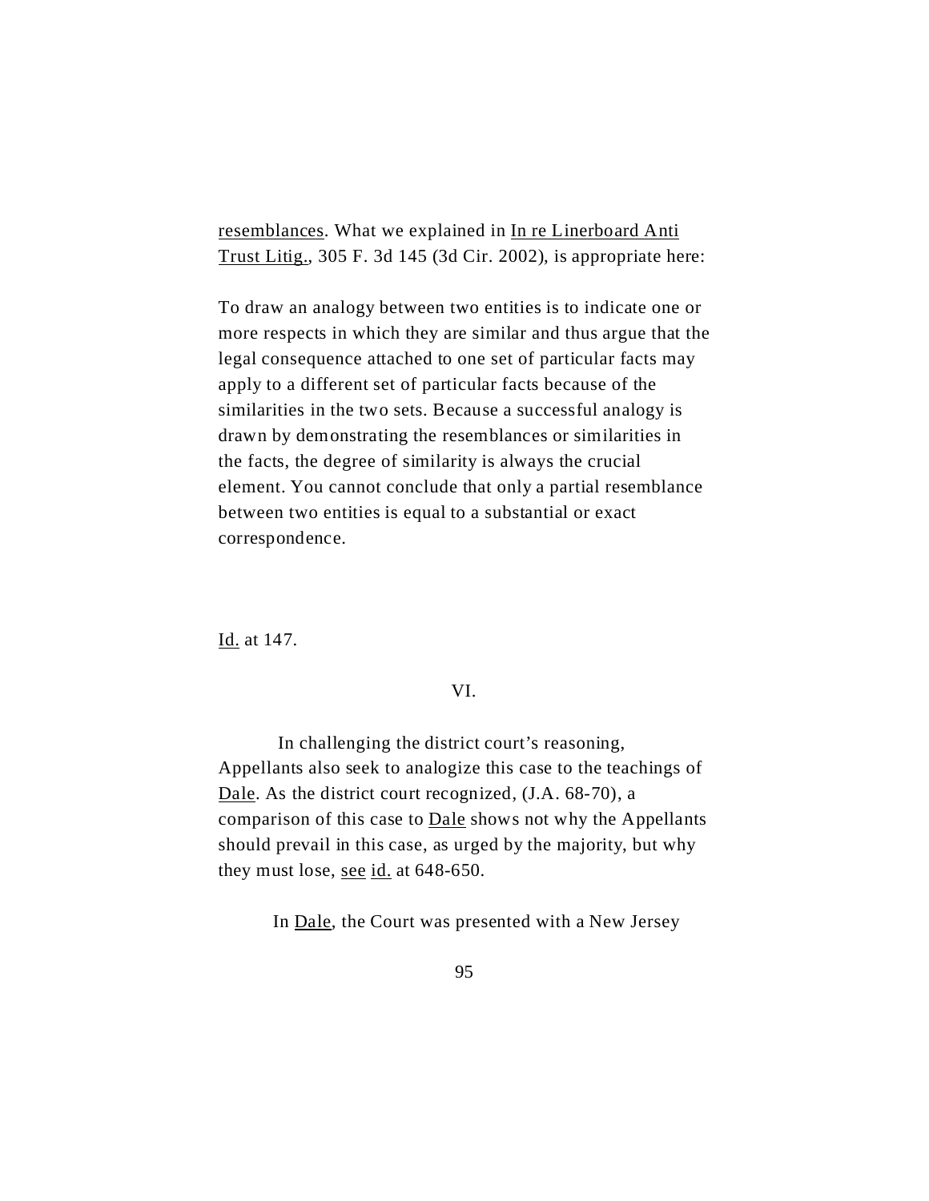resemblances. What we explained in In re Linerboard Anti Trust Litig., 305 F. 3d 145 (3d Cir. 2002), is appropriate here:

> To draw an analogy between two entities is to indicate one or more respects in which they are similar and thus argue that the legal consequence attached to one set of particular facts may apply to a different set of particular facts because of the similarities in the two sets. Because a successful analogy is drawn by demonstrating the resemblances or similarities in the facts, the degree of similarity is always the crucial element. You cannot conclude that only a partial resemblance between two entities is equal to a substantial or exact correspondence.

Id. at 147.

VI.

In challenging the district court's reasoning, Appellants also seek to analogize this case to the teachings of Dale. As the district court recognized, (J.A. 68-70), a comparison of this case to Dale shows not why the Appellants should prevail in this case, as urged by the majority, but why they must lose, see id. at 648-650.

In Dale, the Court was presented with a New Jersey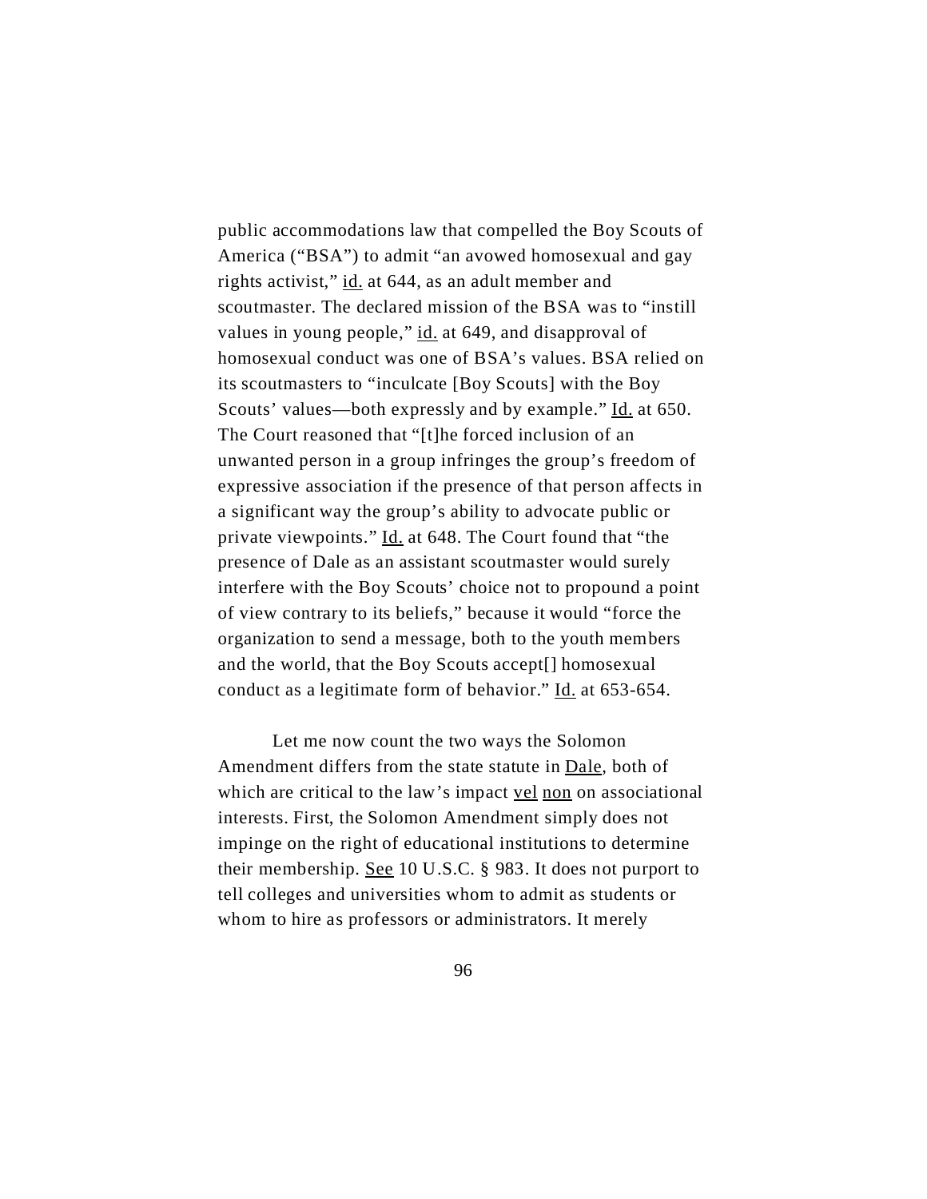public accommodations law that compelled the Boy Scouts of America ("BSA") to admit "an avowed homosexual and gay rights activist," id. at 644, as an adult member and scoutmaster. The declared mission of the BSA was to "instill values in young people," id. at 649, and disapproval of homosexual conduct was one of BSA's values. BSA relied on its scoutmasters to "inculcate [Boy Scouts] with the Boy Scouts' values—both expressly and by example." Id. at 650. The Court reasoned that "[t]he forced inclusion of an unwanted person in a group infringes the group's freedom of expressive association if the presence of that person affects in a significant way the group's ability to advocate public or private viewpoints." Id. at 648. The Court found that "the presence of Dale as an assistant scoutmaster would surely interfere with the Boy Scouts' choice not to propound a point of view contrary to its beliefs," because it would "force the organization to send a message, both to the youth members and the world, that the Boy Scouts accept[] homosexual conduct as a legitimate form of behavior." Id. at 653-654.

Let me now count the two ways the Solomon Amendment differs from the state statute in Dale, both of which are critical to the law's impact vel non on associational interests. First, the Solomon Amendment simply does not impinge on the right of educational institutions to determine their membership. See 10 U.S.C. § 983. It does not purport to tell colleges and universities whom to admit as students or whom to hire as professors or administrators. It merely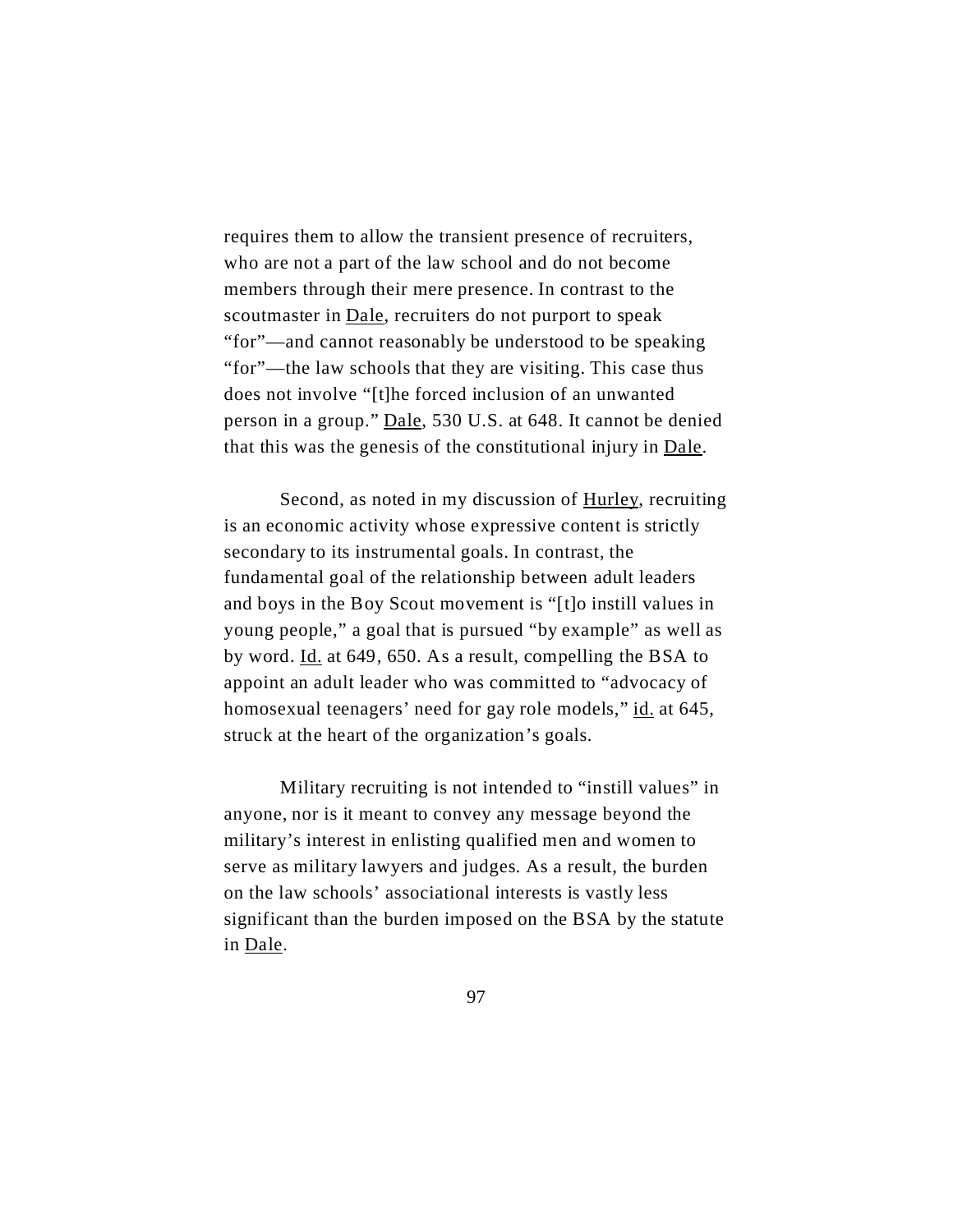requires them to allow the transient presence of recruiters, who are not a part of the law school and do not become members through their mere presence. In contrast to the scoutmaster in Dale, recruiters do not purport to speak "for"—and cannot reasonably be understood to be speaking "for"—the law schools that they are visiting. This case thus does not involve "[t]he forced inclusion of an unwanted person in a group." Dale, 530 U.S. at 648. It cannot be denied that this was the genesis of the constitutional injury in Dale.

Second, as noted in my discussion of Hurley, recruiting is an economic activity whose expressive content is strictly secondary to its instrumental goals. In contrast, the fundamental goal of the relationship between adult leaders and boys in the Boy Scout movement is "[t]o instill values in young people," a goal that is pursued "by example" as well as by word. Id. at 649, 650. As a result, compelling the BSA to appoint an adult leader who was committed to "advocacy of homosexual teenagers' need for gay role models," id. at 645, struck at the heart of the organization's goals.

Military recruiting is not intended to "instill values" in anyone, nor is it meant to convey any message beyond the military's interest in enlisting qualified men and women to serve as military lawyers and judges. As a result, the burden on the law schools' associational interests is vastly less significant than the burden imposed on the BSA by the statute in Dale.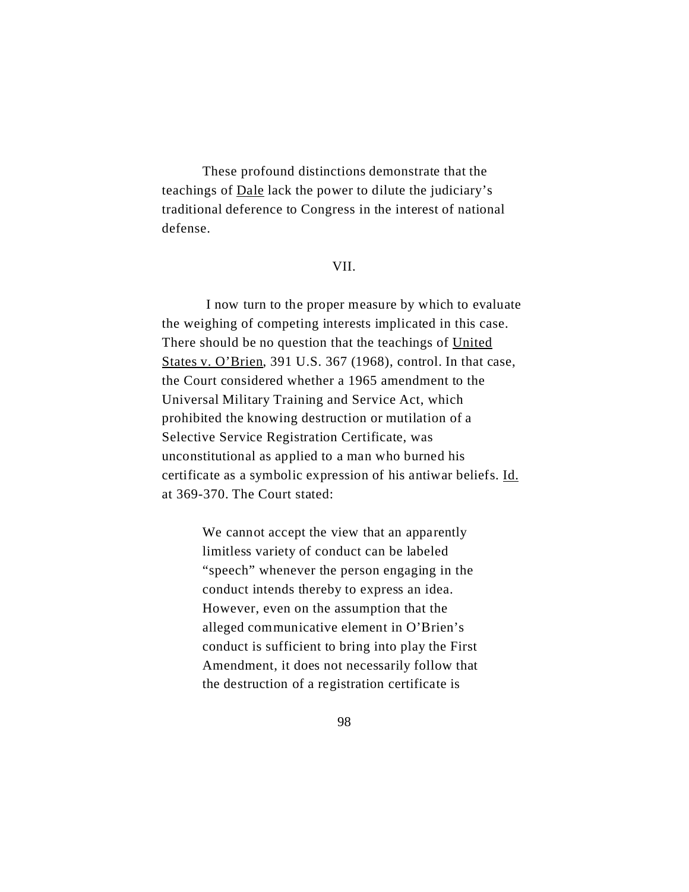These profound distinctions demonstrate that the teachings of Dale lack the power to dilute the judiciary's traditional deference to Congress in the interest of national defense.

VII.

I now turn to the proper measure by which to evaluate the weighing of competing interests implicated in this case. There should be no question that the teachings of United States v. O'Brien, 391 U.S. 367 (1968), control. In that case, the Court considered whether a 1965 amendment to the Universal Military Training and Service Act, which prohibited the knowing destruction or mutilation of a Selective Service Registration Certificate, was unconstitutional as applied to a man who burned his certificate as a symbolic expression of his antiwar beliefs. Id. at 369-370. The Court stated:

> We cannot accept the view that an apparently limitless variety of conduct can be labeled "speech" whenever the person engaging in the conduct intends thereby to express an idea. However, even on the assumption that the alleged communicative element in O'Brien's conduct is sufficient to bring into play the First Amendment, it does not necessarily follow that the destruction of a registration certificate is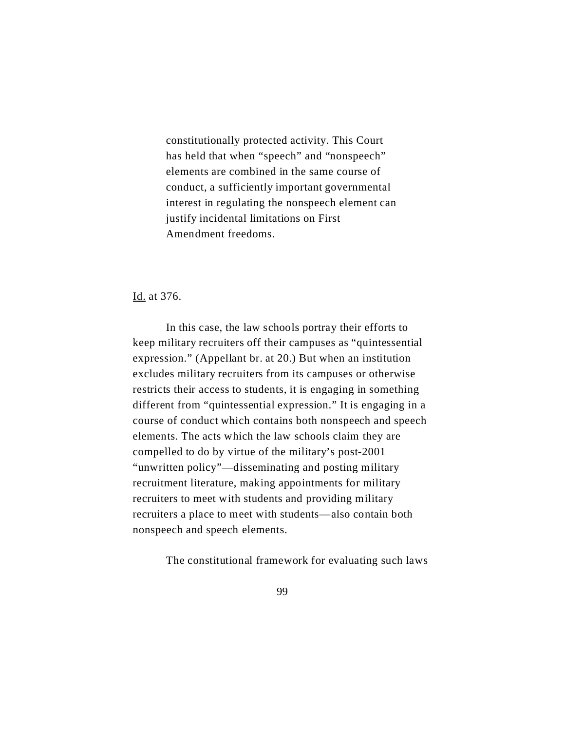> constitutionally protected activity. This Court has held that when "speech" and "nonspeech" elements are combined in the same course of conduct, a sufficiently important governmental interest in regulating the nonspeech element can justify incidental limitations on First Amendment freedoms.

Id. at 376.

In this case, the law schools portray their efforts to keep military recruiters off their campuses as "quintessential expression." (Appellant br. at 20.) But when an institution excludes military recruiters from its campuses or otherwise restricts their access to students, it is engaging in something different from "quintessential expression." It is engaging in a course of conduct which contains both nonspeech and speech elements. The acts which the law schools claim they are compelled to do by virtue of the military's post-2001 "unwritten policy"—disseminating and posting military recruitment literature, making appointments for military recruiters to meet with students and providing military recruiters a place to meet with students—also contain both nonspeech and speech elements.

The constitutional framework for evaluating such laws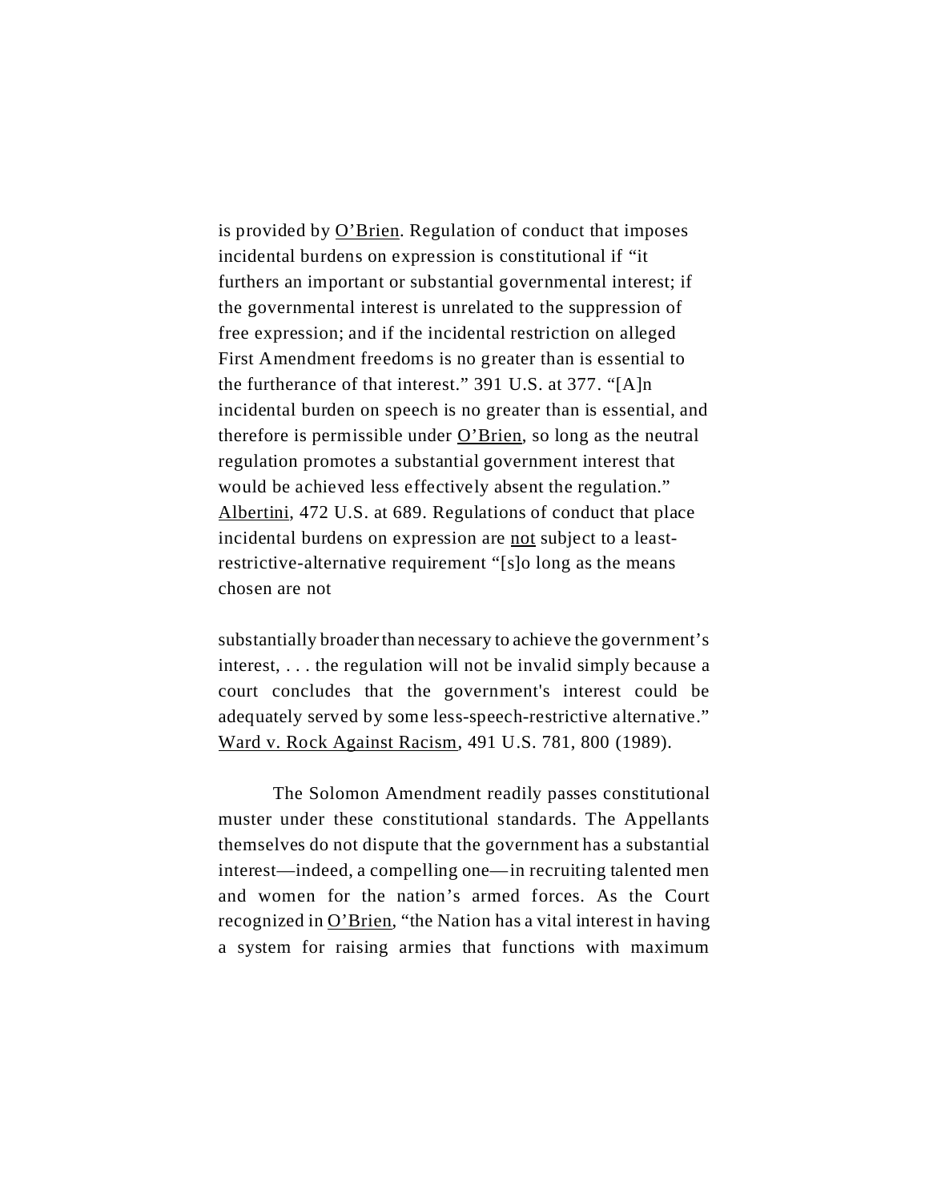is provided by <u>O'Brien</u>. Regulation of conduct that imposes incidental burdens on expression is constitutional if "it furthers an important or substantial governmental interest; if the governmental interest is unrelated to the suppression of free expression; and if the incidental restriction on alleged First Amendment freedoms is no greater than is essential to the furtherance of that interest." 391 U.S. at 377. "[A]n incidental burden on speech is no greater than is essential, and therefore is permissible under <u>O'Brien</u>, so long as the neutral regulation promotes a substantial government interest that would be achieved less effectively absent the regulation." <u>Albertini</u>, 472 U.S. at 689. Regulations of conduct that place incidental burdens on expression are <u>not</u> subject to a least-restrictive-alternative requirement "[s]o long as the means chosen are not substantially broader than necessary to achieve the government's interest, . . . the regulation will not be invalid simply because a court concludes that the government's interest could be adequately served by some less-speech-restrictive alternative." <u>Ward v. Rock Against Racism</u>, 491 U.S. 781, 800 (1989).

The Solomon Amendment readily passes constitutional muster under these constitutional standards. The Appellants themselves do not dispute that the government has a substantial interest—indeed, a compelling one—in recruiting talented men and women for the nation's armed forces. As the Court recognized in <u>O'Brien</u>, "the Nation has a vital interest in having a system for raising armies that functions with maximum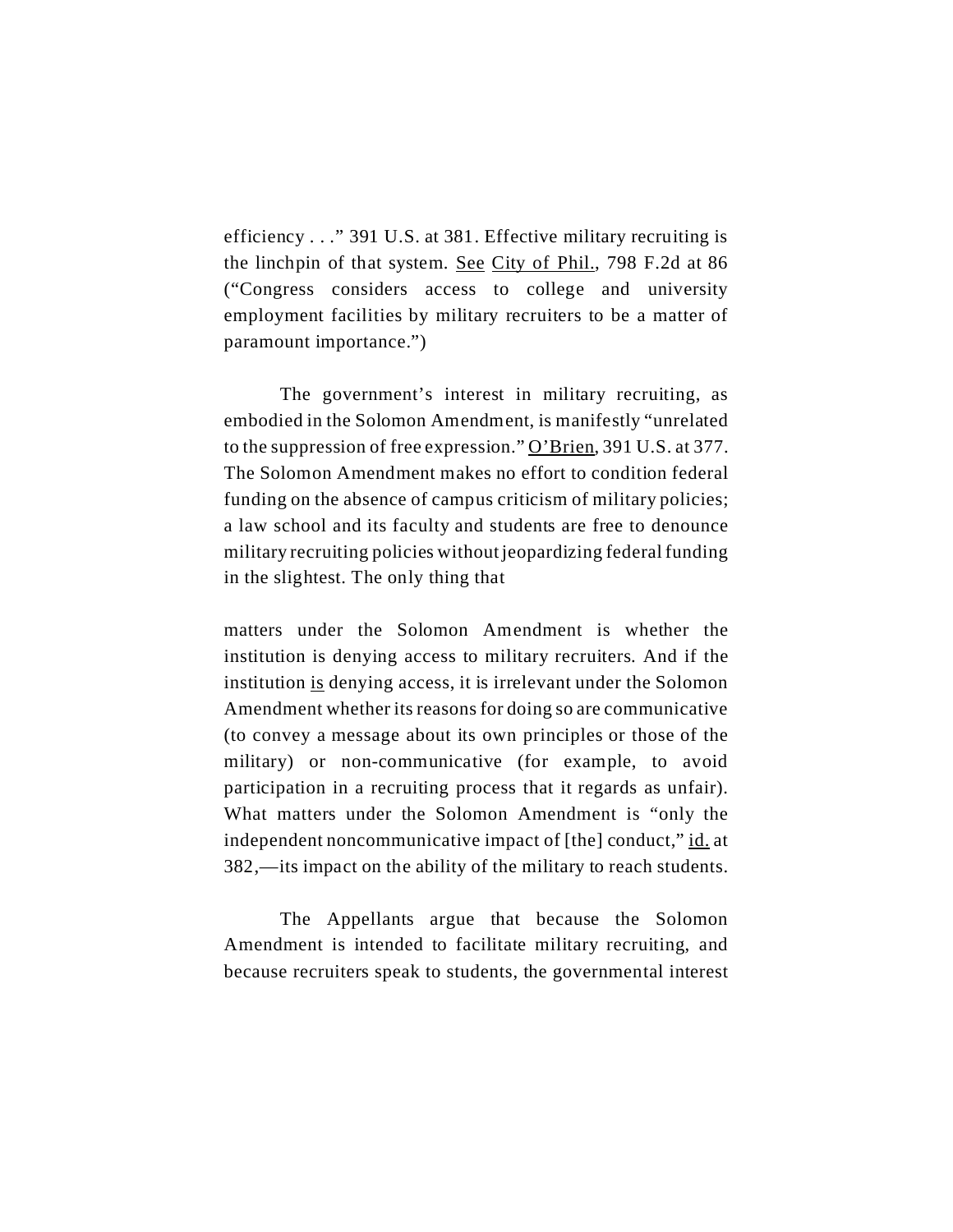efficiency . . ." 391 U.S. at 381. Effective military recruiting is the linchpin of that system. See City of Phil., 798 F.2d at 86 ("Congress considers access to college and university employment facilities by military recruiters to be a matter of paramount importance.")

The government's interest in military recruiting, as embodied in the Solomon Amendment, is manifestly "unrelated to the suppression of free expression." O'Brien, 391 U.S. at 377. The Solomon Amendment makes no effort to condition federal funding on the absence of campus criticism of military policies; a law school and its faculty and students are free to denounce military recruiting policies without jeopardizing federal funding in the slightest. The only thing that matters under the Solomon Amendment is whether the institution is denying access to military recruiters. And if the institution is denying access, it is irrelevant under the Solomon Amendment whether its reasons for doing so are communicative (to convey a message about its own principles or those of the military) or non-communicative (for example, to avoid participation in a recruiting process that it regards as unfair). What matters under the Solomon Amendment is "only the independent noncommunicative impact of [the] conduct," id. at 382,—its impact on the ability of the military to reach students.

The Appellants argue that because the Solomon Amendment is intended to facilitate military recruiting, and because recruiters speak to students, the governmental interest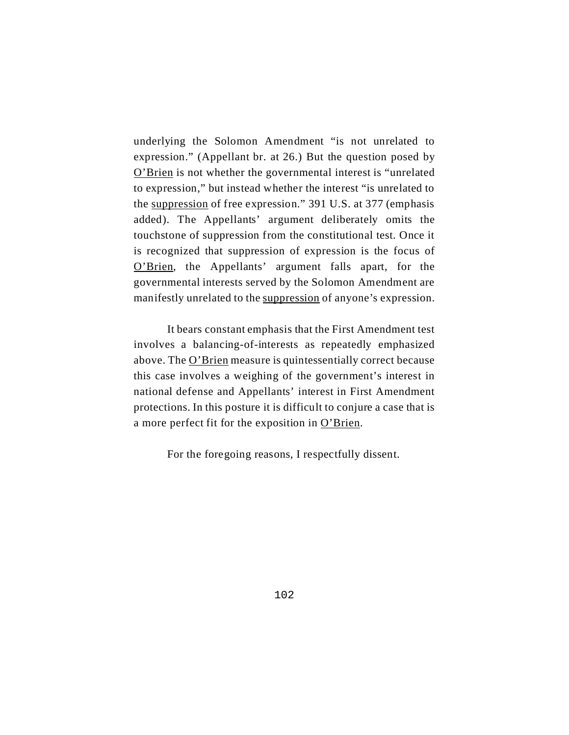underlying the Solomon Amendment "is not unrelated to expression." (Appellant br. at 26.) But the question posed by O'Brien is not whether the governmental interest is "unrelated to expression," but instead whether the interest "is unrelated to the suppression of free expression." 391 U.S. at 377 (emphasis added). The Appellants' argument deliberately omits the touchstone of suppression from the constitutional test. Once it is recognized that suppression of expression is the focus of O'Brien, the Appellants' argument falls apart, for the governmental interests served by the Solomon Amendment are manifestly unrelated to the suppression of anyone's expression.

It bears constant emphasis that the First Amendment test involves a balancing-of-interests as repeatedly emphasized above. The O'Brien measure is quintessentially correct because this case involves a weighing of the government's interest in national defense and Appellants' interest in First Amendment protections. In this posture it is difficult to conjure a case that is a more perfect fit for the exposition in O'Brien.

For the foregoing reasons, I respectfully dissent.